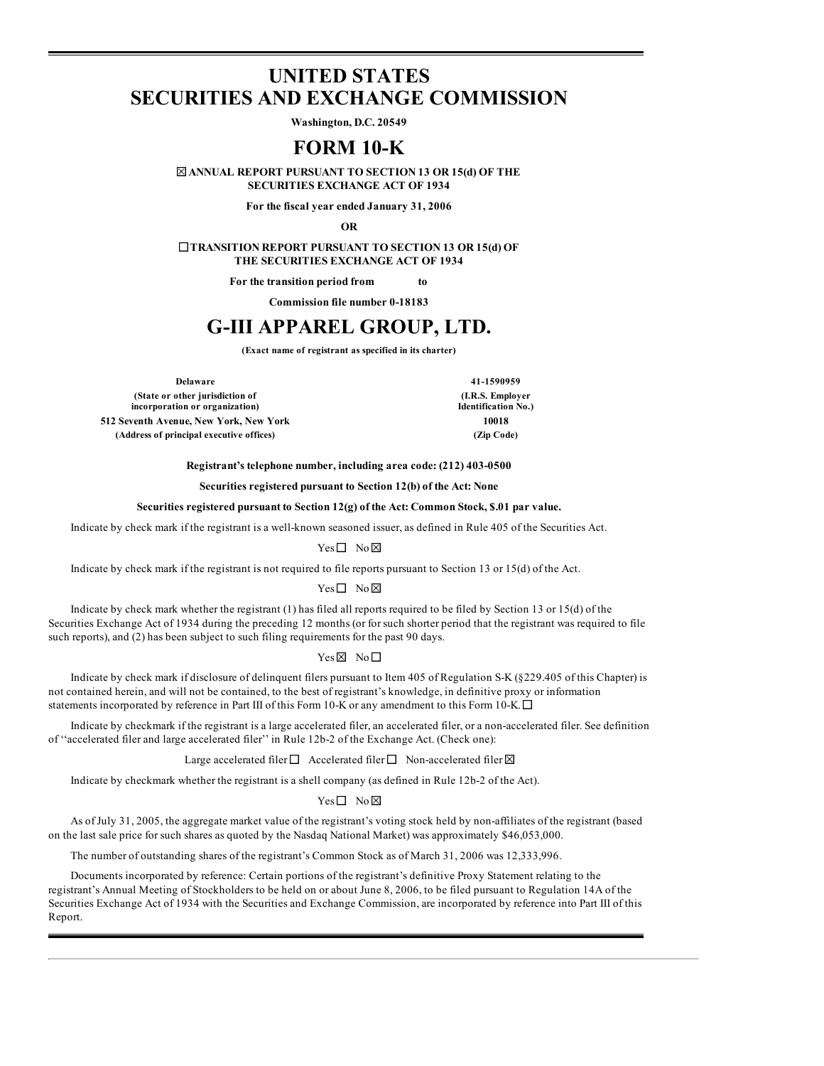# UNITED STATES
# SECURITIES AND EXCHANGE COMMISSION

**Washington, D.C. 20549**

# FORM 10-K

☒ **ANNUAL REPORT PURSUANT TO SECTION 13 OR 15(d) OF THE SECURITIES EXCHANGE ACT OF 1934**

**For the fiscal year ended January 31, 2006**

**OR**

☐ **TRANSITION REPORT PURSUANT TO SECTION 13 OR 15(d) OF THE SECURITIES EXCHANGE ACT OF 1934**

**For the transition period from to**

**Commission file number 0-18183**

# G-III APPAREL GROUP, LTD.

**(Exact name of registrant as specified in its charter)**

| | |
|---|---|
| **Delaware** | **41-1590959** |
| **(State or other jurisdiction of incorporation or organization)** | **(I.R.S. Employer Identification No.)** |
| **512 Seventh Avenue, New York, New York** | **10018** |
| **(Address of principal executive offices)** | **(Zip Code)** |

**Registrant's telephone number, including area code: (212) 403-0500**

**Securities registered pursuant to Section 12(b) of the Act: None**

**Securities registered pursuant to Section 12(g) of the Act: Common Stock, $.01 par value.**

Indicate by check mark if the registrant is a well-known seasoned issuer, as defined in Rule 405 of the Securities Act.

Yes ☐ No ☒

Indicate by check mark if the registrant is not required to file reports pursuant to Section 13 or 15(d) of the Act.

Yes ☐ No ☒

Indicate by check mark whether the registrant (1) has filed all reports required to be filed by Section 13 or 15(d) of the Securities Exchange Act of 1934 during the preceding 12 months (or for such shorter period that the registrant was required to file such reports), and (2) has been subject to such filing requirements for the past 90 days.

Yes ☒ No ☐

Indicate by check mark if disclosure of delinquent filers pursuant to Item 405 of Regulation S-K (§229.405 of this Chapter) is not contained herein, and will not be contained, to the best of registrant's knowledge, in definitive proxy or information statements incorporated by reference in Part III of this Form 10-K or any amendment to this Form 10-K. ☐

Indicate by checkmark if the registrant is a large accelerated filer, an accelerated filer, or a non-accelerated filer. See definition of ''accelerated filer and large accelerated filer'' in Rule 12b-2 of the Exchange Act. (Check one):

Large accelerated filer ☐ Accelerated filer ☐ Non-accelerated filer ☒

Indicate by checkmark whether the registrant is a shell company (as defined in Rule 12b-2 of the Act).

Yes ☐ No ☒

As of July 31, 2005, the aggregate market value of the registrant's voting stock held by non-affiliates of the registrant (based on the last sale price for such shares as quoted by the Nasdaq National Market) was approximately $46,053,000.

The number of outstanding shares of the registrant's Common Stock as of March 31, 2006 was 12,333,996.

Documents incorporated by reference: Certain portions of the registrant's definitive Proxy Statement relating to the registrant's Annual Meeting of Stockholders to be held on or about June 8, 2006, to be filed pursuant to Regulation 14A of the Securities Exchange Act of 1934 with the Securities and Exchange Commission, are incorporated by reference into Part III of this Report.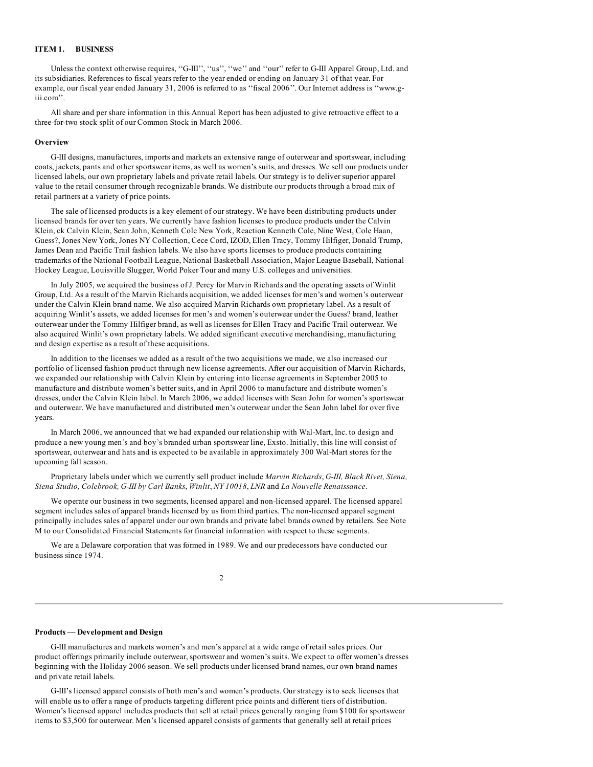## ITEM 1. BUSINESS

Unless the context otherwise requires, ''G-III'', ''us'', ''we'' and ''our'' refer to G-III Apparel Group, Ltd. and its subsidiaries. References to fiscal years refer to the year ended or ending on January 31 of that year. For example, our fiscal year ended January 31, 2006 is referred to as ''fiscal 2006''. Our Internet address is ''www.g-iii.com''.

All share and per share information in this Annual Report has been adjusted to give retroactive effect to a three-for-two stock split of our Common Stock in March 2006.

### Overview

G-III designs, manufactures, imports and markets an extensive range of outerwear and sportswear, including coats, jackets, pants and other sportswear items, as well as women's suits, and dresses. We sell our products under licensed labels, our own proprietary labels and private retail labels. Our strategy is to deliver superior apparel value to the retail consumer through recognizable brands. We distribute our products through a broad mix of retail partners at a variety of price points.

The sale of licensed products is a key element of our strategy. We have been distributing products under licensed brands for over ten years. We currently have fashion licenses to produce products under the Calvin Klein, ck Calvin Klein, Sean John, Kenneth Cole New York, Reaction Kenneth Cole, Nine West, Cole Haan, Guess?, Jones New York, Jones NY Collection, Cece Cord, IZOD, Ellen Tracy, Tommy Hilfiger, Donald Trump, James Dean and Pacific Trail fashion labels. We also have sports licenses to produce products containing trademarks of the National Football League, National Basketball Association, Major League Baseball, National Hockey League, Louisville Slugger, World Poker Tour and many U.S. colleges and universities.

In July 2005, we acquired the business of J. Percy for Marvin Richards and the operating assets of Winlit Group, Ltd. As a result of the Marvin Richards acquisition, we added licenses for men's and women's outerwear under the Calvin Klein brand name. We also acquired Marvin Richards own proprietary label. As a result of acquiring Winlit's assets, we added licenses for men's and women's outerwear under the Guess? brand, leather outerwear under the Tommy Hilfiger brand, as well as licenses for Ellen Tracy and Pacific Trail outerwear. We also acquired Winlit's own proprietary labels. We added significant executive merchandising, manufacturing and design expertise as a result of these acquisitions.

In addition to the licenses we added as a result of the two acquisitions we made, we also increased our portfolio of licensed fashion product through new license agreements. After our acquisition of Marvin Richards, we expanded our relationship with Calvin Klein by entering into license agreements in September 2005 to manufacture and distribute women's better suits, and in April 2006 to manufacture and distribute women's dresses, under the Calvin Klein label. In March 2006, we added licenses with Sean John for women's sportswear and outerwear. We have manufactured and distributed men's outerwear under the Sean John label for over five years.

In March 2006, we announced that we had expanded our relationship with Wal-Mart, Inc. to design and produce a new young men's and boy's branded urban sportswear line, Exsto. Initially, this line will consist of sportswear, outerwear and hats and is expected to be available in approximately 300 Wal-Mart stores for the upcoming fall season.

Proprietary labels under which we currently sell product include *Marvin Richards*, *G-III, Black Rivet, Siena, Siena Studio, Colebrook, G-III by Carl Banks*, *Winlit*, *NY 10018*, *LNR* and *La Nouvelle Renaissance*.

We operate our business in two segments, licensed apparel and non-licensed apparel. The licensed apparel segment includes sales of apparel brands licensed by us from third parties. The non-licensed apparel segment principally includes sales of apparel under our own brands and private label brands owned by retailers. See Note M to our Consolidated Financial Statements for financial information with respect to these segments.

We are a Delaware corporation that was formed in 1989. We and our predecessors have conducted our business since 1974.

### Products — Development and Design

G-III manufactures and markets women's and men's apparel at a wide range of retail sales prices. Our product offerings primarily include outerwear, sportswear and women's suits. We expect to offer women's dresses beginning with the Holiday 2006 season. We sell products under licensed brand names, our own brand names and private retail labels.

G-III's licensed apparel consists of both men's and women's products. Our strategy is to seek licenses that will enable us to offer a range of products targeting different price points and different tiers of distribution. Women's licensed apparel includes products that sell at retail prices generally ranging from $100 for sportswear items to $3,500 for outerwear. Men's licensed apparel consists of garments that generally sell at retail prices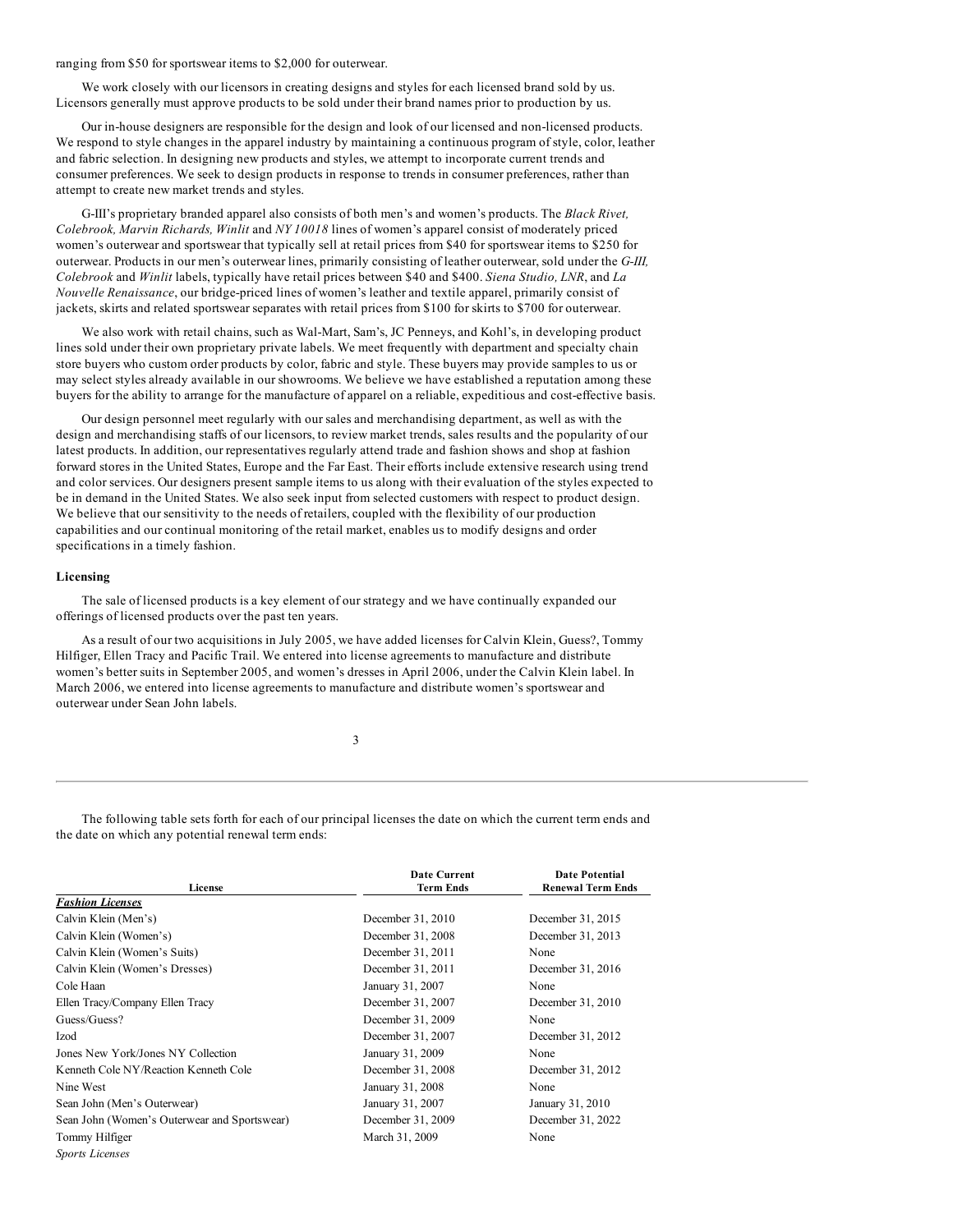ranging from $50 for sportswear items to $2,000 for outerwear.

We work closely with our licensors in creating designs and styles for each licensed brand sold by us. Licensors generally must approve products to be sold under their brand names prior to production by us.

Our in-house designers are responsible for the design and look of our licensed and non-licensed products. We respond to style changes in the apparel industry by maintaining a continuous program of style, color, leather and fabric selection. In designing new products and styles, we attempt to incorporate current trends and consumer preferences. We seek to design products in response to trends in consumer preferences, rather than attempt to create new market trends and styles.

G-III's proprietary branded apparel also consists of both men's and women's products. The *Black Rivet, Colebrook, Marvin Richards, Winlit* and *NY 10018* lines of women's apparel consist of moderately priced women's outerwear and sportswear that typically sell at retail prices from $40 for sportswear items to $250 for outerwear. Products in our men's outerwear lines, primarily consisting of leather outerwear, sold under the *G-III, Colebrook* and *Winlit* labels, typically have retail prices between $40 and $400. *Siena Studio, LNR*, and *La Nouvelle Renaissance*, our bridge-priced lines of women's leather and textile apparel, primarily consist of jackets, skirts and related sportswear separates with retail prices from $100 for skirts to $700 for outerwear.

We also work with retail chains, such as Wal-Mart, Sam's, JC Penneys, and Kohl's, in developing product lines sold under their own proprietary private labels. We meet frequently with department and specialty chain store buyers who custom order products by color, fabric and style. These buyers may provide samples to us or may select styles already available in our showrooms. We believe we have established a reputation among these buyers for the ability to arrange for the manufacture of apparel on a reliable, expeditious and cost-effective basis.

Our design personnel meet regularly with our sales and merchandising department, as well as with the design and merchandising staffs of our licensors, to review market trends, sales results and the popularity of our latest products. In addition, our representatives regularly attend trade and fashion shows and shop at fashion forward stores in the United States, Europe and the Far East. Their efforts include extensive research using trend and color services. Our designers present sample items to us along with their evaluation of the styles expected to be in demand in the United States. We also seek input from selected customers with respect to product design. We believe that our sensitivity to the needs of retailers, coupled with the flexibility of our production capabilities and our continual monitoring of the retail market, enables us to modify designs and order specifications in a timely fashion.

**Licensing**

The sale of licensed products is a key element of our strategy and we have continually expanded our offerings of licensed products over the past ten years.

As a result of our two acquisitions in July 2005, we have added licenses for Calvin Klein, Guess?, Tommy Hilfiger, Ellen Tracy and Pacific Trail. We entered into license agreements to manufacture and distribute women's better suits in September 2005, and women's dresses in April 2006, under the Calvin Klein label. In March 2006, we entered into license agreements to manufacture and distribute women's sportswear and outerwear under Sean John labels.

The following table sets forth for each of our principal licenses the date on which the current term ends and the date on which any potential renewal term ends:

| License | Date Current Term Ends | Date Potential Renewal Term Ends |
|---|---|---|
| ***Fashion Licenses*** | | |
| Calvin Klein (Men's) | December 31, 2010 | December 31, 2015 |
| Calvin Klein (Women's) | December 31, 2008 | December 31, 2013 |
| Calvin Klein (Women's Suits) | December 31, 2011 | None |
| Calvin Klein (Women's Dresses) | December 31, 2011 | December 31, 2016 |
| Cole Haan | January 31, 2007 | None |
| Ellen Tracy/Company Ellen Tracy | December 31, 2007 | December 31, 2010 |
| Guess/Guess? | December 31, 2009 | None |
| Izod | December 31, 2007 | December 31, 2012 |
| Jones New York/Jones NY Collection | January 31, 2009 | None |
| Kenneth Cole NY/Reaction Kenneth Cole | December 31, 2008 | December 31, 2012 |
| Nine West | January 31, 2008 | None |
| Sean John (Men's Outerwear) | January 31, 2007 | January 31, 2010 |
| Sean John (Women's Outerwear and Sportswear) | December 31, 2009 | December 31, 2022 |
| Tommy Hilfiger | March 31, 2009 | None |
| *Sports Licenses* | | |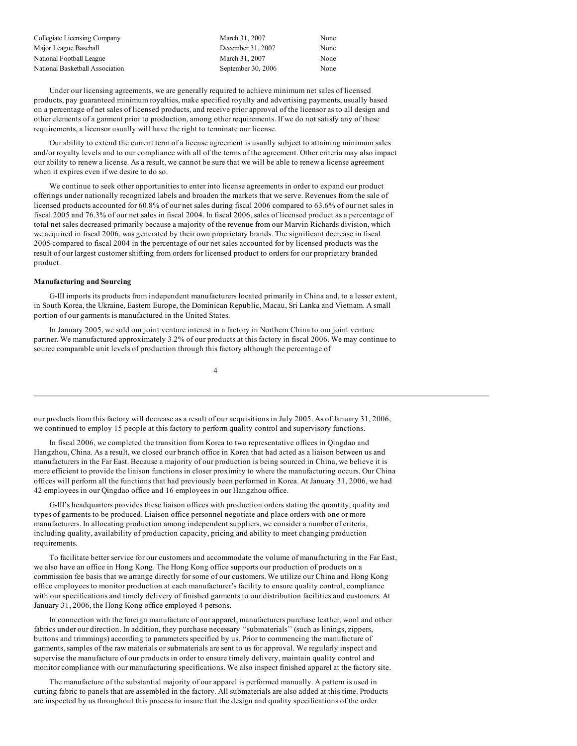| | | |
|---|---|---|
| Collegiate Licensing Company | March 31, 2007 | None |
| Major League Baseball | December 31, 2007 | None |
| National Football League | March 31, 2007 | None |
| National Basketball Association | September 30, 2006 | None |

Under our licensing agreements, we are generally required to achieve minimum net sales of licensed products, pay guaranteed minimum royalties, make specified royalty and advertising payments, usually based on a percentage of net sales of licensed products, and receive prior approval of the licensor as to all design and other elements of a garment prior to production, among other requirements. If we do not satisfy any of these requirements, a licensor usually will have the right to terminate our license.

Our ability to extend the current term of a license agreement is usually subject to attaining minimum sales and/or royalty levels and to our compliance with all of the terms of the agreement. Other criteria may also impact our ability to renew a license. As a result, we cannot be sure that we will be able to renew a license agreement when it expires even if we desire to do so.

We continue to seek other opportunities to enter into license agreements in order to expand our product offerings under nationally recognized labels and broaden the markets that we serve. Revenues from the sale of licensed products accounted for 60.8% of our net sales during fiscal 2006 compared to 63.6% of our net sales in fiscal 2005 and 76.3% of our net sales in fiscal 2004. In fiscal 2006, sales of licensed product as a percentage of total net sales decreased primarily because a majority of the revenue from our Marvin Richards division, which we acquired in fiscal 2006, was generated by their own proprietary brands. The significant decrease in fiscal 2005 compared to fiscal 2004 in the percentage of our net sales accounted for by licensed products was the result of our largest customer shifting from orders for licensed product to orders for our proprietary branded product.

**Manufacturing and Sourcing**

G-III imports its products from independent manufacturers located primarily in China and, to a lesser extent, in South Korea, the Ukraine, Eastern Europe, the Dominican Republic, Macau, Sri Lanka and Vietnam. A small portion of our garments is manufactured in the United States.

In January 2005, we sold our joint venture interest in a factory in Northern China to our joint venture partner. We manufactured approximately 3.2% of our products at this factory in fiscal 2006. We may continue to source comparable unit levels of production through this factory although the percentage of our products from this factory will decrease as a result of our acquisitions in July 2005. As of January 31, 2006, we continued to employ 15 people at this factory to perform quality control and supervisory functions.

In fiscal 2006, we completed the transition from Korea to two representative offices in Qingdao and Hangzhou, China. As a result, we closed our branch office in Korea that had acted as a liaison between us and manufacturers in the Far East. Because a majority of our production is being sourced in China, we believe it is more efficient to provide the liaison functions in closer proximity to where the manufacturing occurs. Our China offices will perform all the functions that had previously been performed in Korea. At January 31, 2006, we had 42 employees in our Qingdao office and 16 employees in our Hangzhou office.

G-III's headquarters provides these liaison offices with production orders stating the quantity, quality and types of garments to be produced. Liaison office personnel negotiate and place orders with one or more manufacturers. In allocating production among independent suppliers, we consider a number of criteria, including quality, availability of production capacity, pricing and ability to meet changing production requirements.

To facilitate better service for our customers and accommodate the volume of manufacturing in the Far East, we also have an office in Hong Kong. The Hong Kong office supports our production of products on a commission fee basis that we arrange directly for some of our customers. We utilize our China and Hong Kong office employees to monitor production at each manufacturer's facility to ensure quality control, compliance with our specifications and timely delivery of finished garments to our distribution facilities and customers. At January 31, 2006, the Hong Kong office employed 4 persons.

In connection with the foreign manufacture of our apparel, manufacturers purchase leather, wool and other fabrics under our direction. In addition, they purchase necessary ''submaterials'' (such as linings, zippers, buttons and trimmings) according to parameters specified by us. Prior to commencing the manufacture of garments, samples of the raw materials or submaterials are sent to us for approval. We regularly inspect and supervise the manufacture of our products in order to ensure timely delivery, maintain quality control and monitor compliance with our manufacturing specifications. We also inspect finished apparel at the factory site.

The manufacture of the substantial majority of our apparel is performed manually. A pattern is used in cutting fabric to panels that are assembled in the factory. All submaterials are also added at this time. Products are inspected by us throughout this process to insure that the design and quality specifications of the order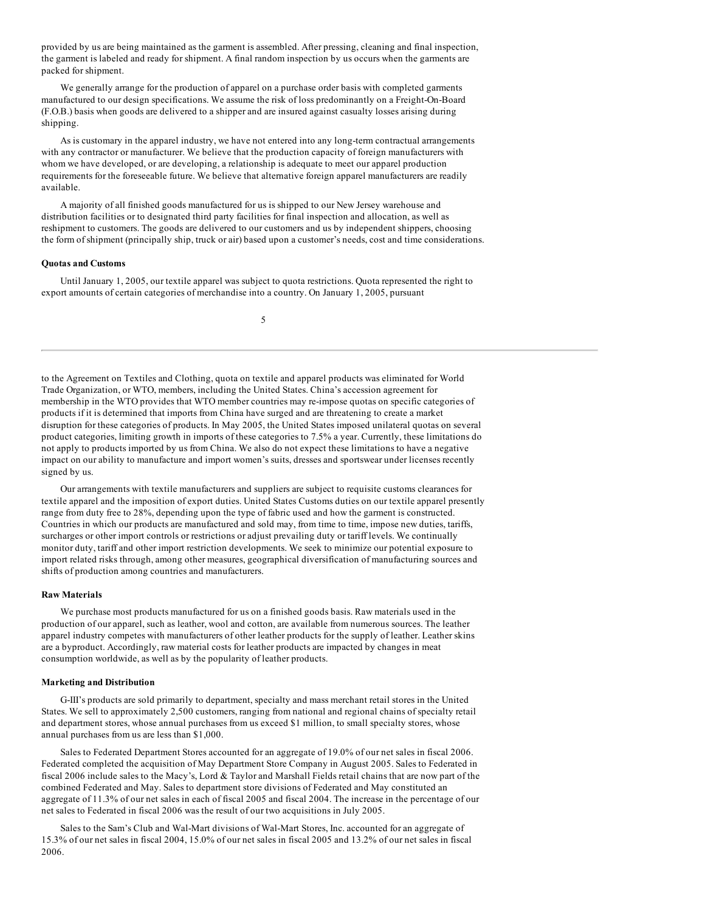provided by us are being maintained as the garment is assembled. After pressing, cleaning and final inspection, the garment is labeled and ready for shipment. A final random inspection by us occurs when the garments are packed for shipment.

We generally arrange for the production of apparel on a purchase order basis with completed garments manufactured to our design specifications. We assume the risk of loss predominantly on a Freight-On-Board (F.O.B.) basis when goods are delivered to a shipper and are insured against casualty losses arising during shipping.

As is customary in the apparel industry, we have not entered into any long-term contractual arrangements with any contractor or manufacturer. We believe that the production capacity of foreign manufacturers with whom we have developed, or are developing, a relationship is adequate to meet our apparel production requirements for the foreseeable future. We believe that alternative foreign apparel manufacturers are readily available.

A majority of all finished goods manufactured for us is shipped to our New Jersey warehouse and distribution facilities or to designated third party facilities for final inspection and allocation, as well as reshipment to customers. The goods are delivered to our customers and us by independent shippers, choosing the form of shipment (principally ship, truck or air) based upon a customer's needs, cost and time considerations.

**Quotas and Customs**

Until January 1, 2005, our textile apparel was subject to quota restrictions. Quota represented the right to export amounts of certain categories of merchandise into a country. On January 1, 2005, pursuant to the Agreement on Textiles and Clothing, quota on textile and apparel products was eliminated for World Trade Organization, or WTO, members, including the United States. China's accession agreement for membership in the WTO provides that WTO member countries may re-impose quotas on specific categories of products if it is determined that imports from China have surged and are threatening to create a market disruption for these categories of products. In May 2005, the United States imposed unilateral quotas on several product categories, limiting growth in imports of these categories to 7.5% a year. Currently, these limitations do not apply to products imported by us from China. We also do not expect these limitations to have a negative impact on our ability to manufacture and import women's suits, dresses and sportswear under licenses recently signed by us.

Our arrangements with textile manufacturers and suppliers are subject to requisite customs clearances for textile apparel and the imposition of export duties. United States Customs duties on our textile apparel presently range from duty free to 28%, depending upon the type of fabric used and how the garment is constructed. Countries in which our products are manufactured and sold may, from time to time, impose new duties, tariffs, surcharges or other import controls or restrictions or adjust prevailing duty or tariff levels. We continually monitor duty, tariff and other import restriction developments. We seek to minimize our potential exposure to import related risks through, among other measures, geographical diversification of manufacturing sources and shifts of production among countries and manufacturers.

**Raw Materials**

We purchase most products manufactured for us on a finished goods basis. Raw materials used in the production of our apparel, such as leather, wool and cotton, are available from numerous sources. The leather apparel industry competes with manufacturers of other leather products for the supply of leather. Leather skins are a byproduct. Accordingly, raw material costs for leather products are impacted by changes in meat consumption worldwide, as well as by the popularity of leather products.

**Marketing and Distribution**

G-III's products are sold primarily to department, specialty and mass merchant retail stores in the United States. We sell to approximately 2,500 customers, ranging from national and regional chains of specialty retail and department stores, whose annual purchases from us exceed $1 million, to small specialty stores, whose annual purchases from us are less than $1,000.

Sales to Federated Department Stores accounted for an aggregate of 19.0% of our net sales in fiscal 2006. Federated completed the acquisition of May Department Store Company in August 2005. Sales to Federated in fiscal 2006 include sales to the Macy's, Lord & Taylor and Marshall Fields retail chains that are now part of the combined Federated and May. Sales to department store divisions of Federated and May constituted an aggregate of 11.3% of our net sales in each of fiscal 2005 and fiscal 2004. The increase in the percentage of our net sales to Federated in fiscal 2006 was the result of our two acquisitions in July 2005.

Sales to the Sam's Club and Wal-Mart divisions of Wal-Mart Stores, Inc. accounted for an aggregate of 15.3% of our net sales in fiscal 2004, 15.0% of our net sales in fiscal 2005 and 13.2% of our net sales in fiscal 2006.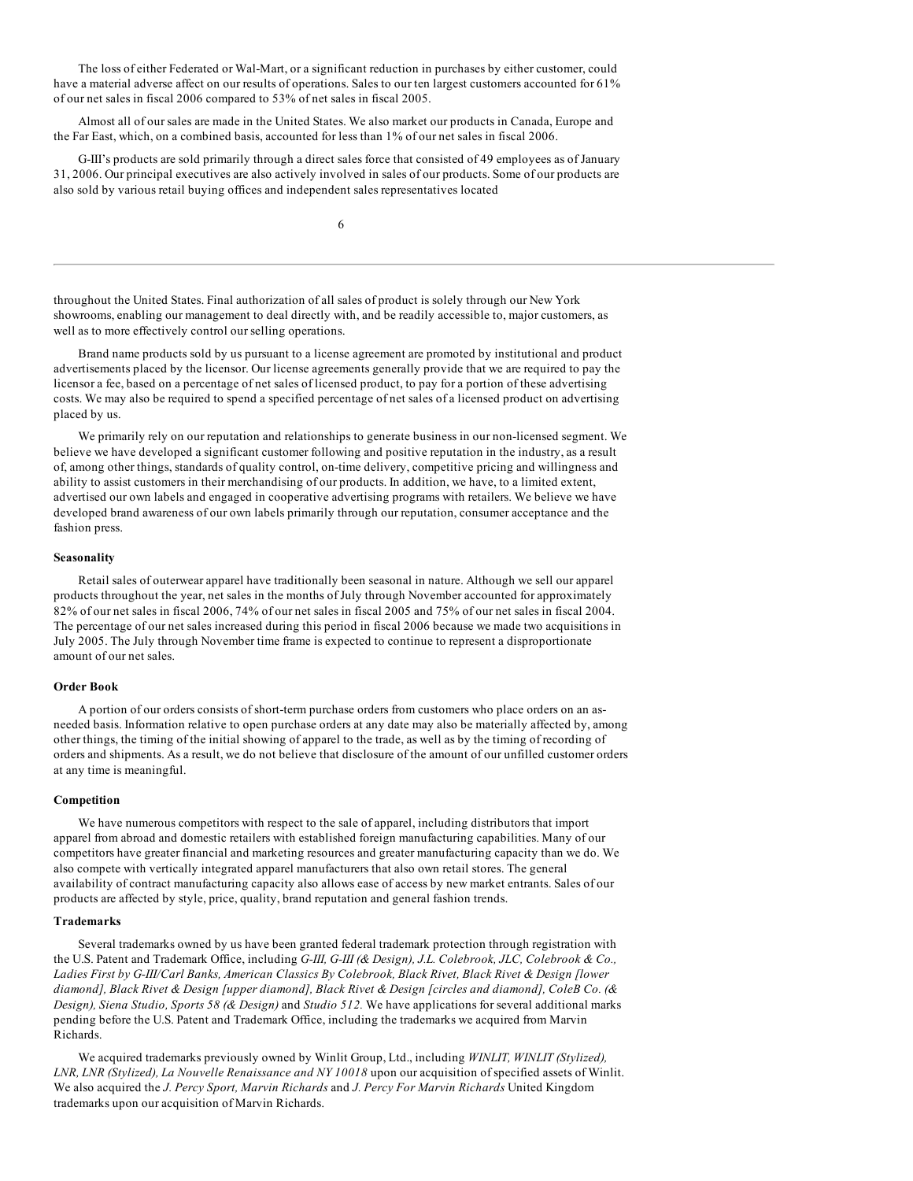The loss of either Federated or Wal-Mart, or a significant reduction in purchases by either customer, could have a material adverse affect on our results of operations. Sales to our ten largest customers accounted for 61% of our net sales in fiscal 2006 compared to 53% of net sales in fiscal 2005.

Almost all of our sales are made in the United States. We also market our products in Canada, Europe and the Far East, which, on a combined basis, accounted for less than 1% of our net sales in fiscal 2006.

G-III's products are sold primarily through a direct sales force that consisted of 49 employees as of January 31, 2006. Our principal executives are also actively involved in sales of our products. Some of our products are also sold by various retail buying offices and independent sales representatives located throughout the United States. Final authorization of all sales of product is solely through our New York showrooms, enabling our management to deal directly with, and be readily accessible to, major customers, as well as to more effectively control our selling operations.

Brand name products sold by us pursuant to a license agreement are promoted by institutional and product advertisements placed by the licensor. Our license agreements generally provide that we are required to pay the licensor a fee, based on a percentage of net sales of licensed product, to pay for a portion of these advertising costs. We may also be required to spend a specified percentage of net sales of a licensed product on advertising placed by us.

We primarily rely on our reputation and relationships to generate business in our non-licensed segment. We believe we have developed a significant customer following and positive reputation in the industry, as a result of, among other things, standards of quality control, on-time delivery, competitive pricing and willingness and ability to assist customers in their merchandising of our products. In addition, we have, to a limited extent, advertised our own labels and engaged in cooperative advertising programs with retailers. We believe we have developed brand awareness of our own labels primarily through our reputation, consumer acceptance and the fashion press.

**Seasonality**

Retail sales of outerwear apparel have traditionally been seasonal in nature. Although we sell our apparel products throughout the year, net sales in the months of July through November accounted for approximately 82% of our net sales in fiscal 2006, 74% of our net sales in fiscal 2005 and 75% of our net sales in fiscal 2004. The percentage of our net sales increased during this period in fiscal 2006 because we made two acquisitions in July 2005. The July through November time frame is expected to continue to represent a disproportionate amount of our net sales.

**Order Book**

A portion of our orders consists of short-term purchase orders from customers who place orders on an as-needed basis. Information relative to open purchase orders at any date may also be materially affected by, among other things, the timing of the initial showing of apparel to the trade, as well as by the timing of recording of orders and shipments. As a result, we do not believe that disclosure of the amount of our unfilled customer orders at any time is meaningful.

**Competition**

We have numerous competitors with respect to the sale of apparel, including distributors that import apparel from abroad and domestic retailers with established foreign manufacturing capabilities. Many of our competitors have greater financial and marketing resources and greater manufacturing capacity than we do. We also compete with vertically integrated apparel manufacturers that also own retail stores. The general availability of contract manufacturing capacity also allows ease of access by new market entrants. Sales of our products are affected by style, price, quality, brand reputation and general fashion trends.

**Trademarks**

Several trademarks owned by us have been granted federal trademark protection through registration with the U.S. Patent and Trademark Office, including *G-III, G-III (& Design), J.L. Colebrook, JLC, Colebrook & Co., Ladies First by G-III/Carl Banks, American Classics By Colebrook, Black Rivet, Black Rivet & Design [lower diamond], Black Rivet & Design [upper diamond], Black Rivet & Design [circles and diamond], ColeB Co. (& Design), Siena Studio, Sports 58 (& Design)* and *Studio 512.* We have applications for several additional marks pending before the U.S. Patent and Trademark Office, including the trademarks we acquired from Marvin Richards.

We acquired trademarks previously owned by Winlit Group, Ltd., including *WINLIT, WINLIT (Stylized), LNR, LNR (Stylized), La Nouvelle Renaissance and NY 10018* upon our acquisition of specified assets of Winlit. We also acquired the *J. Percy Sport, Marvin Richards* and *J. Percy For Marvin Richards* United Kingdom trademarks upon our acquisition of Marvin Richards.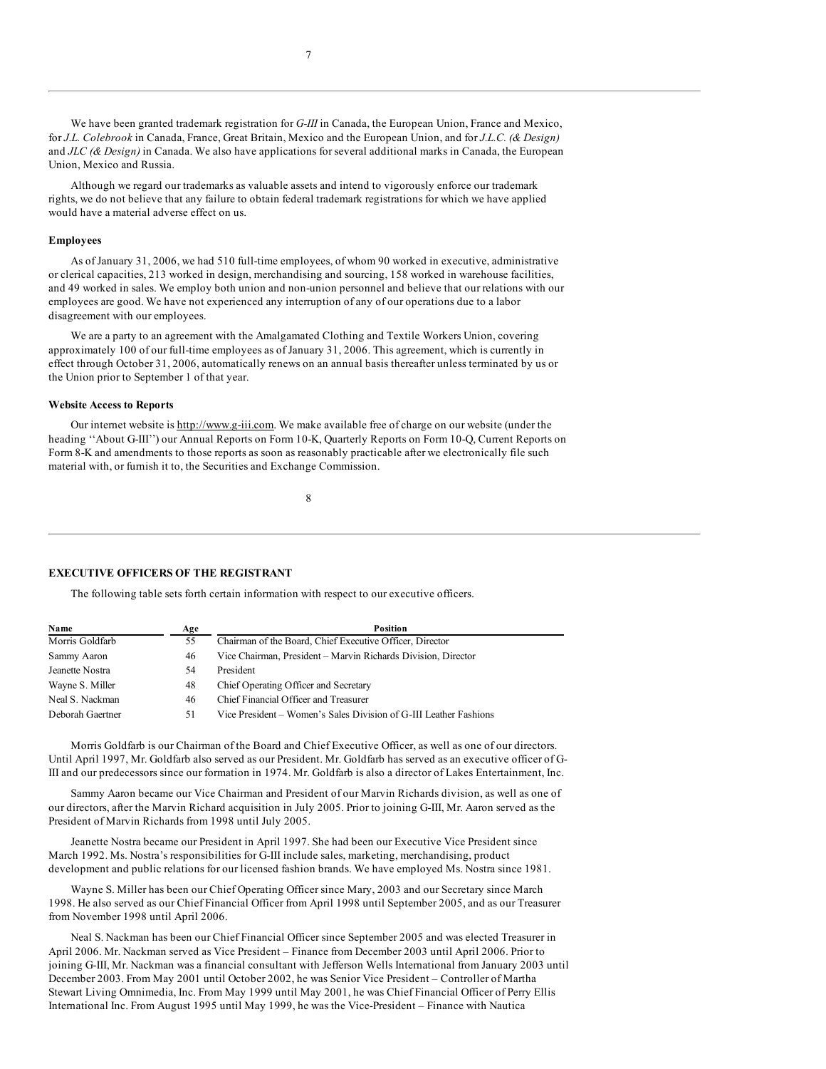We have been granted trademark registration for *G-III* in Canada, the European Union, France and Mexico, for *J.L. Colebrook* in Canada, France, Great Britain, Mexico and the European Union, and for *J.L.C. (& Design)* and *JLC (& Design)* in Canada. We also have applications for several additional marks in Canada, the European Union, Mexico and Russia.

Although we regard our trademarks as valuable assets and intend to vigorously enforce our trademark rights, we do not believe that any failure to obtain federal trademark registrations for which we have applied would have a material adverse effect on us.

**Employees**

As of January 31, 2006, we had 510 full-time employees, of whom 90 worked in executive, administrative or clerical capacities, 213 worked in design, merchandising and sourcing, 158 worked in warehouse facilities, and 49 worked in sales. We employ both union and non-union personnel and believe that our relations with our employees are good. We have not experienced any interruption of any of our operations due to a labor disagreement with our employees.

We are a party to an agreement with the Amalgamated Clothing and Textile Workers Union, covering approximately 100 of our full-time employees as of January 31, 2006. This agreement, which is currently in effect through October 31, 2006, automatically renews on an annual basis thereafter unless terminated by us or the Union prior to September 1 of that year.

**Website Access to Reports**

Our internet website is http://www.g-iii.com. We make available free of charge on our website (under the heading ''About G-III'') our Annual Reports on Form 10-K, Quarterly Reports on Form 10-Q, Current Reports on Form 8-K and amendments to those reports as soon as reasonably practicable after we electronically file such material with, or furnish it to, the Securities and Exchange Commission.

**EXECUTIVE OFFICERS OF THE REGISTRANT**

The following table sets forth certain information with respect to our executive officers.

| Name | Age | Position |
|---|---|---|
| Morris Goldfarb | 55 | Chairman of the Board, Chief Executive Officer, Director |
| Sammy Aaron | 46 | Vice Chairman, President – Marvin Richards Division, Director |
| Jeanette Nostra | 54 | President |
| Wayne S. Miller | 48 | Chief Operating Officer and Secretary |
| Neal S. Nackman | 46 | Chief Financial Officer and Treasurer |
| Deborah Gaertner | 51 | Vice President – Women's Sales Division of G-III Leather Fashions |

Morris Goldfarb is our Chairman of the Board and Chief Executive Officer, as well as one of our directors. Until April 1997, Mr. Goldfarb also served as our President. Mr. Goldfarb has served as an executive officer of G-III and our predecessors since our formation in 1974. Mr. Goldfarb is also a director of Lakes Entertainment, Inc.

Sammy Aaron became our Vice Chairman and President of our Marvin Richards division, as well as one of our directors, after the Marvin Richard acquisition in July 2005. Prior to joining G-III, Mr. Aaron served as the President of Marvin Richards from 1998 until July 2005.

Jeanette Nostra became our President in April 1997. She had been our Executive Vice President since March 1992. Ms. Nostra's responsibilities for G-III include sales, marketing, merchandising, product development and public relations for our licensed fashion brands. We have employed Ms. Nostra since 1981.

Wayne S. Miller has been our Chief Operating Officer since Mary, 2003 and our Secretary since March 1998. He also served as our Chief Financial Officer from April 1998 until September 2005, and as our Treasurer from November 1998 until April 2006.

Neal S. Nackman has been our Chief Financial Officer since September 2005 and was elected Treasurer in April 2006. Mr. Nackman served as Vice President – Finance from December 2003 until April 2006. Prior to joining G-III, Mr. Nackman was a financial consultant with Jefferson Wells International from January 2003 until December 2003. From May 2001 until October 2002, he was Senior Vice President – Controller of Martha Stewart Living Omnimedia, Inc. From May 1999 until May 2001, he was Chief Financial Officer of Perry Ellis International Inc. From August 1995 until May 1999, he was the Vice-President – Finance with Nautica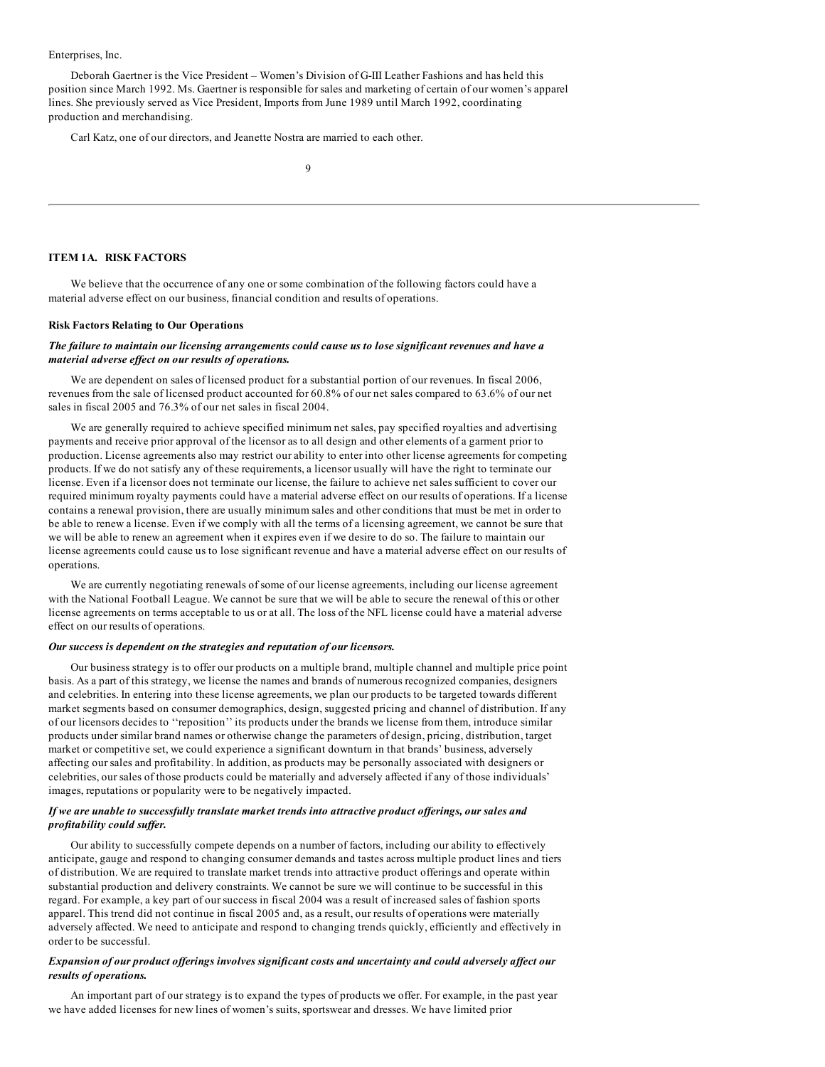Enterprises, Inc.

Deborah Gaertner is the Vice President – Women's Division of G-III Leather Fashions and has held this position since March 1992. Ms. Gaertner is responsible for sales and marketing of certain of our women's apparel lines. She previously served as Vice President, Imports from June 1989 until March 1992, coordinating production and merchandising.

Carl Katz, one of our directors, and Jeanette Nostra are married to each other.

## ITEM 1A. RISK FACTORS

We believe that the occurrence of any one or some combination of the following factors could have a material adverse effect on our business, financial condition and results of operations.

### Risk Factors Relating to Our Operations

***The failure to maintain our licensing arrangements could cause us to lose significant revenues and have a material adverse effect on our results of operations.***

We are dependent on sales of licensed product for a substantial portion of our revenues. In fiscal 2006, revenues from the sale of licensed product accounted for 60.8% of our net sales compared to 63.6% of our net sales in fiscal 2005 and 76.3% of our net sales in fiscal 2004.

We are generally required to achieve specified minimum net sales, pay specified royalties and advertising payments and receive prior approval of the licensor as to all design and other elements of a garment prior to production. License agreements also may restrict our ability to enter into other license agreements for competing products. If we do not satisfy any of these requirements, a licensor usually will have the right to terminate our license. Even if a licensor does not terminate our license, the failure to achieve net sales sufficient to cover our required minimum royalty payments could have a material adverse effect on our results of operations. If a license contains a renewal provision, there are usually minimum sales and other conditions that must be met in order to be able to renew a license. Even if we comply with all the terms of a licensing agreement, we cannot be sure that we will be able to renew an agreement when it expires even if we desire to do so. The failure to maintain our license agreements could cause us to lose significant revenue and have a material adverse effect on our results of operations.

We are currently negotiating renewals of some of our license agreements, including our license agreement with the National Football League. We cannot be sure that we will be able to secure the renewal of this or other license agreements on terms acceptable to us or at all. The loss of the NFL license could have a material adverse effect on our results of operations.

***Our success is dependent on the strategies and reputation of our licensors.***

Our business strategy is to offer our products on a multiple brand, multiple channel and multiple price point basis. As a part of this strategy, we license the names and brands of numerous recognized companies, designers and celebrities. In entering into these license agreements, we plan our products to be targeted towards different market segments based on consumer demographics, design, suggested pricing and channel of distribution. If any of our licensors decides to ''reposition'' its products under the brands we license from them, introduce similar products under similar brand names or otherwise change the parameters of design, pricing, distribution, target market or competitive set, we could experience a significant downturn in that brands' business, adversely affecting our sales and profitability. In addition, as products may be personally associated with designers or celebrities, our sales of those products could be materially and adversely affected if any of those individuals' images, reputations or popularity were to be negatively impacted.

***If we are unable to successfully translate market trends into attractive product offerings, our sales and profitability could suffer.***

Our ability to successfully compete depends on a number of factors, including our ability to effectively anticipate, gauge and respond to changing consumer demands and tastes across multiple product lines and tiers of distribution. We are required to translate market trends into attractive product offerings and operate within substantial production and delivery constraints. We cannot be sure we will continue to be successful in this regard. For example, a key part of our success in fiscal 2004 was a result of increased sales of fashion sports apparel. This trend did not continue in fiscal 2005 and, as a result, our results of operations were materially adversely affected. We need to anticipate and respond to changing trends quickly, efficiently and effectively in order to be successful.

***Expansion of our product offerings involves significant costs and uncertainty and could adversely affect our results of operations.***

An important part of our strategy is to expand the types of products we offer. For example, in the past year we have added licenses for new lines of women's suits, sportswear and dresses. We have limited prior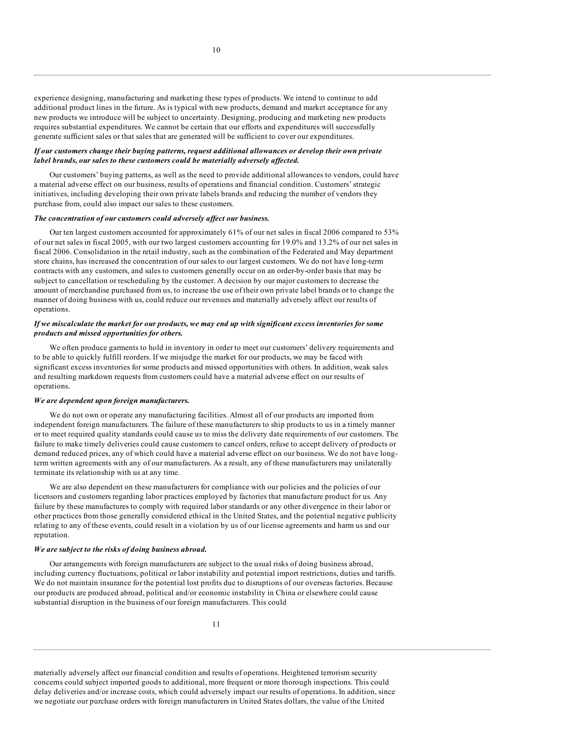experience designing, manufacturing and marketing these types of products. We intend to continue to add additional product lines in the future. As is typical with new products, demand and market acceptance for any new products we introduce will be subject to uncertainty. Designing, producing and marketing new products requires substantial expenditures. We cannot be certain that our efforts and expenditures will successfully generate sufficient sales or that sales that are generated will be sufficient to cover our expenditures.

***If our customers change their buying patterns, request additional allowances or develop their own private label brands, our sales to these customers could be materially adversely affected.***

Our customers' buying patterns, as well as the need to provide additional allowances to vendors, could have a material adverse effect on our business, results of operations and financial condition. Customers' strategic initiatives, including developing their own private labels brands and reducing the number of vendors they purchase from, could also impact our sales to these customers.

***The concentration of our customers could adversely affect our business.***

Our ten largest customers accounted for approximately 61% of our net sales in fiscal 2006 compared to 53% of our net sales in fiscal 2005, with our two largest customers accounting for 19.0% and 13.2% of our net sales in fiscal 2006. Consolidation in the retail industry, such as the combination of the Federated and May department store chains, has increased the concentration of our sales to our largest customers. We do not have long-term contracts with any customers, and sales to customers generally occur on an order-by-order basis that may be subject to cancellation or rescheduling by the customer. A decision by our major customers to decrease the amount of merchandise purchased from us, to increase the use of their own private label brands or to change the manner of doing business with us, could reduce our revenues and materially adversely affect our results of operations.

***If we miscalculate the market for our products, we may end up with significant excess inventories for some products and missed opportunities for others.***

We often produce garments to hold in inventory in order to meet our customers' delivery requirements and to be able to quickly fulfill reorders. If we misjudge the market for our products, we may be faced with significant excess inventories for some products and missed opportunities with others. In addition, weak sales and resulting markdown requests from customers could have a material adverse effect on our results of operations.

***We are dependent upon foreign manufacturers.***

We do not own or operate any manufacturing facilities. Almost all of our products are imported from independent foreign manufacturers. The failure of these manufacturers to ship products to us in a timely manner or to meet required quality standards could cause us to miss the delivery date requirements of our customers. The failure to make timely deliveries could cause customers to cancel orders, refuse to accept delivery of products or demand reduced prices, any of which could have a material adverse effect on our business. We do not have long-term written agreements with any of our manufacturers. As a result, any of these manufacturers may unilaterally terminate its relationship with us at any time.

We are also dependent on these manufacturers for compliance with our policies and the policies of our licensors and customers regarding labor practices employed by factories that manufacture product for us. Any failure by these manufactures to comply with required labor standards or any other divergence in their labor or other practices from those generally considered ethical in the United States, and the potential negative publicity relating to any of these events, could result in a violation by us of our license agreements and harm us and our reputation.

***We are subject to the risks of doing business abroad.***

Our arrangements with foreign manufacturers are subject to the usual risks of doing business abroad, including currency fluctuations, political or labor instability and potential import restrictions, duties and tariffs. We do not maintain insurance for the potential lost profits due to disruptions of our overseas factories. Because our products are produced abroad, political and/or economic instability in China or elsewhere could cause substantial disruption in the business of our foreign manufacturers. This could materially adversely affect our financial condition and results of operations. Heightened terrorism security concerns could subject imported goods to additional, more frequent or more thorough inspections. This could delay deliveries and/or increase costs, which could adversely impact our results of operations. In addition, since we negotiate our purchase orders with foreign manufacturers in United States dollars, the value of the United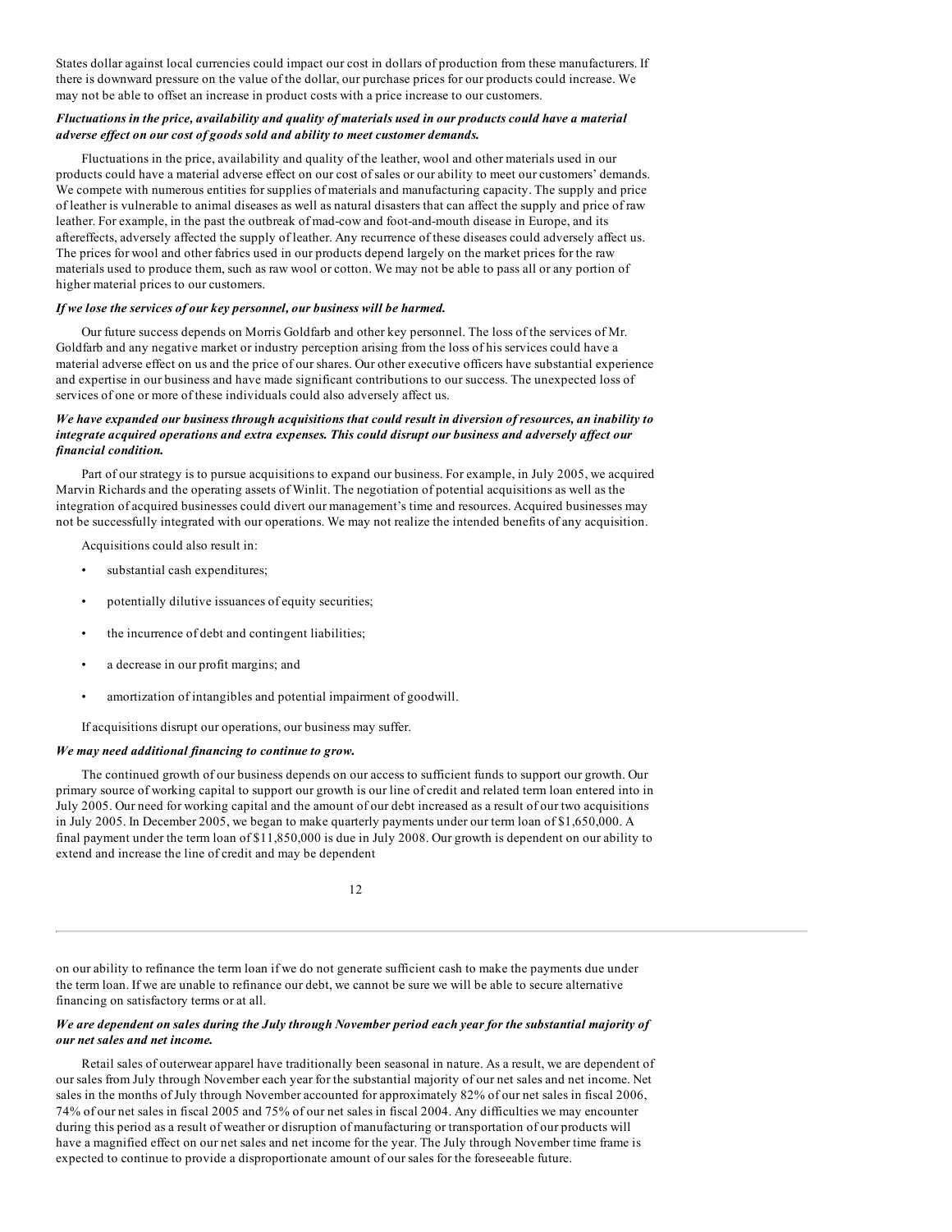States dollar against local currencies could impact our cost in dollars of production from these manufacturers. If there is downward pressure on the value of the dollar, our purchase prices for our products could increase. We may not be able to offset an increase in product costs with a price increase to our customers.

***Fluctuations in the price, availability and quality of materials used in our products could have a material adverse effect on our cost of goods sold and ability to meet customer demands.***

Fluctuations in the price, availability and quality of the leather, wool and other materials used in our products could have a material adverse effect on our cost of sales or our ability to meet our customers' demands. We compete with numerous entities for supplies of materials and manufacturing capacity. The supply and price of leather is vulnerable to animal diseases as well as natural disasters that can affect the supply and price of raw leather. For example, in the past the outbreak of mad-cow and foot-and-mouth disease in Europe, and its aftereffects, adversely affected the supply of leather. Any recurrence of these diseases could adversely affect us. The prices for wool and other fabrics used in our products depend largely on the market prices for the raw materials used to produce them, such as raw wool or cotton. We may not be able to pass all or any portion of higher material prices to our customers.

***If we lose the services of our key personnel, our business will be harmed.***

Our future success depends on Morris Goldfarb and other key personnel. The loss of the services of Mr. Goldfarb and any negative market or industry perception arising from the loss of his services could have a material adverse effect on us and the price of our shares. Our other executive officers have substantial experience and expertise in our business and have made significant contributions to our success. The unexpected loss of services of one or more of these individuals could also adversely affect us.

***We have expanded our business through acquisitions that could result in diversion of resources, an inability to integrate acquired operations and extra expenses. This could disrupt our business and adversely affect our financial condition.***

Part of our strategy is to pursue acquisitions to expand our business. For example, in July 2005, we acquired Marvin Richards and the operating assets of Winlit. The negotiation of potential acquisitions as well as the integration of acquired businesses could divert our management's time and resources. Acquired businesses may not be successfully integrated with our operations. We may not realize the intended benefits of any acquisition.

Acquisitions could also result in:

- substantial cash expenditures;
- potentially dilutive issuances of equity securities;
- the incurrence of debt and contingent liabilities;
- a decrease in our profit margins; and
- amortization of intangibles and potential impairment of goodwill.

If acquisitions disrupt our operations, our business may suffer.

***We may need additional financing to continue to grow.***

The continued growth of our business depends on our access to sufficient funds to support our growth. Our primary source of working capital to support our growth is our line of credit and related term loan entered into in July 2005. Our need for working capital and the amount of our debt increased as a result of our two acquisitions in July 2005. In December 2005, we began to make quarterly payments under our term loan of $1,650,000. A final payment under the term loan of $11,850,000 is due in July 2008. Our growth is dependent on our ability to extend and increase the line of credit and may be dependent on our ability to refinance the term loan if we do not generate sufficient cash to make the payments due under the term loan. If we are unable to refinance our debt, we cannot be sure we will be able to secure alternative financing on satisfactory terms or at all.

***We are dependent on sales during the July through November period each year for the substantial majority of our net sales and net income.***

Retail sales of outerwear apparel have traditionally been seasonal in nature. As a result, we are dependent of our sales from July through November each year for the substantial majority of our net sales and net income. Net sales in the months of July through November accounted for approximately 82% of our net sales in fiscal 2006, 74% of our net sales in fiscal 2005 and 75% of our net sales in fiscal 2004. Any difficulties we may encounter during this period as a result of weather or disruption of manufacturing or transportation of our products will have a magnified effect on our net sales and net income for the year. The July through November time frame is expected to continue to provide a disproportionate amount of our sales for the foreseeable future.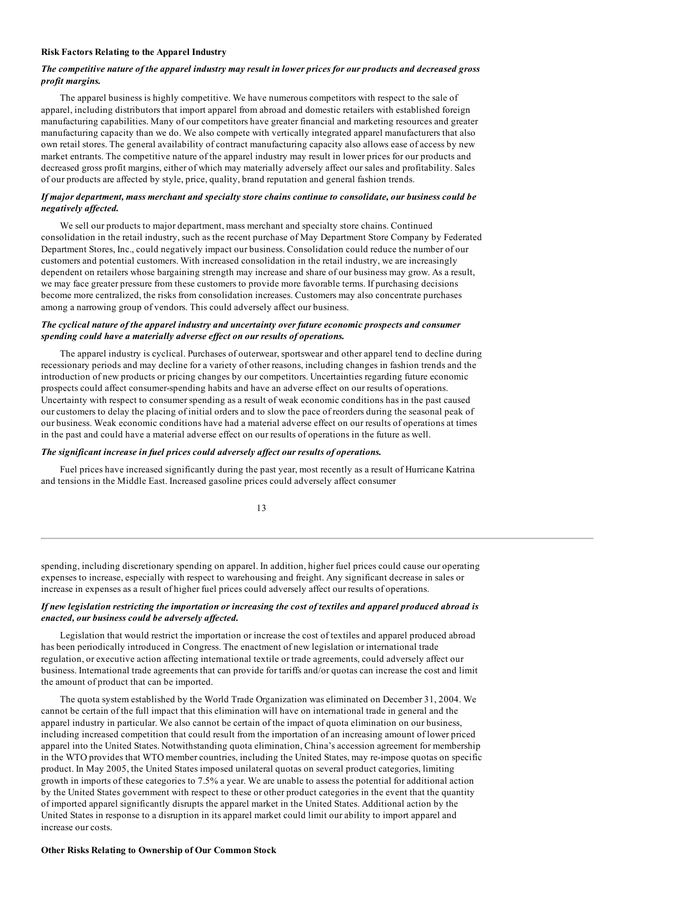**Risk Factors Relating to the Apparel Industry**

***The competitive nature of the apparel industry may result in lower prices for our products and decreased gross profit margins.***

The apparel business is highly competitive. We have numerous competitors with respect to the sale of apparel, including distributors that import apparel from abroad and domestic retailers with established foreign manufacturing capabilities. Many of our competitors have greater financial and marketing resources and greater manufacturing capacity than we do. We also compete with vertically integrated apparel manufacturers that also own retail stores. The general availability of contract manufacturing capacity also allows ease of access by new market entrants. The competitive nature of the apparel industry may result in lower prices for our products and decreased gross profit margins, either of which may materially adversely affect our sales and profitability. Sales of our products are affected by style, price, quality, brand reputation and general fashion trends.

***If major department, mass merchant and specialty store chains continue to consolidate, our business could be negatively affected.***

We sell our products to major department, mass merchant and specialty store chains. Continued consolidation in the retail industry, such as the recent purchase of May Department Store Company by Federated Department Stores, Inc., could negatively impact our business. Consolidation could reduce the number of our customers and potential customers. With increased consolidation in the retail industry, we are increasingly dependent on retailers whose bargaining strength may increase and share of our business may grow. As a result, we may face greater pressure from these customers to provide more favorable terms. If purchasing decisions become more centralized, the risks from consolidation increases. Customers may also concentrate purchases among a narrowing group of vendors. This could adversely affect our business.

***The cyclical nature of the apparel industry and uncertainty over future economic prospects and consumer spending could have a materially adverse effect on our results of operations.***

The apparel industry is cyclical. Purchases of outerwear, sportswear and other apparel tend to decline during recessionary periods and may decline for a variety of other reasons, including changes in fashion trends and the introduction of new products or pricing changes by our competitors. Uncertainties regarding future economic prospects could affect consumer-spending habits and have an adverse effect on our results of operations. Uncertainty with respect to consumer spending as a result of weak economic conditions has in the past caused our customers to delay the placing of initial orders and to slow the pace of reorders during the seasonal peak of our business. Weak economic conditions have had a material adverse effect on our results of operations at times in the past and could have a material adverse effect on our results of operations in the future as well.

***The significant increase in fuel prices could adversely affect our results of operations.***

Fuel prices have increased significantly during the past year, most recently as a result of Hurricane Katrina and tensions in the Middle East. Increased gasoline prices could adversely affect consumer spending, including discretionary spending on apparel. In addition, higher fuel prices could cause our operating expenses to increase, especially with respect to warehousing and freight. Any significant decrease in sales or increase in expenses as a result of higher fuel prices could adversely affect our results of operations.

***If new legislation restricting the importation or increasing the cost of textiles and apparel produced abroad is enacted, our business could be adversely affected.***

Legislation that would restrict the importation or increase the cost of textiles and apparel produced abroad has been periodically introduced in Congress. The enactment of new legislation or international trade regulation, or executive action affecting international textile or trade agreements, could adversely affect our business. International trade agreements that can provide for tariffs and/or quotas can increase the cost and limit the amount of product that can be imported.

The quota system established by the World Trade Organization was eliminated on December 31, 2004. We cannot be certain of the full impact that this elimination will have on international trade in general and the apparel industry in particular. We also cannot be certain of the impact of quota elimination on our business, including increased competition that could result from the importation of an increasing amount of lower priced apparel into the United States. Notwithstanding quota elimination, China's accession agreement for membership in the WTO provides that WTO member countries, including the United States, may re-impose quotas on specific product. In May 2005, the United States imposed unilateral quotas on several product categories, limiting growth in imports of these categories to 7.5% a year. We are unable to assess the potential for additional action by the United States government with respect to these or other product categories in the event that the quantity of imported apparel significantly disrupts the apparel market in the United States. Additional action by the United States in response to a disruption in its apparel market could limit our ability to import apparel and increase our costs.

**Other Risks Relating to Ownership of Our Common Stock**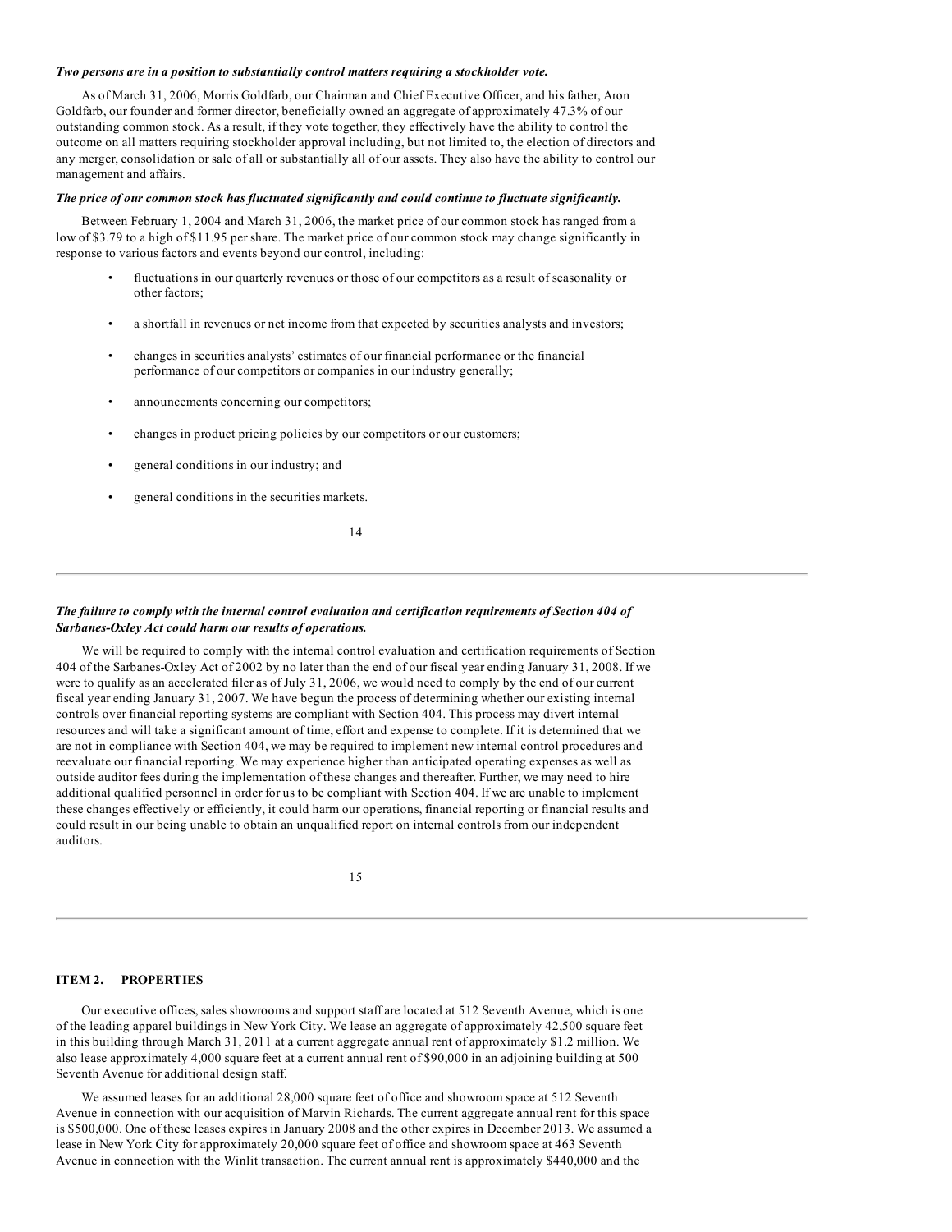***Two persons are in a position to substantially control matters requiring a stockholder vote.***

As of March 31, 2006, Morris Goldfarb, our Chairman and Chief Executive Officer, and his father, Aron Goldfarb, our founder and former director, beneficially owned an aggregate of approximately 47.3% of our outstanding common stock. As a result, if they vote together, they effectively have the ability to control the outcome on all matters requiring stockholder approval including, but not limited to, the election of directors and any merger, consolidation or sale of all or substantially all of our assets. They also have the ability to control our management and affairs.

***The price of our common stock has fluctuated significantly and could continue to fluctuate significantly.***

Between February 1, 2004 and March 31, 2006, the market price of our common stock has ranged from a low of \$3.79 to a high of \$11.95 per share. The market price of our common stock may change significantly in response to various factors and events beyond our control, including:

- fluctuations in our quarterly revenues or those of our competitors as a result of seasonality or other factors;
- a shortfall in revenues or net income from that expected by securities analysts and investors;
- changes in securities analysts' estimates of our financial performance or the financial performance of our competitors or companies in our industry generally;
- announcements concerning our competitors;
- changes in product pricing policies by our competitors or our customers;
- general conditions in our industry; and
- general conditions in the securities markets.

***The failure to comply with the internal control evaluation and certification requirements of Section 404 of Sarbanes-Oxley Act could harm our results of operations.***

We will be required to comply with the internal control evaluation and certification requirements of Section 404 of the Sarbanes-Oxley Act of 2002 by no later than the end of our fiscal year ending January 31, 2008. If we were to qualify as an accelerated filer as of July 31, 2006, we would need to comply by the end of our current fiscal year ending January 31, 2007. We have begun the process of determining whether our existing internal controls over financial reporting systems are compliant with Section 404. This process may divert internal resources and will take a significant amount of time, effort and expense to complete. If it is determined that we are not in compliance with Section 404, we may be required to implement new internal control procedures and reevaluate our financial reporting. We may experience higher than anticipated operating expenses as well as outside auditor fees during the implementation of these changes and thereafter. Further, we may need to hire additional qualified personnel in order for us to be compliant with Section 404. If we are unable to implement these changes effectively or efficiently, it could harm our operations, financial reporting or financial results and could result in our being unable to obtain an unqualified report on internal controls from our independent auditors.

## ITEM 2. PROPERTIES

Our executive offices, sales showrooms and support staff are located at 512 Seventh Avenue, which is one of the leading apparel buildings in New York City. We lease an aggregate of approximately 42,500 square feet in this building through March 31, 2011 at a current aggregate annual rent of approximately \$1.2 million. We also lease approximately 4,000 square feet at a current annual rent of \$90,000 in an adjoining building at 500 Seventh Avenue for additional design staff.

We assumed leases for an additional 28,000 square feet of office and showroom space at 512 Seventh Avenue in connection with our acquisition of Marvin Richards. The current aggregate annual rent for this space is \$500,000. One of these leases expires in January 2008 and the other expires in December 2013. We assumed a lease in New York City for approximately 20,000 square feet of office and showroom space at 463 Seventh Avenue in connection with the Winlit transaction. The current annual rent is approximately \$440,000 and the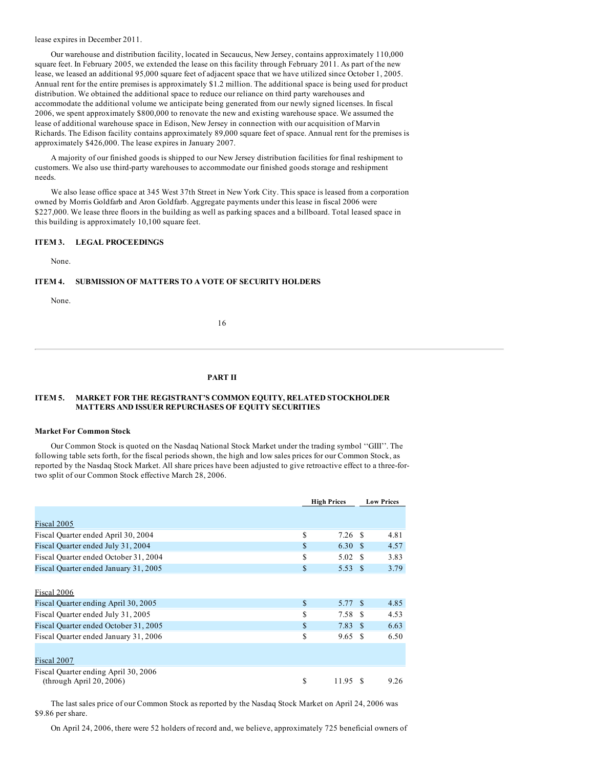lease expires in December 2011.

Our warehouse and distribution facility, located in Secaucus, New Jersey, contains approximately 110,000 square feet. In February 2005, we extended the lease on this facility through February 2011. As part of the new lease, we leased an additional 95,000 square feet of adjacent space that we have utilized since October 1, 2005. Annual rent for the entire premises is approximately $1.2 million. The additional space is being used for product distribution. We obtained the additional space to reduce our reliance on third party warehouses and accommodate the additional volume we anticipate being generated from our newly signed licenses. In fiscal 2006, we spent approximately $800,000 to renovate the new and existing warehouse space. We assumed the lease of additional warehouse space in Edison, New Jersey in connection with our acquisition of Marvin Richards. The Edison facility contains approximately 89,000 square feet of space. Annual rent for the premises is approximately $426,000. The lease expires in January 2007.

A majority of our finished goods is shipped to our New Jersey distribution facilities for final reshipment to customers. We also use third-party warehouses to accommodate our finished goods storage and reshipment needs.

We also lease office space at 345 West 37th Street in New York City. This space is leased from a corporation owned by Morris Goldfarb and Aron Goldfarb. Aggregate payments under this lease in fiscal 2006 were $227,000. We lease three floors in the building as well as parking spaces and a billboard. Total leased space in this building is approximately 10,100 square feet.

### ITEM 3. LEGAL PROCEEDINGS

None.

### ITEM 4. SUBMISSION OF MATTERS TO A VOTE OF SECURITY HOLDERS

None.

## PART II

### ITEM 5. MARKET FOR THE REGISTRANT'S COMMON EQUITY, RELATED STOCKHOLDER MATTERS AND ISSUER REPURCHASES OF EQUITY SECURITIES

**Market For Common Stock**

Our Common Stock is quoted on the Nasdaq National Stock Market under the trading symbol ''GIII''. The following table sets forth, for the fiscal periods shown, the high and low sales prices for our Common Stock, as reported by the Nasdaq Stock Market. All share prices have been adjusted to give retroactive effect to a three-for-two split of our Common Stock effective March 28, 2006.

| | High Prices | Low Prices |
|---|---|---|
| Fiscal 2005 | | |
| Fiscal Quarter ended April 30, 2004 | $ 7.26 | $ 4.81 |
| Fiscal Quarter ended July 31, 2004 | $ 6.30 | $ 4.57 |
| Fiscal Quarter ended October 31, 2004 | $ 5.02 | $ 3.83 |
| Fiscal Quarter ended January 31, 2005 | $ 5.53 | $ 3.79 |
| Fiscal 2006 | | |
| Fiscal Quarter ending April 30, 2005 | $ 5.77 | $ 4.85 |
| Fiscal Quarter ended July 31, 2005 | $ 7.58 | $ 4.53 |
| Fiscal Quarter ended October 31, 2005 | $ 7.83 | $ 6.63 |
| Fiscal Quarter ended January 31, 2006 | $ 9.65 | $ 6.50 |
| Fiscal 2007 | | |
| Fiscal Quarter ending April 30, 2006 (through April 20, 2006) | $ 11.95 | $ 9.26 |

The last sales price of our Common Stock as reported by the Nasdaq Stock Market on April 24, 2006 was $9.86 per share.

On April 24, 2006, there were 52 holders of record and, we believe, approximately 725 beneficial owners of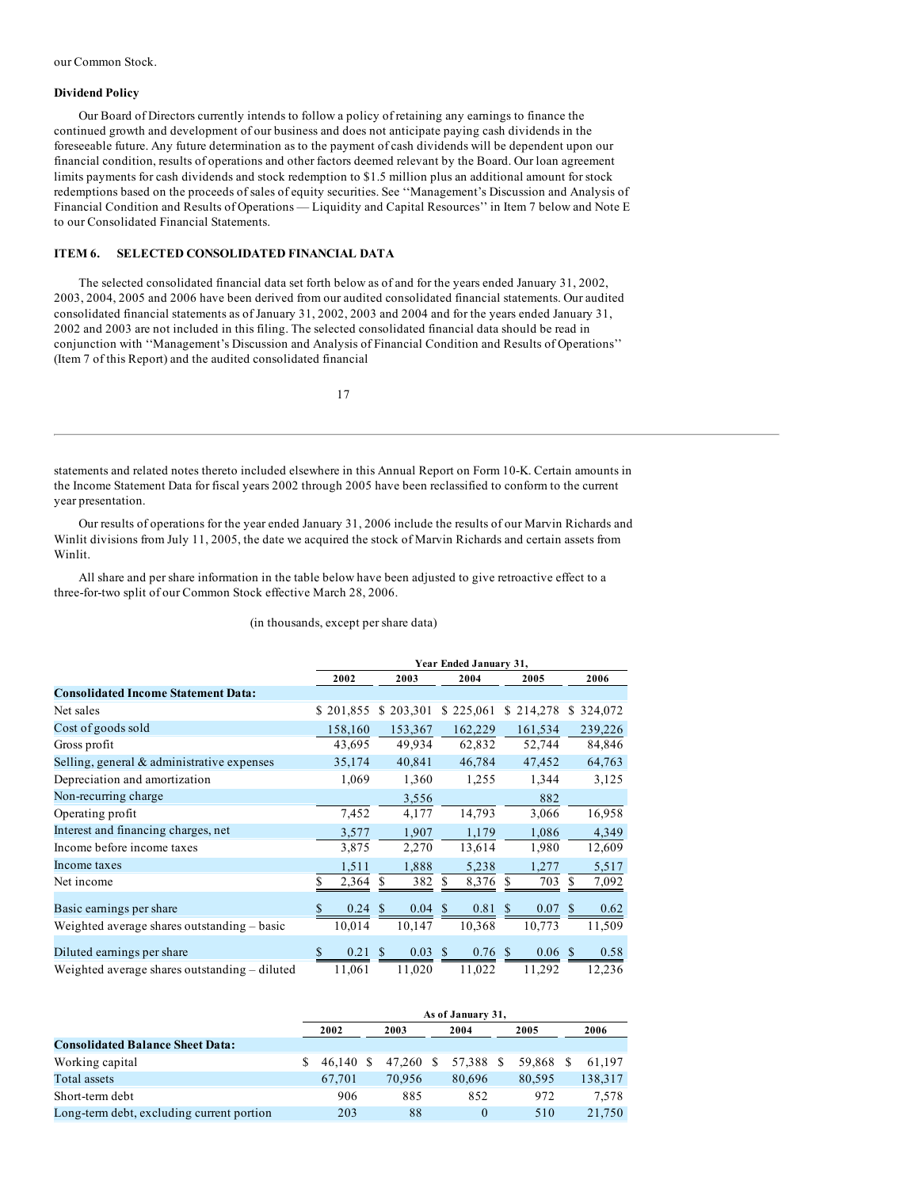our Common Stock.

**Dividend Policy**

Our Board of Directors currently intends to follow a policy of retaining any earnings to finance the continued growth and development of our business and does not anticipate paying cash dividends in the foreseeable future. Any future determination as to the payment of cash dividends will be dependent upon our financial condition, results of operations and other factors deemed relevant by the Board. Our loan agreement limits payments for cash dividends and stock redemption to $1.5 million plus an additional amount for stock redemptions based on the proceeds of sales of equity securities. See ''Management's Discussion and Analysis of Financial Condition and Results of Operations — Liquidity and Capital Resources'' in Item 7 below and Note E to our Consolidated Financial Statements.

## ITEM 6. SELECTED CONSOLIDATED FINANCIAL DATA

The selected consolidated financial data set forth below as of and for the years ended January 31, 2002, 2003, 2004, 2005 and 2006 have been derived from our audited consolidated financial statements. Our audited consolidated financial statements as of January 31, 2002, 2003 and 2004 and for the years ended January 31, 2002 and 2003 are not included in this filing. The selected consolidated financial data should be read in conjunction with ''Management's Discussion and Analysis of Financial Condition and Results of Operations'' (Item 7 of this Report) and the audited consolidated financial statements and related notes thereto included elsewhere in this Annual Report on Form 10-K. Certain amounts in the Income Statement Data for fiscal years 2002 through 2005 have been reclassified to conform to the current year presentation.

Our results of operations for the year ended January 31, 2006 include the results of our Marvin Richards and Winlit divisions from July 11, 2005, the date we acquired the stock of Marvin Richards and certain assets from Winlit.

All share and per share information in the table below have been adjusted to give retroactive effect to a three-for-two split of our Common Stock effective March 28, 2006.

(in thousands, except per share data)

| | Year Ended January 31, | | | | |
|---|---|---|---|---|---|
| | 2002 | 2003 | 2004 | 2005 | 2006 |
| **Consolidated Income Statement Data:** | | | | | |
| Net sales | $ 201,855 | $ 203,301 | $ 225,061 | $ 214,278 | $ 324,072 |
| Cost of goods sold | 158,160 | 153,367 | 162,229 | 161,534 | 239,226 |
| Gross profit | 43,695 | 49,934 | 62,832 | 52,744 | 84,846 |
| Selling, general & administrative expenses | 35,174 | 40,841 | 46,784 | 47,452 | 64,763 |
| Depreciation and amortization | 1,069 | 1,360 | 1,255 | 1,344 | 3,125 |
| Non-recurring charge | | 3,556 | | 882 | |
| Operating profit | 7,452 | 4,177 | 14,793 | 3,066 | 16,958 |
| Interest and financing charges, net | 3,577 | 1,907 | 1,179 | 1,086 | 4,349 |
| Income before income taxes | 3,875 | 2,270 | 13,614 | 1,980 | 12,609 |
| Income taxes | 1,511 | 1,888 | 5,238 | 1,277 | 5,517 |
| Net income | $ 2,364 | $ 382 | $ 8,376 | $ 703 | $ 7,092 |
| Basic earnings per share | $ 0.24 | $ 0.04 | $ 0.81 | $ 0.07 | $ 0.62 |
| Weighted average shares outstanding – basic | 10,014 | 10,147 | 10,368 | 10,773 | 11,509 |
| Diluted earnings per share | $ 0.21 | $ 0.03 | $ 0.76 | $ 0.06 | $ 0.58 |
| Weighted average shares outstanding – diluted | 11,061 | 11,020 | 11,022 | 11,292 | 12,236 |

| | As of January 31, | | | | |
|---|---|---|---|---|---|
| | 2002 | 2003 | 2004 | 2005 | 2006 |
| **Consolidated Balance Sheet Data:** | | | | | |
| Working capital | $ 46,140 | $ 47,260 | $ 57,388 | $ 59,868 | $ 61,197 |
| Total assets | 67,701 | 70,956 | 80,696 | 80,595 | 138,317 |
| Short-term debt | 906 | 885 | 852 | 972 | 7,578 |
| Long-term debt, excluding current portion | 203 | 88 | 0 | 510 | 21,750 |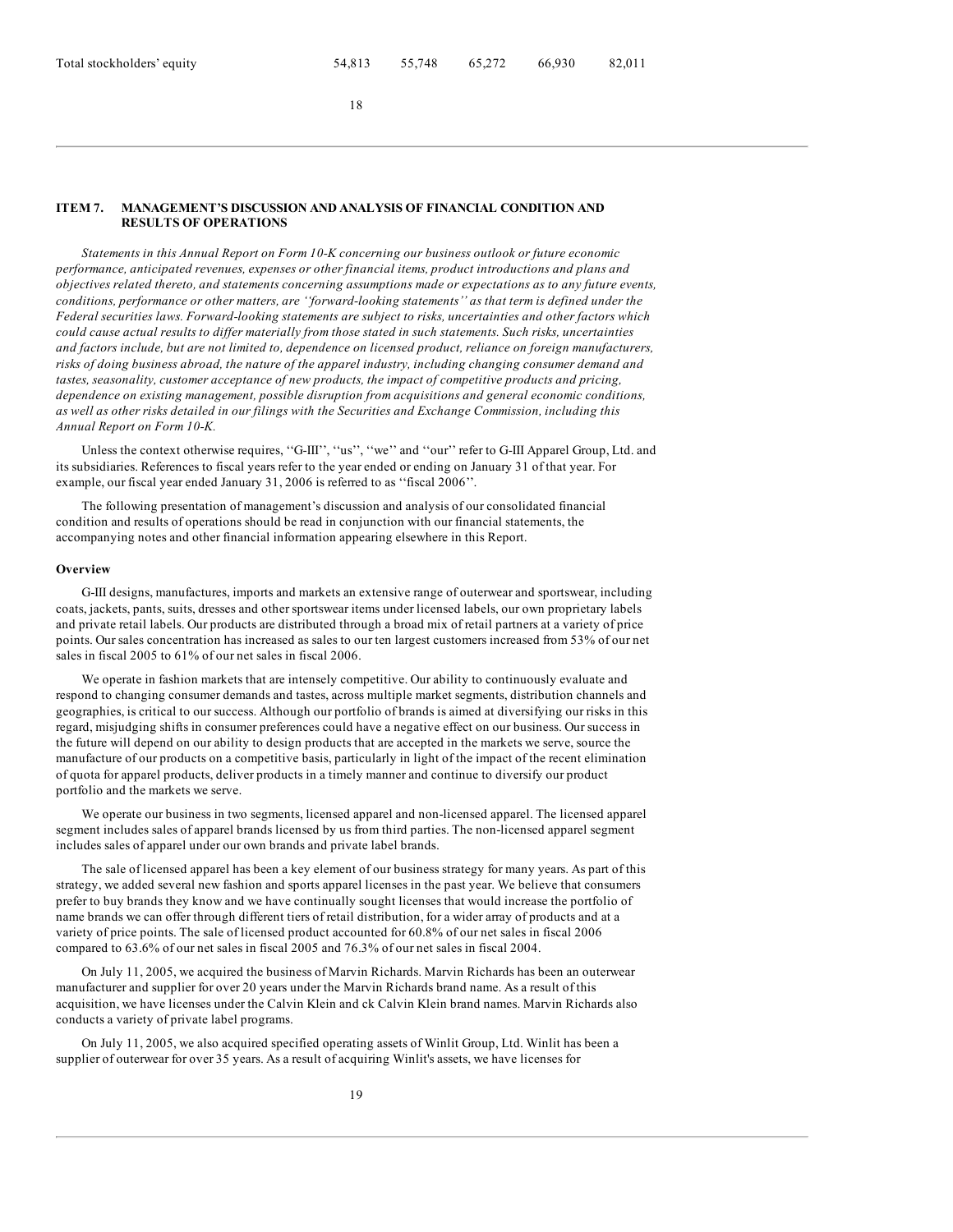| Total stockholders' equity | 54,813 | 55,748 | 65,272 | 66,930 | 82,011 |
|---|---|---|---|---|---|

## ITEM 7. MANAGEMENT'S DISCUSSION AND ANALYSIS OF FINANCIAL CONDITION AND RESULTS OF OPERATIONS

*Statements in this Annual Report on Form 10-K concerning our business outlook or future economic performance, anticipated revenues, expenses or other financial items, product introductions and plans and objectives related thereto, and statements concerning assumptions made or expectations as to any future events, conditions, performance or other matters, are ''forward-looking statements'' as that term is defined under the Federal securities laws. Forward-looking statements are subject to risks, uncertainties and other factors which could cause actual results to differ materially from those stated in such statements. Such risks, uncertainties and factors include, but are not limited to, dependence on licensed product, reliance on foreign manufacturers, risks of doing business abroad, the nature of the apparel industry, including changing consumer demand and tastes, seasonality, customer acceptance of new products, the impact of competitive products and pricing, dependence on existing management, possible disruption from acquisitions and general economic conditions, as well as other risks detailed in our filings with the Securities and Exchange Commission, including this Annual Report on Form 10-K.*

Unless the context otherwise requires, ''G-III'', ''us'', ''we'' and ''our'' refer to G-III Apparel Group, Ltd. and its subsidiaries. References to fiscal years refer to the year ended or ending on January 31 of that year. For example, our fiscal year ended January 31, 2006 is referred to as ''fiscal 2006''.

The following presentation of management's discussion and analysis of our consolidated financial condition and results of operations should be read in conjunction with our financial statements, the accompanying notes and other financial information appearing elsewhere in this Report.

**Overview**

G-III designs, manufactures, imports and markets an extensive range of outerwear and sportswear, including coats, jackets, pants, suits, dresses and other sportswear items under licensed labels, our own proprietary labels and private retail labels. Our products are distributed through a broad mix of retail partners at a variety of price points. Our sales concentration has increased as sales to our ten largest customers increased from 53% of our net sales in fiscal 2005 to 61% of our net sales in fiscal 2006.

We operate in fashion markets that are intensely competitive. Our ability to continuously evaluate and respond to changing consumer demands and tastes, across multiple market segments, distribution channels and geographies, is critical to our success. Although our portfolio of brands is aimed at diversifying our risks in this regard, misjudging shifts in consumer preferences could have a negative effect on our business. Our success in the future will depend on our ability to design products that are accepted in the markets we serve, source the manufacture of our products on a competitive basis, particularly in light of the impact of the recent elimination of quota for apparel products, deliver products in a timely manner and continue to diversify our product portfolio and the markets we serve.

We operate our business in two segments, licensed apparel and non-licensed apparel. The licensed apparel segment includes sales of apparel brands licensed by us from third parties. The non-licensed apparel segment includes sales of apparel under our own brands and private label brands.

The sale of licensed apparel has been a key element of our business strategy for many years. As part of this strategy, we added several new fashion and sports apparel licenses in the past year. We believe that consumers prefer to buy brands they know and we have continually sought licenses that would increase the portfolio of name brands we can offer through different tiers of retail distribution, for a wider array of products and at a variety of price points. The sale of licensed product accounted for 60.8% of our net sales in fiscal 2006 compared to 63.6% of our net sales in fiscal 2005 and 76.3% of our net sales in fiscal 2004.

On July 11, 2005, we acquired the business of Marvin Richards. Marvin Richards has been an outerwear manufacturer and supplier for over 20 years under the Marvin Richards brand name. As a result of this acquisition, we have licenses under the Calvin Klein and ck Calvin Klein brand names. Marvin Richards also conducts a variety of private label programs.

On July 11, 2005, we also acquired specified operating assets of Winlit Group, Ltd. Winlit has been a supplier of outerwear for over 35 years. As a result of acquiring Winlit's assets, we have licenses for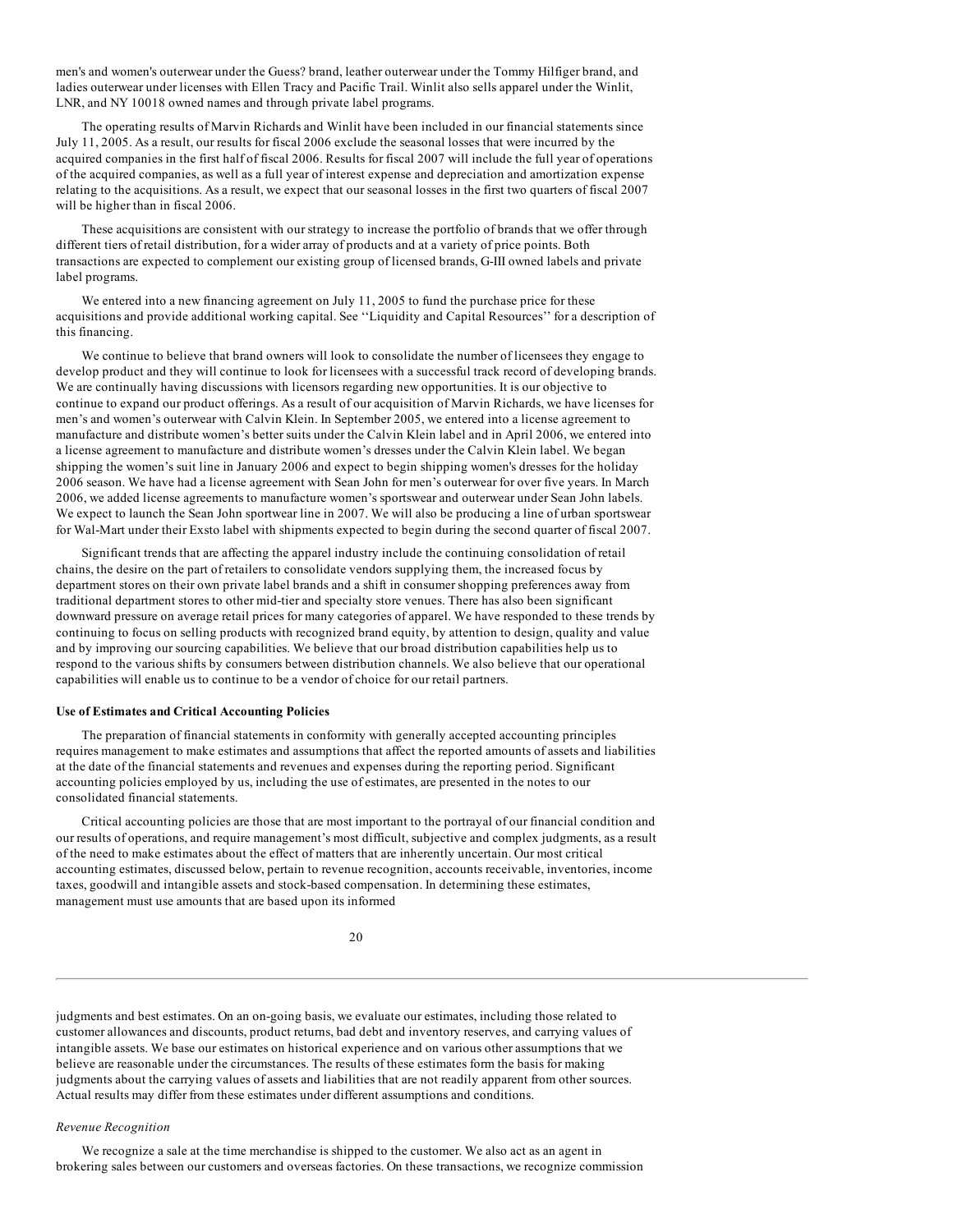men's and women's outerwear under the Guess? brand, leather outerwear under the Tommy Hilfiger brand, and ladies outerwear under licenses with Ellen Tracy and Pacific Trail. Winlit also sells apparel under the Winlit, LNR, and NY 10018 owned names and through private label programs.

The operating results of Marvin Richards and Winlit have been included in our financial statements since July 11, 2005. As a result, our results for fiscal 2006 exclude the seasonal losses that were incurred by the acquired companies in the first half of fiscal 2006. Results for fiscal 2007 will include the full year of operations of the acquired companies, as well as a full year of interest expense and depreciation and amortization expense relating to the acquisitions. As a result, we expect that our seasonal losses in the first two quarters of fiscal 2007 will be higher than in fiscal 2006.

These acquisitions are consistent with our strategy to increase the portfolio of brands that we offer through different tiers of retail distribution, for a wider array of products and at a variety of price points. Both transactions are expected to complement our existing group of licensed brands, G-III owned labels and private label programs.

We entered into a new financing agreement on July 11, 2005 to fund the purchase price for these acquisitions and provide additional working capital. See ''Liquidity and Capital Resources'' for a description of this financing.

We continue to believe that brand owners will look to consolidate the number of licensees they engage to develop product and they will continue to look for licensees with a successful track record of developing brands. We are continually having discussions with licensors regarding new opportunities. It is our objective to continue to expand our product offerings. As a result of our acquisition of Marvin Richards, we have licenses for men's and women's outerwear with Calvin Klein. In September 2005, we entered into a license agreement to manufacture and distribute women's better suits under the Calvin Klein label and in April 2006, we entered into a license agreement to manufacture and distribute women's dresses under the Calvin Klein label. We began shipping the women's suit line in January 2006 and expect to begin shipping women's dresses for the holiday 2006 season. We have had a license agreement with Sean John for men's outerwear for over five years. In March 2006, we added license agreements to manufacture women's sportswear and outerwear under Sean John labels. We expect to launch the Sean John sportwear line in 2007. We will also be producing a line of urban sportswear for Wal-Mart under their Exsto label with shipments expected to begin during the second quarter of fiscal 2007.

Significant trends that are affecting the apparel industry include the continuing consolidation of retail chains, the desire on the part of retailers to consolidate vendors supplying them, the increased focus by department stores on their own private label brands and a shift in consumer shopping preferences away from traditional department stores to other mid-tier and specialty store venues. There has also been significant downward pressure on average retail prices for many categories of apparel. We have responded to these trends by continuing to focus on selling products with recognized brand equity, by attention to design, quality and value and by improving our sourcing capabilities. We believe that our broad distribution capabilities help us to respond to the various shifts by consumers between distribution channels. We also believe that our operational capabilities will enable us to continue to be a vendor of choice for our retail partners.

**Use of Estimates and Critical Accounting Policies**

The preparation of financial statements in conformity with generally accepted accounting principles requires management to make estimates and assumptions that affect the reported amounts of assets and liabilities at the date of the financial statements and revenues and expenses during the reporting period. Significant accounting policies employed by us, including the use of estimates, are presented in the notes to our consolidated financial statements.

Critical accounting policies are those that are most important to the portrayal of our financial condition and our results of operations, and require management's most difficult, subjective and complex judgments, as a result of the need to make estimates about the effect of matters that are inherently uncertain. Our most critical accounting estimates, discussed below, pertain to revenue recognition, accounts receivable, inventories, income taxes, goodwill and intangible assets and stock-based compensation. In determining these estimates, management must use amounts that are based upon its informed judgments and best estimates. On an on-going basis, we evaluate our estimates, including those related to customer allowances and discounts, product returns, bad debt and inventory reserves, and carrying values of intangible assets. We base our estimates on historical experience and on various other assumptions that we believe are reasonable under the circumstances. The results of these estimates form the basis for making judgments about the carrying values of assets and liabilities that are not readily apparent from other sources. Actual results may differ from these estimates under different assumptions and conditions.

*Revenue Recognition*

We recognize a sale at the time merchandise is shipped to the customer. We also act as an agent in brokering sales between our customers and overseas factories. On these transactions, we recognize commission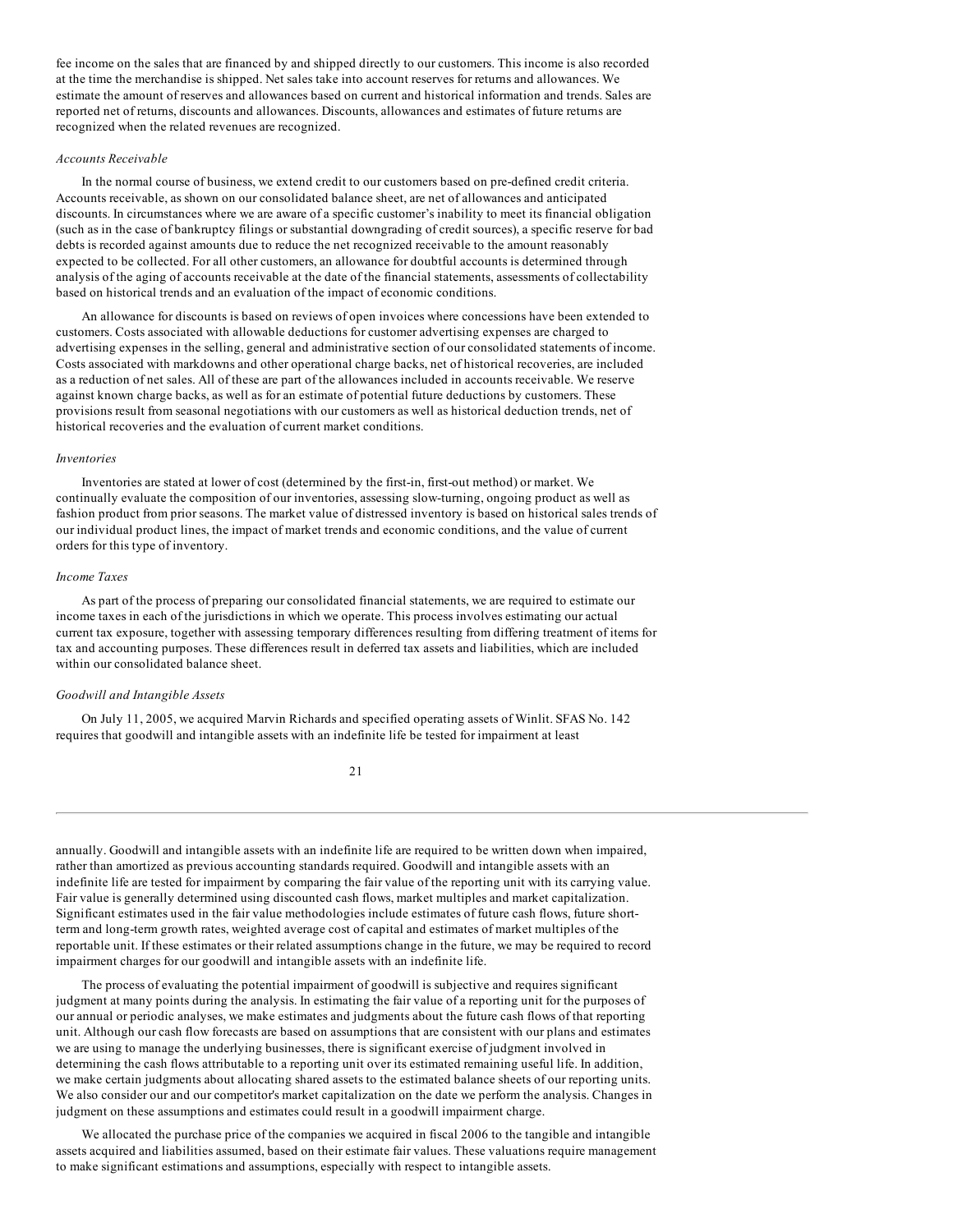fee income on the sales that are financed by and shipped directly to our customers. This income is also recorded at the time the merchandise is shipped. Net sales take into account reserves for returns and allowances. We estimate the amount of reserves and allowances based on current and historical information and trends. Sales are reported net of returns, discounts and allowances. Discounts, allowances and estimates of future returns are recognized when the related revenues are recognized.

*Accounts Receivable*

In the normal course of business, we extend credit to our customers based on pre-defined credit criteria. Accounts receivable, as shown on our consolidated balance sheet, are net of allowances and anticipated discounts. In circumstances where we are aware of a specific customer's inability to meet its financial obligation (such as in the case of bankruptcy filings or substantial downgrading of credit sources), a specific reserve for bad debts is recorded against amounts due to reduce the net recognized receivable to the amount reasonably expected to be collected. For all other customers, an allowance for doubtful accounts is determined through analysis of the aging of accounts receivable at the date of the financial statements, assessments of collectability based on historical trends and an evaluation of the impact of economic conditions.

An allowance for discounts is based on reviews of open invoices where concessions have been extended to customers. Costs associated with allowable deductions for customer advertising expenses are charged to advertising expenses in the selling, general and administrative section of our consolidated statements of income. Costs associated with markdowns and other operational charge backs, net of historical recoveries, are included as a reduction of net sales. All of these are part of the allowances included in accounts receivable. We reserve against known charge backs, as well as for an estimate of potential future deductions by customers. These provisions result from seasonal negotiations with our customers as well as historical deduction trends, net of historical recoveries and the evaluation of current market conditions.

*Inventories*

Inventories are stated at lower of cost (determined by the first-in, first-out method) or market. We continually evaluate the composition of our inventories, assessing slow-turning, ongoing product as well as fashion product from prior seasons. The market value of distressed inventory is based on historical sales trends of our individual product lines, the impact of market trends and economic conditions, and the value of current orders for this type of inventory.

*Income Taxes*

As part of the process of preparing our consolidated financial statements, we are required to estimate our income taxes in each of the jurisdictions in which we operate. This process involves estimating our actual current tax exposure, together with assessing temporary differences resulting from differing treatment of items for tax and accounting purposes. These differences result in deferred tax assets and liabilities, which are included within our consolidated balance sheet.

*Goodwill and Intangible Assets*

On July 11, 2005, we acquired Marvin Richards and specified operating assets of Winlit. SFAS No. 142 requires that goodwill and intangible assets with an indefinite life be tested for impairment at least annually. Goodwill and intangible assets with an indefinite life are required to be written down when impaired, rather than amortized as previous accounting standards required. Goodwill and intangible assets with an indefinite life are tested for impairment by comparing the fair value of the reporting unit with its carrying value. Fair value is generally determined using discounted cash flows, market multiples and market capitalization. Significant estimates used in the fair value methodologies include estimates of future cash flows, future short-term and long-term growth rates, weighted average cost of capital and estimates of market multiples of the reportable unit. If these estimates or their related assumptions change in the future, we may be required to record impairment charges for our goodwill and intangible assets with an indefinite life.

The process of evaluating the potential impairment of goodwill is subjective and requires significant judgment at many points during the analysis. In estimating the fair value of a reporting unit for the purposes of our annual or periodic analyses, we make estimates and judgments about the future cash flows of that reporting unit. Although our cash flow forecasts are based on assumptions that are consistent with our plans and estimates we are using to manage the underlying businesses, there is significant exercise of judgment involved in determining the cash flows attributable to a reporting unit over its estimated remaining useful life. In addition, we make certain judgments about allocating shared assets to the estimated balance sheets of our reporting units. We also consider our and our competitor's market capitalization on the date we perform the analysis. Changes in judgment on these assumptions and estimates could result in a goodwill impairment charge.

We allocated the purchase price of the companies we acquired in fiscal 2006 to the tangible and intangible assets acquired and liabilities assumed, based on their estimate fair values. These valuations require management to make significant estimations and assumptions, especially with respect to intangible assets.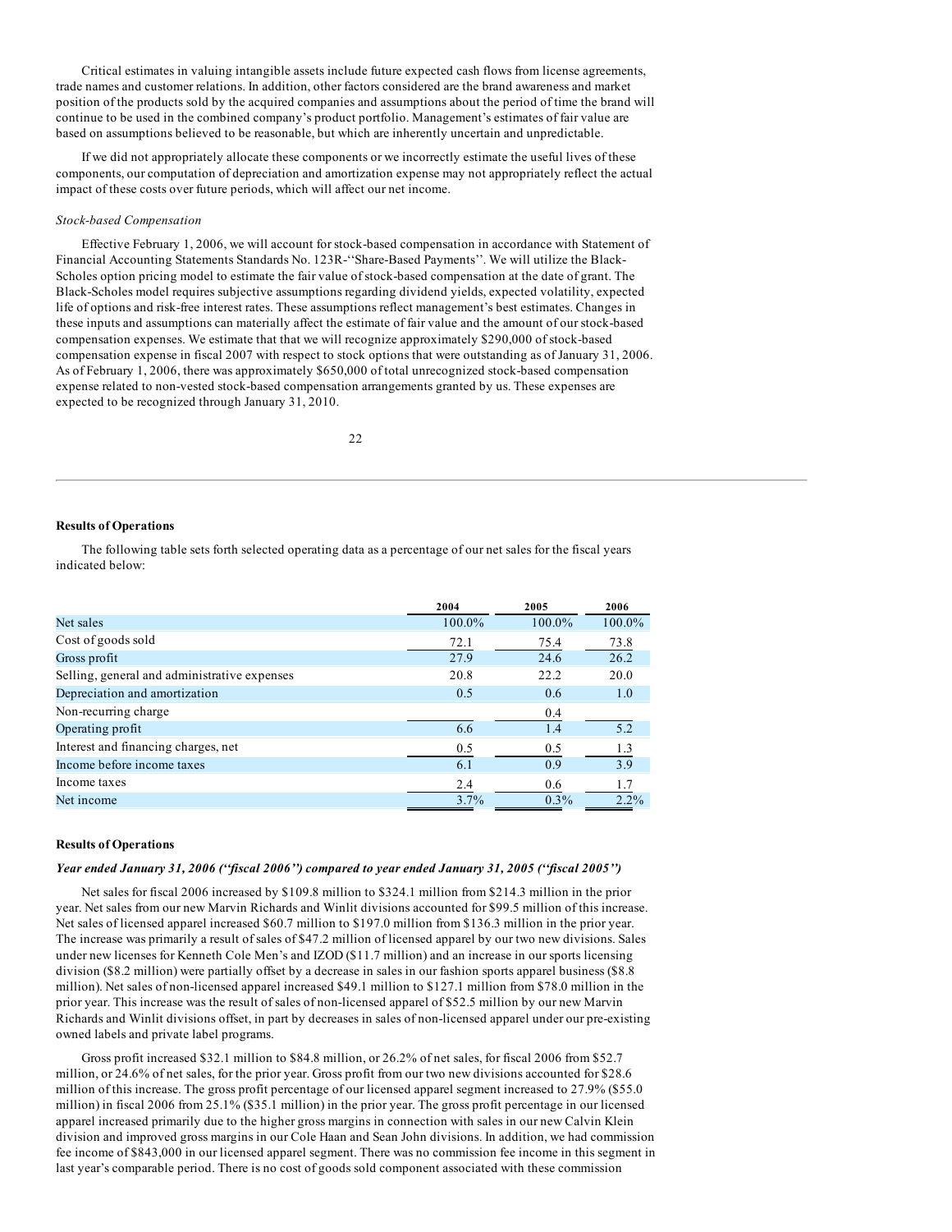Critical estimates in valuing intangible assets include future expected cash flows from license agreements, trade names and customer relations. In addition, other factors considered are the brand awareness and market position of the products sold by the acquired companies and assumptions about the period of time the brand will continue to be used in the combined company's product portfolio. Management's estimates of fair value are based on assumptions believed to be reasonable, but which are inherently uncertain and unpredictable.

If we did not appropriately allocate these components or we incorrectly estimate the useful lives of these components, our computation of depreciation and amortization expense may not appropriately reflect the actual impact of these costs over future periods, which will affect our net income.

*Stock-based Compensation*

Effective February 1, 2006, we will account for stock-based compensation in accordance with Statement of Financial Accounting Statements Standards No. 123R-''Share-Based Payments''. We will utilize the Black-Scholes option pricing model to estimate the fair value of stock-based compensation at the date of grant. The Black-Scholes model requires subjective assumptions regarding dividend yields, expected volatility, expected life of options and risk-free interest rates. These assumptions reflect management's best estimates. Changes in these inputs and assumptions can materially affect the estimate of fair value and the amount of our stock-based compensation expenses. We estimate that that we will recognize approximately $290,000 of stock-based compensation expense in fiscal 2007 with respect to stock options that were outstanding as of January 31, 2006. As of February 1, 2006, there was approximately $650,000 of total unrecognized stock-based compensation expense related to non-vested stock-based compensation arrangements granted by us. These expenses are expected to be recognized through January 31, 2010.

**Results of Operations**

The following table sets forth selected operating data as a percentage of our net sales for the fiscal years indicated below:

| | 2004 | 2005 | 2006 |
|---|---|---|---|
| Net sales | 100.0% | 100.0% | 100.0% |
| Cost of goods sold | 72.1 | 75.4 | 73.8 |
| Gross profit | 27.9 | 24.6 | 26.2 |
| Selling, general and administrative expenses | 20.8 | 22.2 | 20.0 |
| Depreciation and amortization | 0.5 | 0.6 | 1.0 |
| Non-recurring charge | | 0.4 | |
| Operating profit | 6.6 | 1.4 | 5.2 |
| Interest and financing charges, net | 0.5 | 0.5 | 1.3 |
| Income before income taxes | 6.1 | 0.9 | 3.9 |
| Income taxes | 2.4 | 0.6 | 1.7 |
| Net income | 3.7% | 0.3% | 2.2% |

**Results of Operations**

***Year ended January 31, 2006 (''fiscal 2006'') compared to year ended January 31, 2005 (''fiscal 2005'')***

Net sales for fiscal 2006 increased by $109.8 million to $324.1 million from $214.3 million in the prior year. Net sales from our new Marvin Richards and Winlit divisions accounted for $99.5 million of this increase. Net sales of licensed apparel increased $60.7 million to $197.0 million from $136.3 million in the prior year. The increase was primarily a result of sales of $47.2 million of licensed apparel by our two new divisions. Sales under new licenses for Kenneth Cole Men's and IZOD ($11.7 million) and an increase in our sports licensing division ($8.2 million) were partially offset by a decrease in sales in our fashion sports apparel business ($8.8 million). Net sales of non-licensed apparel increased $49.1 million to $127.1 million from $78.0 million in the prior year. This increase was the result of sales of non-licensed apparel of $52.5 million by our new Marvin Richards and Winlit divisions offset, in part by decreases in sales of non-licensed apparel under our pre-existing owned labels and private label programs.

Gross profit increased $32.1 million to $84.8 million, or 26.2% of net sales, for fiscal 2006 from $52.7 million, or 24.6% of net sales, for the prior year. Gross profit from our two new divisions accounted for $28.6 million of this increase. The gross profit percentage of our licensed apparel segment increased to 27.9% ($55.0 million) in fiscal 2006 from 25.1% ($35.1 million) in the prior year. The gross profit percentage in our licensed apparel increased primarily due to the higher gross margins in connection with sales in our new Calvin Klein division and improved gross margins in our Cole Haan and Sean John divisions. In addition, we had commission fee income of $843,000 in our licensed apparel segment. There was no commission fee income in this segment in last year's comparable period. There is no cost of goods sold component associated with these commission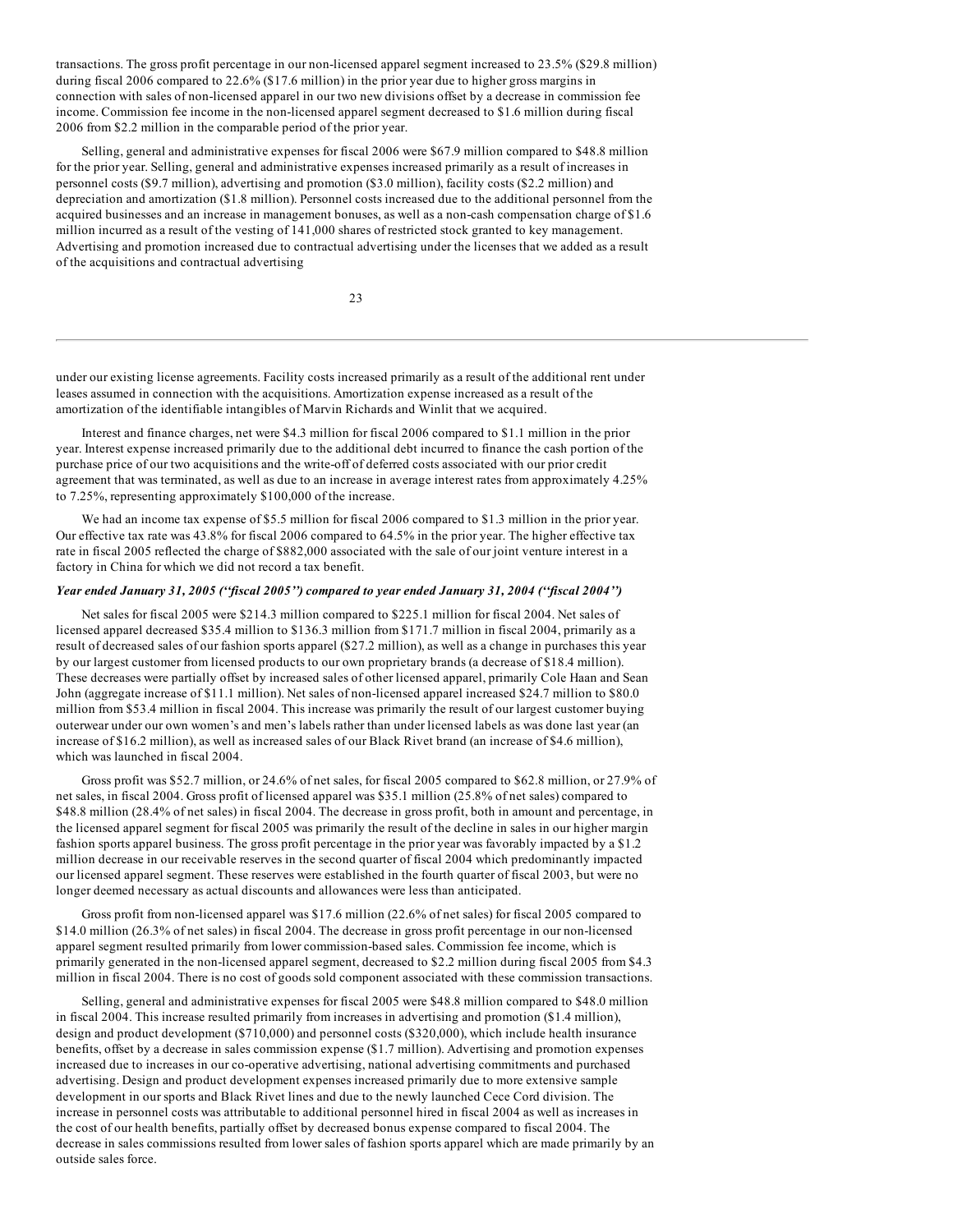transactions. The gross profit percentage in our non-licensed apparel segment increased to 23.5% ($29.8 million) during fiscal 2006 compared to 22.6% ($17.6 million) in the prior year due to higher gross margins in connection with sales of non-licensed apparel in our two new divisions offset by a decrease in commission fee income. Commission fee income in the non-licensed apparel segment decreased to $1.6 million during fiscal 2006 from $2.2 million in the comparable period of the prior year.

Selling, general and administrative expenses for fiscal 2006 were $67.9 million compared to $48.8 million for the prior year. Selling, general and administrative expenses increased primarily as a result of increases in personnel costs ($9.7 million), advertising and promotion ($3.0 million), facility costs ($2.2 million) and depreciation and amortization ($1.8 million). Personnel costs increased due to the additional personnel from the acquired businesses and an increase in management bonuses, as well as a non-cash compensation charge of $1.6 million incurred as a result of the vesting of 141,000 shares of restricted stock granted to key management. Advertising and promotion increased due to contractual advertising under the licenses that we added as a result of the acquisitions and contractual advertising under our existing license agreements. Facility costs increased primarily as a result of the additional rent under leases assumed in connection with the acquisitions. Amortization expense increased as a result of the amortization of the identifiable intangibles of Marvin Richards and Winlit that we acquired.

Interest and finance charges, net were $4.3 million for fiscal 2006 compared to $1.1 million in the prior year. Interest expense increased primarily due to the additional debt incurred to finance the cash portion of the purchase price of our two acquisitions and the write-off of deferred costs associated with our prior credit agreement that was terminated, as well as due to an increase in average interest rates from approximately 4.25% to 7.25%, representing approximately $100,000 of the increase.

We had an income tax expense of $5.5 million for fiscal 2006 compared to $1.3 million in the prior year. Our effective tax rate was 43.8% for fiscal 2006 compared to 64.5% in the prior year. The higher effective tax rate in fiscal 2005 reflected the charge of $882,000 associated with the sale of our joint venture interest in a factory in China for which we did not record a tax benefit.

***Year ended January 31, 2005 ("fiscal 2005") compared to year ended January 31, 2004 ("fiscal 2004")***

Net sales for fiscal 2005 were $214.3 million compared to $225.1 million for fiscal 2004. Net sales of licensed apparel decreased $35.4 million to $136.3 million from $171.7 million in fiscal 2004, primarily as a result of decreased sales of our fashion sports apparel ($27.2 million), as well as a change in purchases this year by our largest customer from licensed products to our own proprietary brands (a decrease of $18.4 million). These decreases were partially offset by increased sales of other licensed apparel, primarily Cole Haan and Sean John (aggregate increase of $11.1 million). Net sales of non-licensed apparel increased $24.7 million to $80.0 million from $53.4 million in fiscal 2004. This increase was primarily the result of our largest customer buying outerwear under our own women's and men's labels rather than under licensed labels as was done last year (an increase of $16.2 million), as well as increased sales of our Black Rivet brand (an increase of $4.6 million), which was launched in fiscal 2004.

Gross profit was $52.7 million, or 24.6% of net sales, for fiscal 2005 compared to $62.8 million, or 27.9% of net sales, in fiscal 2004. Gross profit of licensed apparel was $35.1 million (25.8% of net sales) compared to $48.8 million (28.4% of net sales) in fiscal 2004. The decrease in gross profit, both in amount and percentage, in the licensed apparel segment for fiscal 2005 was primarily the result of the decline in sales in our higher margin fashion sports apparel business. The gross profit percentage in the prior year was favorably impacted by a $1.2 million decrease in our receivable reserves in the second quarter of fiscal 2004 which predominantly impacted our licensed apparel segment. These reserves were established in the fourth quarter of fiscal 2003, but were no longer deemed necessary as actual discounts and allowances were less than anticipated.

Gross profit from non-licensed apparel was $17.6 million (22.6% of net sales) for fiscal 2005 compared to $14.0 million (26.3% of net sales) in fiscal 2004. The decrease in gross profit percentage in our non-licensed apparel segment resulted primarily from lower commission-based sales. Commission fee income, which is primarily generated in the non-licensed apparel segment, decreased to $2.2 million during fiscal 2005 from $4.3 million in fiscal 2004. There is no cost of goods sold component associated with these commission transactions.

Selling, general and administrative expenses for fiscal 2005 were $48.8 million compared to $48.0 million in fiscal 2004. This increase resulted primarily from increases in advertising and promotion ($1.4 million), design and product development ($710,000) and personnel costs ($320,000), which include health insurance benefits, offset by a decrease in sales commission expense ($1.7 million). Advertising and promotion expenses increased due to increases in our co-operative advertising, national advertising commitments and purchased advertising. Design and product development expenses increased primarily due to more extensive sample development in our sports and Black Rivet lines and due to the newly launched Cece Cord division. The increase in personnel costs was attributable to additional personnel hired in fiscal 2004 as well as increases in the cost of our health benefits, partially offset by decreased bonus expense compared to fiscal 2004. The decrease in sales commissions resulted from lower sales of fashion sports apparel which are made primarily by an outside sales force.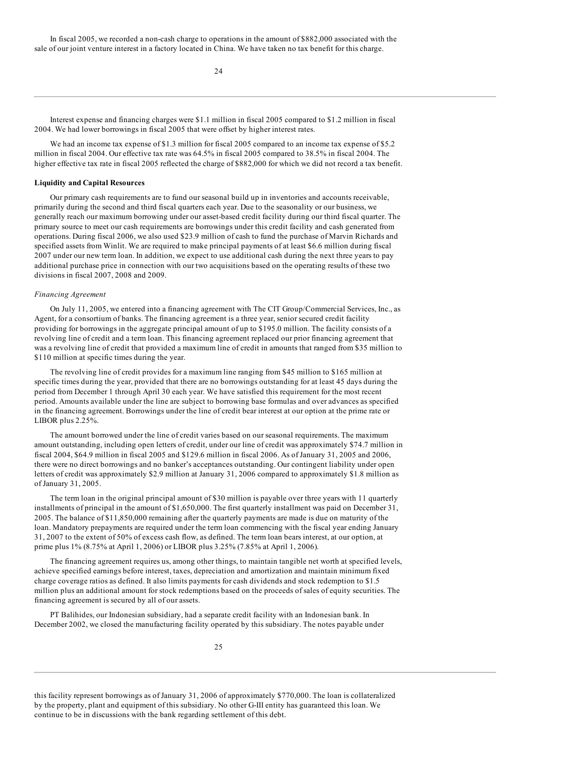In fiscal 2005, we recorded a non-cash charge to operations in the amount of $882,000 associated with the sale of our joint venture interest in a factory located in China. We have taken no tax benefit for this charge.

Interest expense and financing charges were $1.1 million in fiscal 2005 compared to $1.2 million in fiscal 2004. We had lower borrowings in fiscal 2005 that were offset by higher interest rates.

We had an income tax expense of $1.3 million for fiscal 2005 compared to an income tax expense of $5.2 million in fiscal 2004. Our effective tax rate was 64.5% in fiscal 2005 compared to 38.5% in fiscal 2004. The higher effective tax rate in fiscal 2005 reflected the charge of $882,000 for which we did not record a tax benefit.

**Liquidity and Capital Resources**

Our primary cash requirements are to fund our seasonal build up in inventories and accounts receivable, primarily during the second and third fiscal quarters each year. Due to the seasonality or our business, we generally reach our maximum borrowing under our asset-based credit facility during our third fiscal quarter. The primary source to meet our cash requirements are borrowings under this credit facility and cash generated from operations. During fiscal 2006, we also used $23.9 million of cash to fund the purchase of Marvin Richards and specified assets from Winlit. We are required to make principal payments of at least $6.6 million during fiscal 2007 under our new term loan. In addition, we expect to use additional cash during the next three years to pay additional purchase price in connection with our two acquisitions based on the operating results of these two divisions in fiscal 2007, 2008 and 2009.

*Financing Agreement*

On July 11, 2005, we entered into a financing agreement with The CIT Group/Commercial Services, Inc., as Agent, for a consortium of banks. The financing agreement is a three year, senior secured credit facility providing for borrowings in the aggregate principal amount of up to $195.0 million. The facility consists of a revolving line of credit and a term loan. This financing agreement replaced our prior financing agreement that was a revolving line of credit that provided a maximum line of credit in amounts that ranged from $35 million to $110 million at specific times during the year.

The revolving line of credit provides for a maximum line ranging from $45 million to $165 million at specific times during the year, provided that there are no borrowings outstanding for at least 45 days during the period from December 1 through April 30 each year. We have satisfied this requirement for the most recent period. Amounts available under the line are subject to borrowing base formulas and over advances as specified in the financing agreement. Borrowings under the line of credit bear interest at our option at the prime rate or LIBOR plus 2.25%.

The amount borrowed under the line of credit varies based on our seasonal requirements. The maximum amount outstanding, including open letters of credit, under our line of credit was approximately $74.7 million in fiscal 2004, $64.9 million in fiscal 2005 and $129.6 million in fiscal 2006. As of January 31, 2005 and 2006, there were no direct borrowings and no banker's acceptances outstanding. Our contingent liability under open letters of credit was approximately $2.9 million at January 31, 2006 compared to approximately $1.8 million as of January 31, 2005.

The term loan in the original principal amount of $30 million is payable over three years with 11 quarterly installments of principal in the amount of $1,650,000. The first quarterly installment was paid on December 31, 2005. The balance of $11,850,000 remaining after the quarterly payments are made is due on maturity of the loan. Mandatory prepayments are required under the term loan commencing with the fiscal year ending January 31, 2007 to the extent of 50% of excess cash flow, as defined. The term loan bears interest, at our option, at prime plus 1% (8.75% at April 1, 2006) or LIBOR plus 3.25% (7.85% at April 1, 2006).

The financing agreement requires us, among other things, to maintain tangible net worth at specified levels, achieve specified earnings before interest, taxes, depreciation and amortization and maintain minimum fixed charge coverage ratios as defined. It also limits payments for cash dividends and stock redemption to $1.5 million plus an additional amount for stock redemptions based on the proceeds of sales of equity securities. The financing agreement is secured by all of our assets.

PT Balihides, our Indonesian subsidiary, had a separate credit facility with an Indonesian bank. In December 2002, we closed the manufacturing facility operated by this subsidiary. The notes payable under this facility represent borrowings as of January 31, 2006 of approximately $770,000. The loan is collateralized by the property, plant and equipment of this subsidiary. No other G-III entity has guaranteed this loan. We continue to be in discussions with the bank regarding settlement of this debt.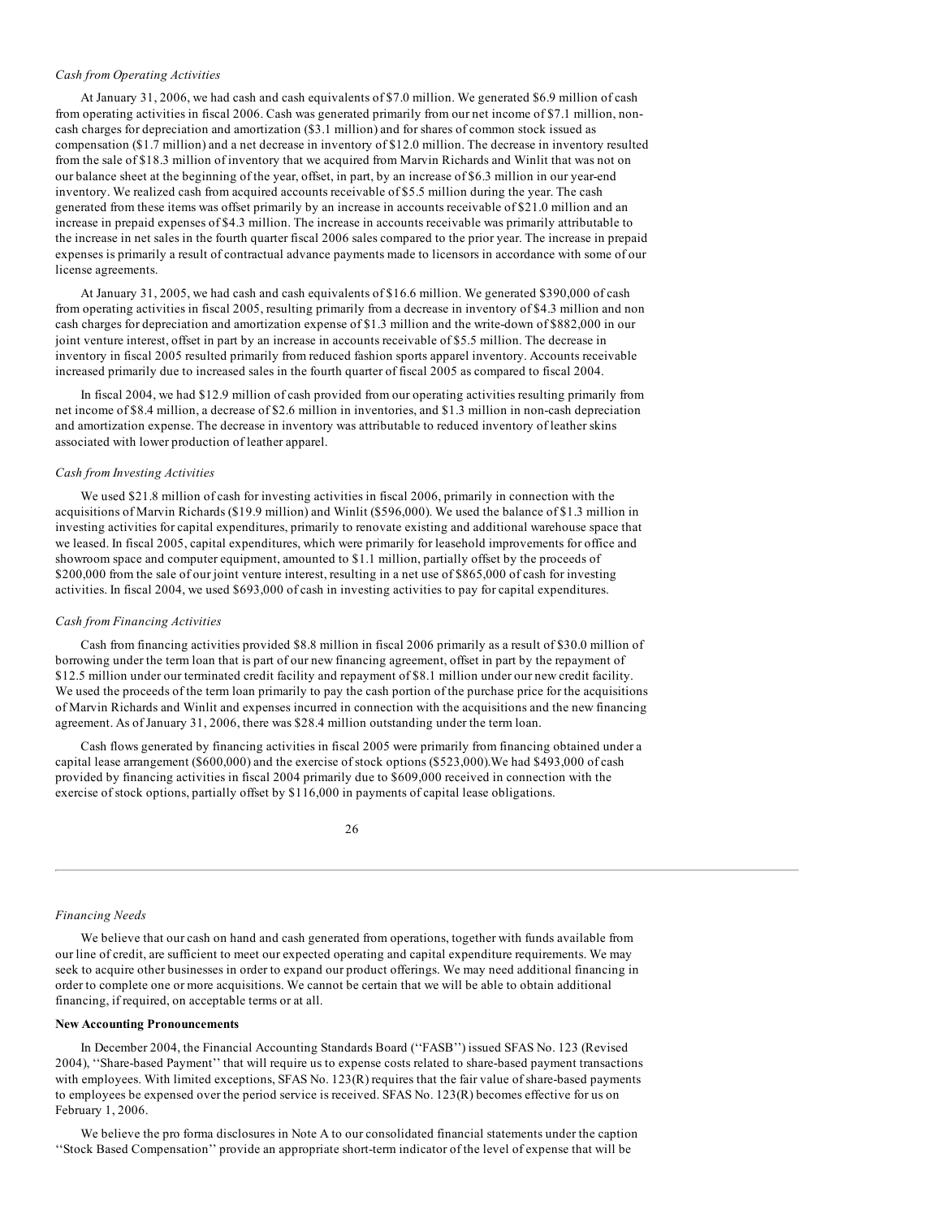*Cash from Operating Activities*

At January 31, 2006, we had cash and cash equivalents of $7.0 million. We generated $6.9 million of cash from operating activities in fiscal 2006. Cash was generated primarily from our net income of $7.1 million, non-cash charges for depreciation and amortization ($3.1 million) and for shares of common stock issued as compensation ($1.7 million) and a net decrease in inventory of $12.0 million. The decrease in inventory resulted from the sale of $18.3 million of inventory that we acquired from Marvin Richards and Winlit that was not on our balance sheet at the beginning of the year, offset, in part, by an increase of $6.3 million in our year-end inventory. We realized cash from acquired accounts receivable of $5.5 million during the year. The cash generated from these items was offset primarily by an increase in accounts receivable of $21.0 million and an increase in prepaid expenses of $4.3 million. The increase in accounts receivable was primarily attributable to the increase in net sales in the fourth quarter fiscal 2006 sales compared to the prior year. The increase in prepaid expenses is primarily a result of contractual advance payments made to licensors in accordance with some of our license agreements.

At January 31, 2005, we had cash and cash equivalents of $16.6 million. We generated $390,000 of cash from operating activities in fiscal 2005, resulting primarily from a decrease in inventory of $4.3 million and non cash charges for depreciation and amortization expense of $1.3 million and the write-down of $882,000 in our joint venture interest, offset in part by an increase in accounts receivable of $5.5 million. The decrease in inventory in fiscal 2005 resulted primarily from reduced fashion sports apparel inventory. Accounts receivable increased primarily due to increased sales in the fourth quarter of fiscal 2005 as compared to fiscal 2004.

In fiscal 2004, we had $12.9 million of cash provided from our operating activities resulting primarily from net income of $8.4 million, a decrease of $2.6 million in inventories, and $1.3 million in non-cash depreciation and amortization expense. The decrease in inventory was attributable to reduced inventory of leather skins associated with lower production of leather apparel.

*Cash from Investing Activities*

We used $21.8 million of cash for investing activities in fiscal 2006, primarily in connection with the acquisitions of Marvin Richards ($19.9 million) and Winlit ($596,000). We used the balance of $1.3 million in investing activities for capital expenditures, primarily to renovate existing and additional warehouse space that we leased. In fiscal 2005, capital expenditures, which were primarily for leasehold improvements for office and showroom space and computer equipment, amounted to $1.1 million, partially offset by the proceeds of $200,000 from the sale of our joint venture interest, resulting in a net use of $865,000 of cash for investing activities. In fiscal 2004, we used $693,000 of cash in investing activities to pay for capital expenditures.

*Cash from Financing Activities*

Cash from financing activities provided $8.8 million in fiscal 2006 primarily as a result of $30.0 million of borrowing under the term loan that is part of our new financing agreement, offset in part by the repayment of $12.5 million under our terminated credit facility and repayment of $8.1 million under our new credit facility. We used the proceeds of the term loan primarily to pay the cash portion of the purchase price for the acquisitions of Marvin Richards and Winlit and expenses incurred in connection with the acquisitions and the new financing agreement. As of January 31, 2006, there was $28.4 million outstanding under the term loan.

Cash flows generated by financing activities in fiscal 2005 were primarily from financing obtained under a capital lease arrangement ($600,000) and the exercise of stock options ($523,000).We had $493,000 of cash provided by financing activities in fiscal 2004 primarily due to $609,000 received in connection with the exercise of stock options, partially offset by $116,000 in payments of capital lease obligations.

*Financing Needs*

We believe that our cash on hand and cash generated from operations, together with funds available from our line of credit, are sufficient to meet our expected operating and capital expenditure requirements. We may seek to acquire other businesses in order to expand our product offerings. We may need additional financing in order to complete one or more acquisitions. We cannot be certain that we will be able to obtain additional financing, if required, on acceptable terms or at all.

**New Accounting Pronouncements**

In December 2004, the Financial Accounting Standards Board (''FASB'') issued SFAS No. 123 (Revised 2004), ''Share-based Payment'' that will require us to expense costs related to share-based payment transactions with employees. With limited exceptions, SFAS No. 123(R) requires that the fair value of share-based payments to employees be expensed over the period service is received. SFAS No. 123(R) becomes effective for us on February 1, 2006.

We believe the pro forma disclosures in Note A to our consolidated financial statements under the caption ''Stock Based Compensation'' provide an appropriate short-term indicator of the level of expense that will be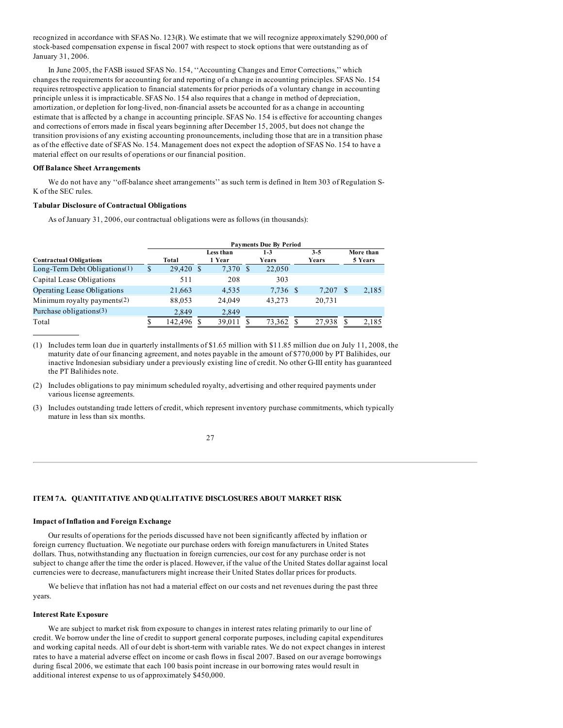recognized in accordance with SFAS No. 123(R). We estimate that we will recognize approximately $290,000 of stock-based compensation expense in fiscal 2007 with respect to stock options that were outstanding as of January 31, 2006.

In June 2005, the FASB issued SFAS No. 154, ''Accounting Changes and Error Corrections,'' which changes the requirements for accounting for and reporting of a change in accounting principles. SFAS No. 154 requires retrospective application to financial statements for prior periods of a voluntary change in accounting principle unless it is impracticable. SFAS No. 154 also requires that a change in method of depreciation, amortization, or depletion for long-lived, non-financial assets be accounted for as a change in accounting estimate that is affected by a change in accounting principle. SFAS No. 154 is effective for accounting changes and corrections of errors made in fiscal years beginning after December 15, 2005, but does not change the transition provisions of any existing accounting pronouncements, including those that are in a transition phase as of the effective date of SFAS No. 154. Management does not expect the adoption of SFAS No. 154 to have a material effect on our results of operations or our financial position.

**Off Balance Sheet Arrangements**

We do not have any ''off-balance sheet arrangements'' as such term is defined in Item 303 of Regulation S-K of the SEC rules.

**Tabular Disclosure of Contractual Obligations**

As of January 31, 2006, our contractual obligations were as follows (in thousands):

| | Payments Due By Period | | | | |
|---|---|---|---|---|---|
| **Contractual Obligations** | **Total** | **Less than 1 Year** | **1-3 Years** | **3-5 Years** | **More than 5 Years** |
| Long-Term Debt Obligations(1) | $ 29,420 | $ 7,370 | $ 22,050 | | |
| Capital Lease Obligations | 511 | 208 | 303 | | |
| Operating Lease Obligations | 21,663 | 4,535 | 7,736 | $ 7,207 | $ 2,185 |
| Minimum royalty payments(2) | 88,053 | 24,049 | 43,273 | 20,731 | |
| Purchase obligations(3) | 2,849 | 2,849 | | | |
| Total | $ 142,496 | $ 39,011 | $ 73,362 | $ 27,938 | $ 2,185 |

(1) Includes term loan due in quarterly installments of $1.65 million with $11.85 million due on July 11, 2008, the maturity date of our financing agreement, and notes payable in the amount of $770,000 by PT Balihides, our inactive Indonesian subsidiary under a previously existing line of credit. No other G-III entity has guaranteed the PT Balihides note.

(2) Includes obligations to pay minimum scheduled royalty, advertising and other required payments under various license agreements.

(3) Includes outstanding trade letters of credit, which represent inventory purchase commitments, which typically mature in less than six months.

## ITEM 7A. QUANTITATIVE AND QUALITATIVE DISCLOSURES ABOUT MARKET RISK

**Impact of Inflation and Foreign Exchange**

Our results of operations for the periods discussed have not been significantly affected by inflation or foreign currency fluctuation. We negotiate our purchase orders with foreign manufacturers in United States dollars. Thus, notwithstanding any fluctuation in foreign currencies, our cost for any purchase order is not subject to change after the time the order is placed. However, if the value of the United States dollar against local currencies were to decrease, manufacturers might increase their United States dollar prices for products.

We believe that inflation has not had a material effect on our costs and net revenues during the past three years.

**Interest Rate Exposure**

We are subject to market risk from exposure to changes in interest rates relating primarily to our line of credit. We borrow under the line of credit to support general corporate purposes, including capital expenditures and working capital needs. All of our debt is short-term with variable rates. We do not expect changes in interest rates to have a material adverse effect on income or cash flows in fiscal 2007. Based on our average borrowings during fiscal 2006, we estimate that each 100 basis point increase in our borrowing rates would result in additional interest expense to us of approximately $450,000.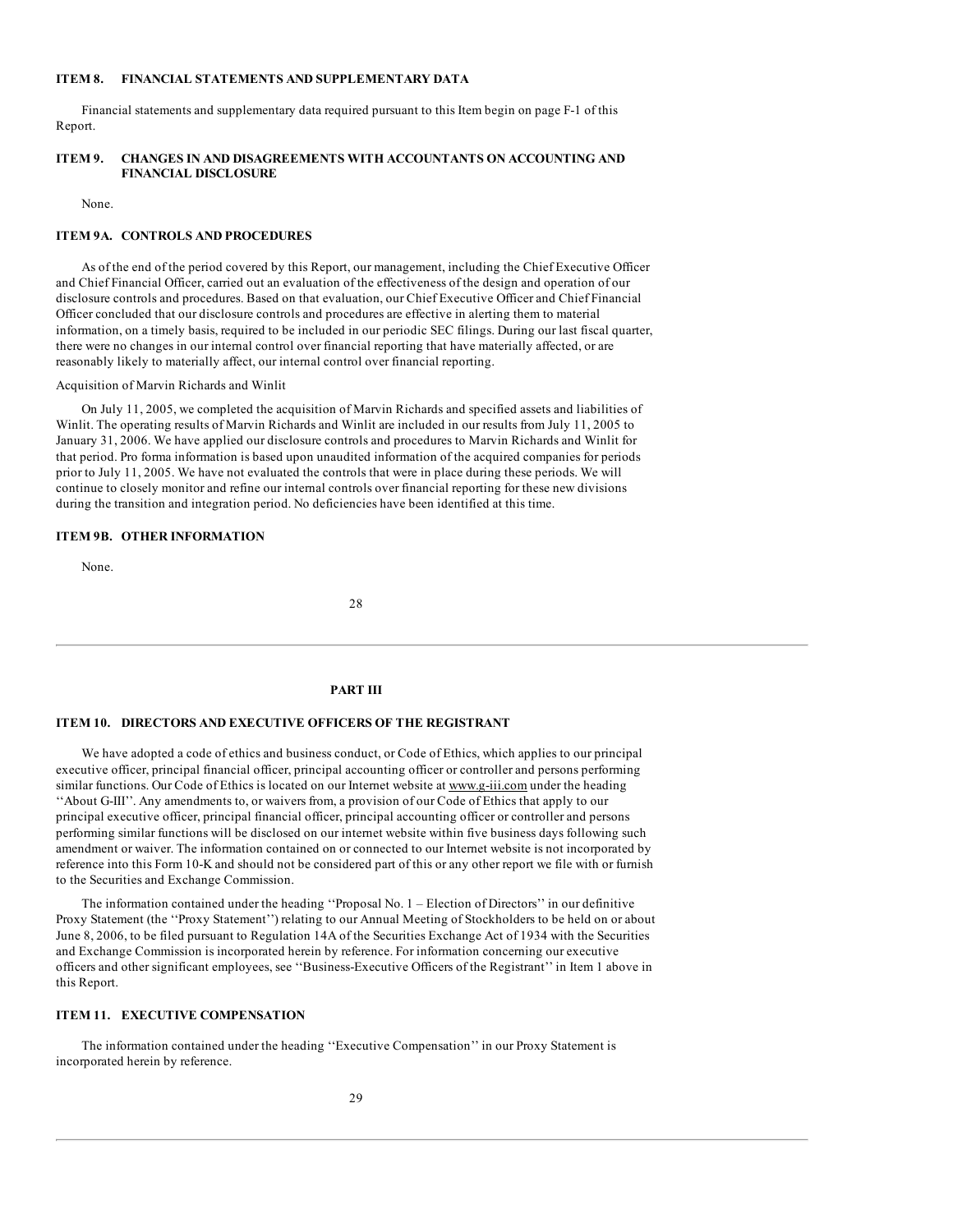## ITEM 8. FINANCIAL STATEMENTS AND SUPPLEMENTARY DATA

Financial statements and supplementary data required pursuant to this Item begin on page F-1 of this Report.

## ITEM 9. CHANGES IN AND DISAGREEMENTS WITH ACCOUNTANTS ON ACCOUNTING AND FINANCIAL DISCLOSURE

None.

## ITEM 9A. CONTROLS AND PROCEDURES

As of the end of the period covered by this Report, our management, including the Chief Executive Officer and Chief Financial Officer, carried out an evaluation of the effectiveness of the design and operation of our disclosure controls and procedures. Based on that evaluation, our Chief Executive Officer and Chief Financial Officer concluded that our disclosure controls and procedures are effective in alerting them to material information, on a timely basis, required to be included in our periodic SEC filings. During our last fiscal quarter, there were no changes in our internal control over financial reporting that have materially affected, or are reasonably likely to materially affect, our internal control over financial reporting.

Acquisition of Marvin Richards and Winlit

On July 11, 2005, we completed the acquisition of Marvin Richards and specified assets and liabilities of Winlit. The operating results of Marvin Richards and Winlit are included in our results from July 11, 2005 to January 31, 2006. We have applied our disclosure controls and procedures to Marvin Richards and Winlit for that period. Pro forma information is based upon unaudited information of the acquired companies for periods prior to July 11, 2005. We have not evaluated the controls that were in place during these periods. We will continue to closely monitor and refine our internal controls over financial reporting for these new divisions during the transition and integration period. No deficiencies have been identified at this time.

## ITEM 9B. OTHER INFORMATION

None.

# PART III

## ITEM 10. DIRECTORS AND EXECUTIVE OFFICERS OF THE REGISTRANT

We have adopted a code of ethics and business conduct, or Code of Ethics, which applies to our principal executive officer, principal financial officer, principal accounting officer or controller and persons performing similar functions. Our Code of Ethics is located on our Internet website at www.g-iii.com under the heading ''About G-III''. Any amendments to, or waivers from, a provision of our Code of Ethics that apply to our principal executive officer, principal financial officer, principal accounting officer or controller and persons performing similar functions will be disclosed on our internet website within five business days following such amendment or waiver. The information contained on or connected to our Internet website is not incorporated by reference into this Form 10-K and should not be considered part of this or any other report we file with or furnish to the Securities and Exchange Commission.

The information contained under the heading ''Proposal No. 1 – Election of Directors'' in our definitive Proxy Statement (the ''Proxy Statement'') relating to our Annual Meeting of Stockholders to be held on or about June 8, 2006, to be filed pursuant to Regulation 14A of the Securities Exchange Act of 1934 with the Securities and Exchange Commission is incorporated herein by reference. For information concerning our executive officers and other significant employees, see ''Business-Executive Officers of the Registrant'' in Item 1 above in this Report.

## ITEM 11. EXECUTIVE COMPENSATION

The information contained under the heading ''Executive Compensation'' in our Proxy Statement is incorporated herein by reference.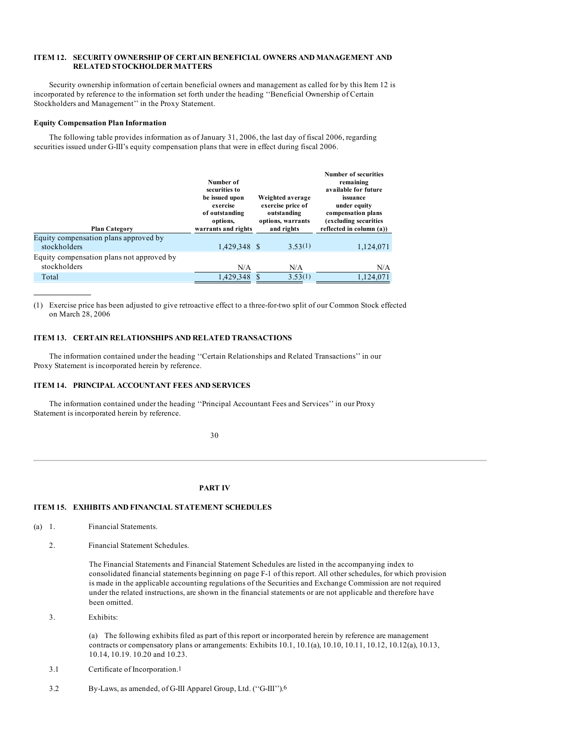### ITEM 12. SECURITY OWNERSHIP OF CERTAIN BENEFICIAL OWNERS AND MANAGEMENT AND RELATED STOCKHOLDER MATTERS

Security ownership information of certain beneficial owners and management as called for by this Item 12 is incorporated by reference to the information set forth under the heading ''Beneficial Ownership of Certain Stockholders and Management'' in the Proxy Statement.

**Equity Compensation Plan Information**

The following table provides information as of January 31, 2006, the last day of fiscal 2006, regarding securities issued under G-III's equity compensation plans that were in effect during fiscal 2006.

| Plan Category | Number of securities to be issued upon exercise of outstanding options, warrants and rights | Weighted average exercise price of outstanding options, warrants and rights | Number of securities remaining available for future issuance under equity compensation plans (excluding securities reflected in column (a)) |
|---|---|---|---|
| Equity compensation plans approved by stockholders | 1,429,348 | $ 3.53(1) | 1,124,071 |
| Equity compensation plans not approved by stockholders | N/A | N/A | N/A |
| Total | 1,429,348 | $ 3.53(1) | 1,124,071 |

(1) Exercise price has been adjusted to give retroactive effect to a three-for-two split of our Common Stock effected on March 28, 2006

### ITEM 13. CERTAIN RELATIONSHIPS AND RELATED TRANSACTIONS

The information contained under the heading ''Certain Relationships and Related Transactions'' in our Proxy Statement is incorporated herein by reference.

### ITEM 14. PRINCIPAL ACCOUNTANT FEES AND SERVICES

The information contained under the heading ''Principal Accountant Fees and Services'' in our Proxy Statement is incorporated herein by reference.

## PART IV

### ITEM 15. EXHIBITS AND FINANCIAL STATEMENT SCHEDULES

(a) 1. Financial Statements.

2. Financial Statement Schedules.

The Financial Statements and Financial Statement Schedules are listed in the accompanying index to consolidated financial statements beginning on page F-1 of this report. All other schedules, for which provision is made in the applicable accounting regulations of the Securities and Exchange Commission are not required under the related instructions, are shown in the financial statements or are not applicable and therefore have been omitted.

3. Exhibits:

(a) The following exhibits filed as part of this report or incorporated herein by reference are management contracts or compensatory plans or arrangements: Exhibits 10.1, 10.1(a), 10.10, 10.11, 10.12, 10.12(a), 10.13, 10.14, 10.19. 10.20 and 10.23.

3.1 Certificate of Incorporation.[1]

3.2 By-Laws, as amended, of G-III Apparel Group, Ltd. (''G-III'').[6]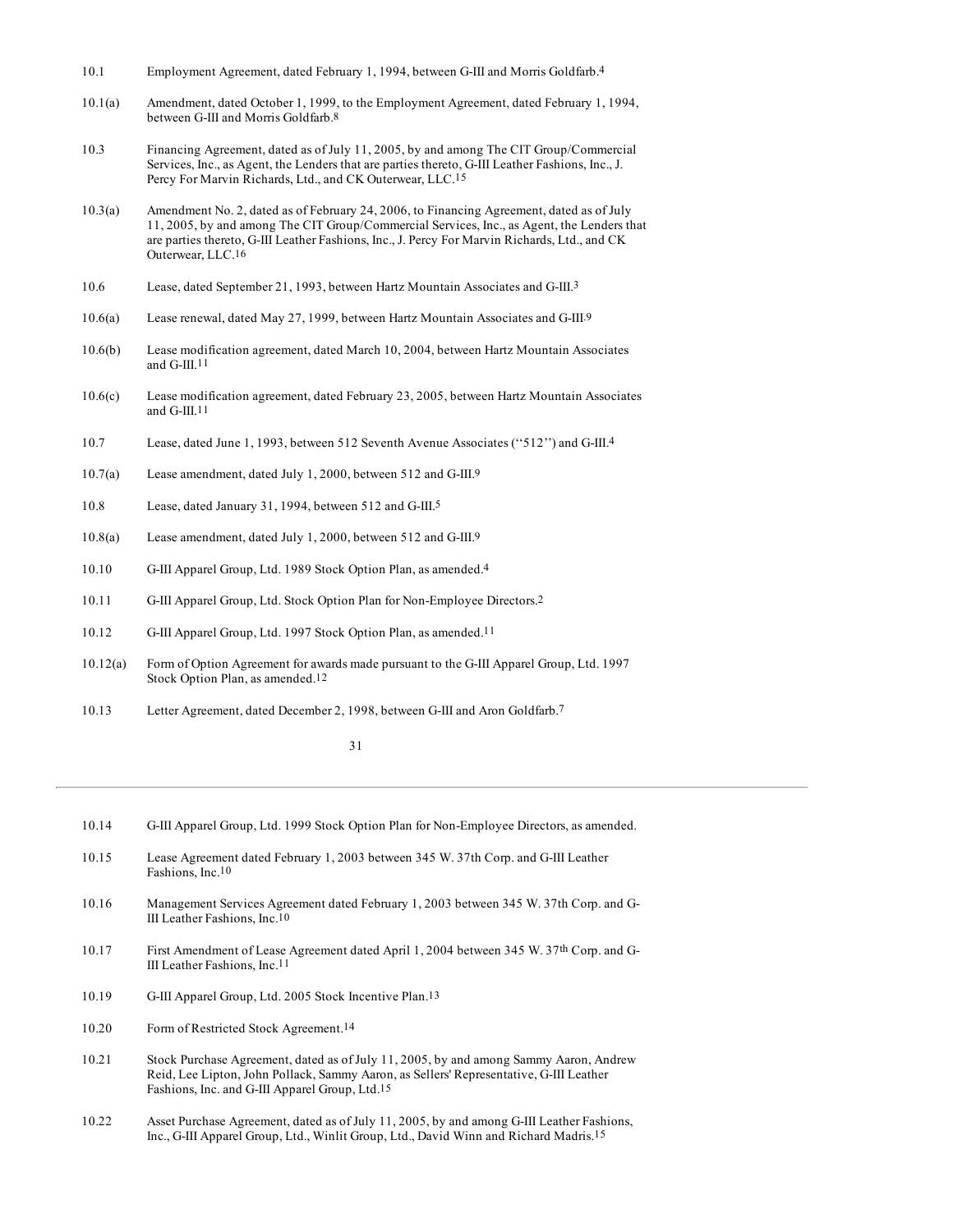| | |
|---|---|
| 10.1 | Employment Agreement, dated February 1, 1994, between G-III and Morris Goldfarb.[4] |
| 10.1(a) | Amendment, dated October 1, 1999, to the Employment Agreement, dated February 1, 1994, between G-III and Morris Goldfarb.[8] |
| 10.3 | Financing Agreement, dated as of July 11, 2005, by and among The CIT Group/Commercial Services, Inc., as Agent, the Lenders that are parties thereto, G-III Leather Fashions, Inc., J. Percy For Marvin Richards, Ltd., and CK Outerwear, LLC.[15] |
| 10.3(a) | Amendment No. 2, dated as of February 24, 2006, to Financing Agreement, dated as of July 11, 2005, by and among The CIT Group/Commercial Services, Inc., as Agent, the Lenders that are parties thereto, G-III Leather Fashions, Inc., J. Percy For Marvin Richards, Ltd., and CK Outerwear, LLC.[16] |
| 10.6 | Lease, dated September 21, 1993, between Hartz Mountain Associates and G-III.[3] |
| 10.6(a) | Lease renewal, dated May 27, 1999, between Hartz Mountain Associates and G-III.[9] |
| 10.6(b) | Lease modification agreement, dated March 10, 2004, between Hartz Mountain Associates and G-III.[11] |
| 10.6(c) | Lease modification agreement, dated February 23, 2005, between Hartz Mountain Associates and G-III.[11] |
| 10.7 | Lease, dated June 1, 1993, between 512 Seventh Avenue Associates (''512'') and G-III.[4] |
| 10.7(a) | Lease amendment, dated July 1, 2000, between 512 and G-III.[9] |
| 10.8 | Lease, dated January 31, 1994, between 512 and G-III.[5] |
| 10.8(a) | Lease amendment, dated July 1, 2000, between 512 and G-III.[9] |
| 10.10 | G-III Apparel Group, Ltd. 1989 Stock Option Plan, as amended.[4] |
| 10.11 | G-III Apparel Group, Ltd. Stock Option Plan for Non-Employee Directors.[2] |
| 10.12 | G-III Apparel Group, Ltd. 1997 Stock Option Plan, as amended.[11] |
| 10.12(a) | Form of Option Agreement for awards made pursuant to the G-III Apparel Group, Ltd. 1997 Stock Option Plan, as amended.[12] |
| 10.13 | Letter Agreement, dated December 2, 1998, between G-III and Aron Goldfarb.[7] |

| | |
|---|---|
| 10.14 | G-III Apparel Group, Ltd. 1999 Stock Option Plan for Non-Employee Directors, as amended. |
| 10.15 | Lease Agreement dated February 1, 2003 between 345 W. 37th Corp. and G-III Leather Fashions, Inc.[10] |
| 10.16 | Management Services Agreement dated February 1, 2003 between 345 W. 37th Corp. and G-III Leather Fashions, Inc.[10] |
| 10.17 | First Amendment of Lease Agreement dated April 1, 2004 between 345 W. 37th Corp. and G-III Leather Fashions, Inc.[11] |
| 10.19 | G-III Apparel Group, Ltd. 2005 Stock Incentive Plan.[13] |
| 10.20 | Form of Restricted Stock Agreement.[14] |
| 10.21 | Stock Purchase Agreement, dated as of July 11, 2005, by and among Sammy Aaron, Andrew Reid, Lee Lipton, John Pollack, Sammy Aaron, as Sellers' Representative, G-III Leather Fashions, Inc. and G-III Apparel Group, Ltd.[15] |
| 10.22 | Asset Purchase Agreement, dated as of July 11, 2005, by and among G-III Leather Fashions, Inc., G-III Apparel Group, Ltd., Winlit Group, Ltd., David Winn and Richard Madris.[15] |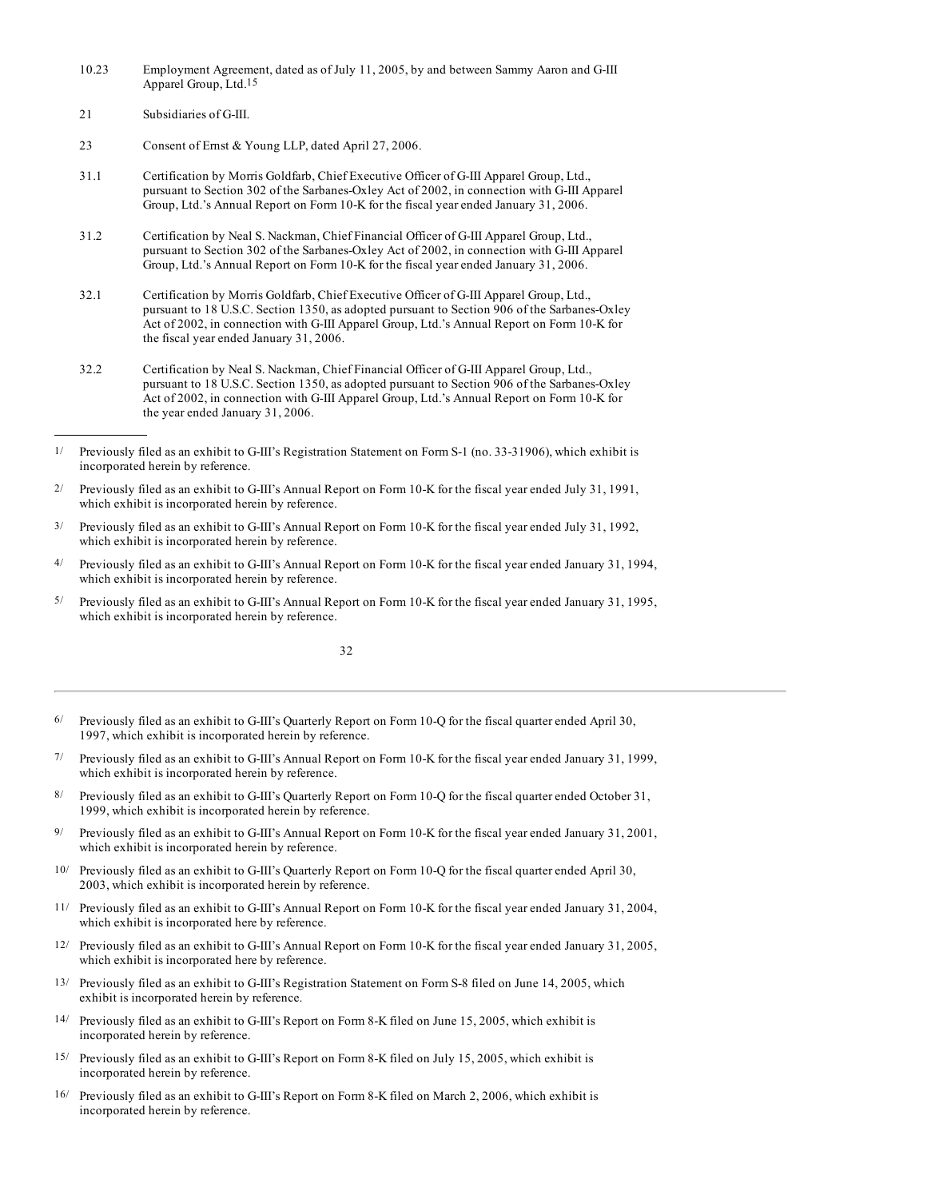| | |
|---|---|
| 10.23 | Employment Agreement, dated as of July 11, 2005, by and between Sammy Aaron and G-III Apparel Group, Ltd.[15] |
| 21 | Subsidiaries of G-III. |
| 23 | Consent of Ernst & Young LLP, dated April 27, 2006. |
| 31.1 | Certification by Morris Goldfarb, Chief Executive Officer of G-III Apparel Group, Ltd., pursuant to Section 302 of the Sarbanes-Oxley Act of 2002, in connection with G-III Apparel Group, Ltd.'s Annual Report on Form 10-K for the fiscal year ended January 31, 2006. |
| 31.2 | Certification by Neal S. Nackman, Chief Financial Officer of G-III Apparel Group, Ltd., pursuant to Section 302 of the Sarbanes-Oxley Act of 2002, in connection with G-III Apparel Group, Ltd.'s Annual Report on Form 10-K for the fiscal year ended January 31, 2006. |
| 32.1 | Certification by Morris Goldfarb, Chief Executive Officer of G-III Apparel Group, Ltd., pursuant to 18 U.S.C. Section 1350, as adopted pursuant to Section 906 of the Sarbanes-Oxley Act of 2002, in connection with G-III Apparel Group, Ltd.'s Annual Report on Form 10-K for the fiscal year ended January 31, 2006. |
| 32.2 | Certification by Neal S. Nackman, Chief Financial Officer of G-III Apparel Group, Ltd., pursuant to 18 U.S.C. Section 1350, as adopted pursuant to Section 906 of the Sarbanes-Oxley Act of 2002, in connection with G-III Apparel Group, Ltd.'s Annual Report on Form 10-K for the year ended January 31, 2006. |

---

1/ Previously filed as an exhibit to G-III's Registration Statement on Form S-1 (no. 33-31906), which exhibit is incorporated herein by reference.

2/ Previously filed as an exhibit to G-III's Annual Report on Form 10-K for the fiscal year ended July 31, 1991, which exhibit is incorporated herein by reference.

3/ Previously filed as an exhibit to G-III's Annual Report on Form 10-K for the fiscal year ended July 31, 1992, which exhibit is incorporated herein by reference.

4/ Previously filed as an exhibit to G-III's Annual Report on Form 10-K for the fiscal year ended January 31, 1994, which exhibit is incorporated herein by reference.

5/ Previously filed as an exhibit to G-III's Annual Report on Form 10-K for the fiscal year ended January 31, 1995, which exhibit is incorporated herein by reference.

6/ Previously filed as an exhibit to G-III's Quarterly Report on Form 10-Q for the fiscal quarter ended April 30, 1997, which exhibit is incorporated herein by reference.

7/ Previously filed as an exhibit to G-III's Annual Report on Form 10-K for the fiscal year ended January 31, 1999, which exhibit is incorporated herein by reference.

8/ Previously filed as an exhibit to G-III's Quarterly Report on Form 10-Q for the fiscal quarter ended October 31, 1999, which exhibit is incorporated herein by reference.

9/ Previously filed as an exhibit to G-III's Annual Report on Form 10-K for the fiscal year ended January 31, 2001, which exhibit is incorporated herein by reference.

10/ Previously filed as an exhibit to G-III's Quarterly Report on Form 10-Q for the fiscal quarter ended April 30, 2003, which exhibit is incorporated herein by reference.

11/ Previously filed as an exhibit to G-III's Annual Report on Form 10-K for the fiscal year ended January 31, 2004, which exhibit is incorporated here by reference.

12/ Previously filed as an exhibit to G-III's Annual Report on Form 10-K for the fiscal year ended January 31, 2005, which exhibit is incorporated here by reference.

13/ Previously filed as an exhibit to G-III's Registration Statement on Form S-8 filed on June 14, 2005, which exhibit is incorporated herein by reference.

14/ Previously filed as an exhibit to G-III's Report on Form 8-K filed on June 15, 2005, which exhibit is incorporated herein by reference.

15/ Previously filed as an exhibit to G-III's Report on Form 8-K filed on July 15, 2005, which exhibit is incorporated herein by reference.

16/ Previously filed as an exhibit to G-III's Report on Form 8-K filed on March 2, 2006, which exhibit is incorporated herein by reference.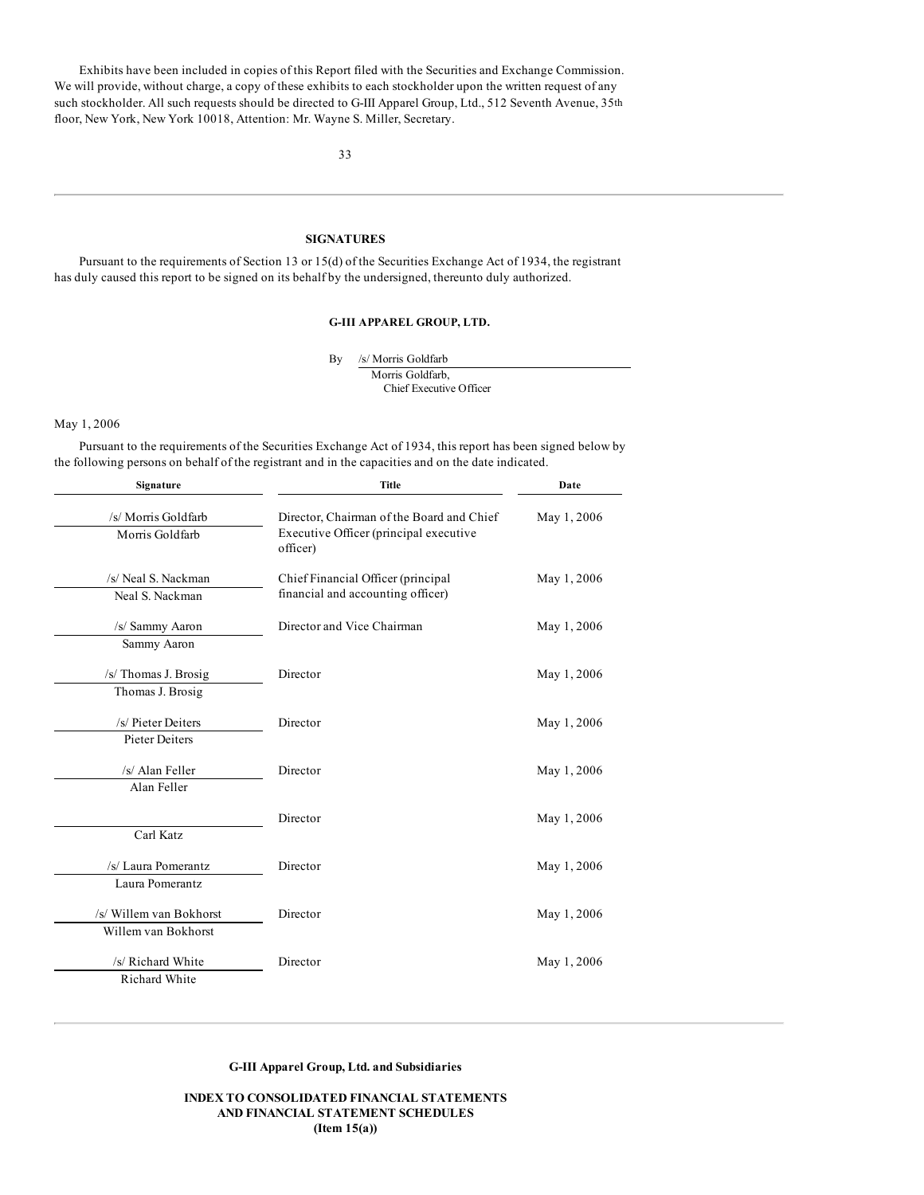Exhibits have been included in copies of this Report filed with the Securities and Exchange Commission. We will provide, without charge, a copy of these exhibits to each stockholder upon the written request of any such stockholder. All such requests should be directed to G-III Apparel Group, Ltd., 512 Seventh Avenue, 35th floor, New York, New York 10018, Attention: Mr. Wayne S. Miller, Secretary.

## SIGNATURES

Pursuant to the requirements of Section 13 or 15(d) of the Securities Exchange Act of 1934, the registrant has duly caused this report to be signed on its behalf by the undersigned, thereunto duly authorized.

**G-III APPAREL GROUP, LTD.**

By /s/ Morris Goldfarb
Morris Goldfarb,
Chief Executive Officer

May 1, 2006

Pursuant to the requirements of the Securities Exchange Act of 1934, this report has been signed below by the following persons on behalf of the registrant and in the capacities and on the date indicated.

| Signature | Title | Date |
|---|---|---|
| /s/ Morris Goldfarb<br>Morris Goldfarb | Director, Chairman of the Board and Chief Executive Officer (principal executive officer) | May 1, 2006 |
| /s/ Neal S. Nackman<br>Neal S. Nackman | Chief Financial Officer (principal financial and accounting officer) | May 1, 2006 |
| /s/ Sammy Aaron<br>Sammy Aaron | Director and Vice Chairman | May 1, 2006 |
| /s/ Thomas J. Brosig<br>Thomas J. Brosig | Director | May 1, 2006 |
| /s/ Pieter Deiters<br>Pieter Deiters | Director | May 1, 2006 |
| /s/ Alan Feller<br>Alan Feller | Director | May 1, 2006 |
| Carl Katz | Director | May 1, 2006 |
| /s/ Laura Pomerantz<br>Laura Pomerantz | Director | May 1, 2006 |
| /s/ Willem van Bokhorst<br>Willem van Bokhorst | Director | May 1, 2006 |
| /s/ Richard White<br>Richard White | Director | May 1, 2006 |

**G-III Apparel Group, Ltd. and Subsidiaries**

**INDEX TO CONSOLIDATED FINANCIAL STATEMENTS AND FINANCIAL STATEMENT SCHEDULES (Item 15(a))**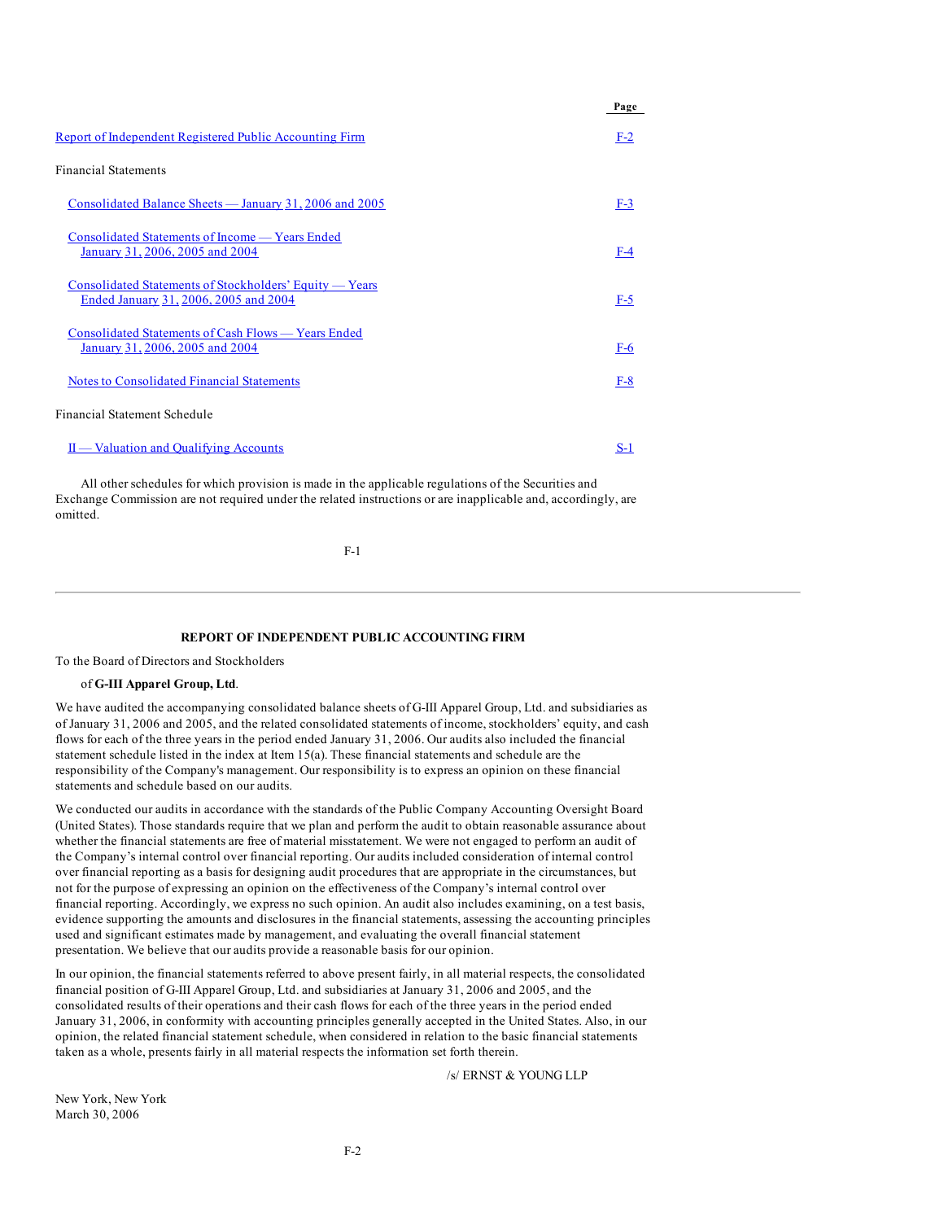| | Page |
|---|---|
| Report of Independent Registered Public Accounting Firm | F-2 |
| Financial Statements | |
| Consolidated Balance Sheets — January 31, 2006 and 2005 | F-3 |
| Consolidated Statements of Income — Years Ended January 31, 2006, 2005 and 2004 | F-4 |
| Consolidated Statements of Stockholders' Equity — Years Ended January 31, 2006, 2005 and 2004 | F-5 |
| Consolidated Statements of Cash Flows — Years Ended January 31, 2006, 2005 and 2004 | F-6 |
| Notes to Consolidated Financial Statements | F-8 |
| Financial Statement Schedule | |
| II — Valuation and Qualifying Accounts | S-1 |

All other schedules for which provision is made in the applicable regulations of the Securities and Exchange Commission are not required under the related instructions or are inapplicable and, accordingly, are omitted.

---

## REPORT OF INDEPENDENT PUBLIC ACCOUNTING FIRM

To the Board of Directors and Stockholders

of **G-III Apparel Group, Ltd**.

We have audited the accompanying consolidated balance sheets of G-III Apparel Group, Ltd. and subsidiaries as of January 31, 2006 and 2005, and the related consolidated statements of income, stockholders' equity, and cash flows for each of the three years in the period ended January 31, 2006. Our audits also included the financial statement schedule listed in the index at Item 15(a). These financial statements and schedule are the responsibility of the Company's management. Our responsibility is to express an opinion on these financial statements and schedule based on our audits.

We conducted our audits in accordance with the standards of the Public Company Accounting Oversight Board (United States). Those standards require that we plan and perform the audit to obtain reasonable assurance about whether the financial statements are free of material misstatement. We were not engaged to perform an audit of the Company's internal control over financial reporting. Our audits included consideration of internal control over financial reporting as a basis for designing audit procedures that are appropriate in the circumstances, but not for the purpose of expressing an opinion on the effectiveness of the Company's internal control over financial reporting. Accordingly, we express no such opinion. An audit also includes examining, on a test basis, evidence supporting the amounts and disclosures in the financial statements, assessing the accounting principles used and significant estimates made by management, and evaluating the overall financial statement presentation. We believe that our audits provide a reasonable basis for our opinion.

In our opinion, the financial statements referred to above present fairly, in all material respects, the consolidated financial position of G-III Apparel Group, Ltd. and subsidiaries at January 31, 2006 and 2005, and the consolidated results of their operations and their cash flows for each of the three years in the period ended January 31, 2006, in conformity with accounting principles generally accepted in the United States. Also, in our opinion, the related financial statement schedule, when considered in relation to the basic financial statements taken as a whole, presents fairly in all material respects the information set forth therein.

/s/ ERNST & YOUNG LLP

New York, New York
March 30, 2006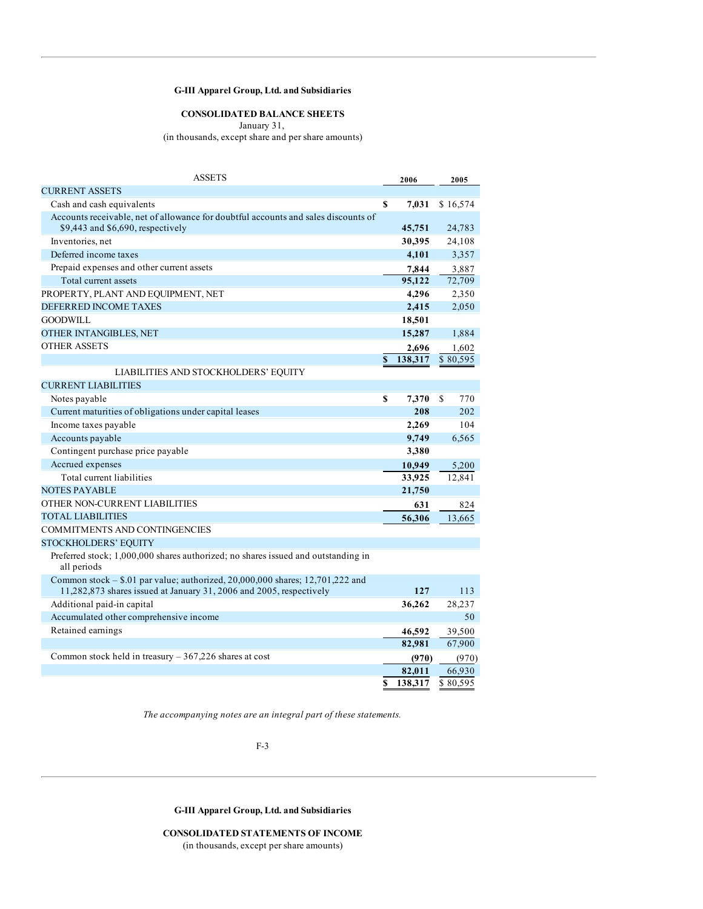**G-III Apparel Group, Ltd. and Subsidiaries**

**CONSOLIDATED BALANCE SHEETS**

January 31,

(in thousands, except share and per share amounts)

| ASSETS | 2006 | 2005 |
|---|---|---|
| CURRENT ASSETS | | |
| Cash and cash equivalents | $ 7,031 | $ 16,574 |
| Accounts receivable, net of allowance for doubtful accounts and sales discounts of $9,443 and $6,690, respectively | 45,751 | 24,783 |
| Inventories, net | 30,395 | 24,108 |
| Deferred income taxes | 4,101 | 3,357 |
| Prepaid expenses and other current assets | 7,844 | 3,887 |
| Total current assets | 95,122 | 72,709 |
| PROPERTY, PLANT AND EQUIPMENT, NET | 4,296 | 2,350 |
| DEFERRED INCOME TAXES | 2,415 | 2,050 |
| GOODWILL | 18,501 | |
| OTHER INTANGIBLES, NET | 15,287 | 1,884 |
| OTHER ASSETS | 2,696 | 1,602 |
| | $ 138,317 | $ 80,595 |
| LIABILITIES AND STOCKHOLDERS' EQUITY | | |
| CURRENT LIABILITIES | | |
| Notes payable | $ 7,370 | $ 770 |
| Current maturities of obligations under capital leases | 208 | 202 |
| Income taxes payable | 2,269 | 104 |
| Accounts payable | 9,749 | 6,565 |
| Contingent purchase price payable | 3,380 | |
| Accrued expenses | 10,949 | 5,200 |
| Total current liabilities | 33,925 | 12,841 |
| NOTES PAYABLE | 21,750 | |
| OTHER NON-CURRENT LIABILITIES | 631 | 824 |
| TOTAL LIABILITIES | 56,306 | 13,665 |
| COMMITMENTS AND CONTINGENCIES | | |
| STOCKHOLDERS' EQUITY | | |
| Preferred stock; 1,000,000 shares authorized; no shares issued and outstanding in all periods | | |
| Common stock – $.01 par value; authorized, 20,000,000 shares; 12,701,222 and 11,282,873 shares issued at January 31, 2006 and 2005, respectively | 127 | 113 |
| Additional paid-in capital | 36,262 | 28,237 |
| Accumulated other comprehensive income | | 50 |
| Retained earnings | 46,592 | 39,500 |
| | 82,981 | 67,900 |
| Common stock held in treasury – 367,226 shares at cost | (970) | (970) |
| | 82,011 | 66,930 |
| | $ 138,317 | $ 80,595 |

*The accompanying notes are an integral part of these statements.*

**G-III Apparel Group, Ltd. and Subsidiaries**

**CONSOLIDATED STATEMENTS OF INCOME**

(in thousands, except per share amounts)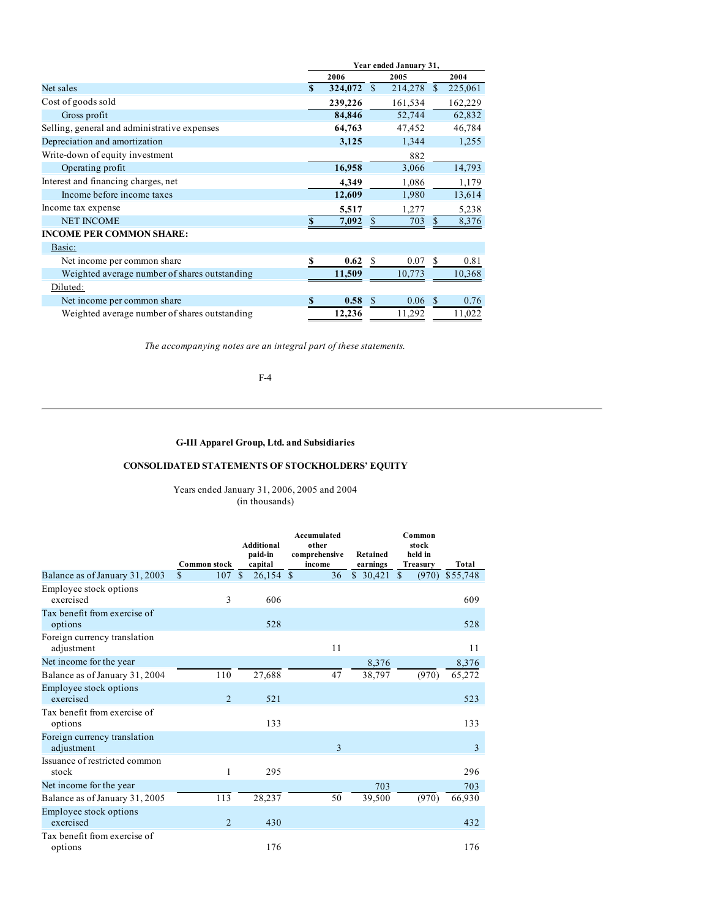| | Year ended January 31, | | |
|---|---|---|---|
| | 2006 | 2005 | 2004 |
| Net sales | $ 324,072 | $ 214,278 | $ 225,061 |
| Cost of goods sold | 239,226 | 161,534 | 162,229 |
| Gross profit | 84,846 | 52,744 | 62,832 |
| Selling, general and administrative expenses | 64,763 | 47,452 | 46,784 |
| Depreciation and amortization | 3,125 | 1,344 | 1,255 |
| Write-down of equity investment | | 882 | |
| Operating profit | 16,958 | 3,066 | 14,793 |
| Interest and financing charges, net | 4,349 | 1,086 | 1,179 |
| Income before income taxes | 12,609 | 1,980 | 13,614 |
| Income tax expense | 5,517 | 1,277 | 5,238 |
| NET INCOME | $ 7,092 | $ 703 | $ 8,376 |
| **INCOME PER COMMON SHARE:** | | | |
| Basic: | | | |
| Net income per common share | $ 0.62 | $ 0.07 | $ 0.81 |
| Weighted average number of shares outstanding | 11,509 | 10,773 | 10,368 |
| Diluted: | | | |
| Net income per common share | $ 0.58 | $ 0.06 | $ 0.76 |
| Weighted average number of shares outstanding | 12,236 | 11,292 | 11,022 |

*The accompanying notes are an integral part of these statements.*

**G-III Apparel Group, Ltd. and Subsidiaries**

**CONSOLIDATED STATEMENTS OF STOCKHOLDERS' EQUITY**

Years ended January 31, 2006, 2005 and 2004
(in thousands)

| | Common stock | Additional paid-in capital | Accumulated other comprehensive income | Retained earnings | Common stock held in Treasury | Total |
|---|---|---|---|---|---|---|
| Balance as of January 31, 2003 | $ 107 | $ 26,154 | $ 36 | $ 30,421 | $ (970) | $55,748 |
| Employee stock options exercised | 3 | 606 | | | | 609 |
| Tax benefit from exercise of options | | 528 | | | | 528 |
| Foreign currency translation adjustment | | | 11 | | | 11 |
| Net income for the year | | | | 8,376 | | 8,376 |
| Balance as of January 31, 2004 | 110 | 27,688 | 47 | 38,797 | (970) | 65,272 |
| Employee stock options exercised | 2 | 521 | | | | 523 |
| Tax benefit from exercise of options | | 133 | | | | 133 |
| Foreign currency translation adjustment | | | 3 | | | 3 |
| Issuance of restricted common stock | 1 | 295 | | | | 296 |
| Net income for the year | | | | 703 | | 703 |
| Balance as of January 31, 2005 | 113 | 28,237 | 50 | 39,500 | (970) | 66,930 |
| Employee stock options exercised | 2 | 430 | | | | 432 |
| Tax benefit from exercise of options | | 176 | | | | 176 |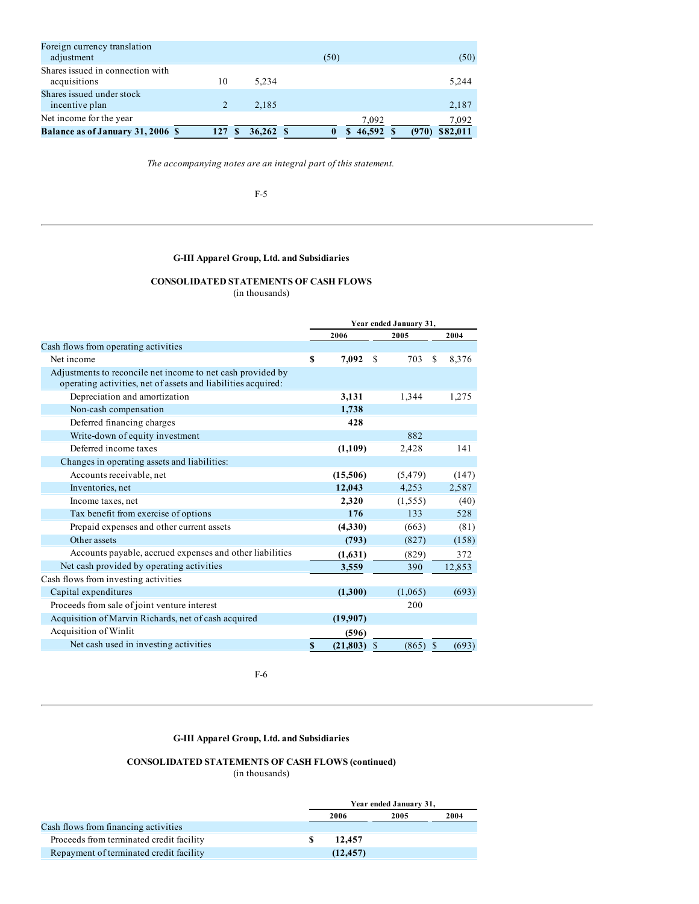| | | | | | | |
|---|---|---|---|---|---|---|
| Foreign currency translation adjustment | | | (50) | | | (50) |
| Shares issued in connection with acquisitions | 10 | 5,234 | | | | 5,244 |
| Shares issued under stock incentive plan | 2 | 2,185 | | | | 2,187 |
| Net income for the year | | | | 7,092 | | 7,092 |
| **Balance as of January 31, 2006** | **$ 127** | **$ 36,262** | **$ 0** | **$ 46,592** | **$ (970)** | **$82,011** |

*The accompanying notes are an integral part of this statement.*

**G-III Apparel Group, Ltd. and Subsidiaries**

**CONSOLIDATED STATEMENTS OF CASH FLOWS**
(in thousands)

| | Year ended January 31, | | |
|---|---|---|---|
| | 2006 | 2005 | 2004 |
| Cash flows from operating activities | | | |
| Net income | **$ 7,092** | $ 703 | $ 8,376 |
| Adjustments to reconcile net income to net cash provided by operating activities, net of assets and liabilities acquired: | | | |
| Depreciation and amortization | **3,131** | 1,344 | 1,275 |
| Non-cash compensation | **1,738** | | |
| Deferred financing charges | **428** | | |
| Write-down of equity investment | | 882 | |
| Deferred income taxes | **(1,109)** | 2,428 | 141 |
| Changes in operating assets and liabilities: | | | |
| Accounts receivable, net | **(15,506)** | (5,479) | (147) |
| Inventories, net | **12,043** | 4,253 | 2,587 |
| Income taxes, net | **2,320** | (1,555) | (40) |
| Tax benefit from exercise of options | **176** | 133 | 528 |
| Prepaid expenses and other current assets | **(4,330)** | (663) | (81) |
| Other assets | **(793)** | (827) | (158) |
| Accounts payable, accrued expenses and other liabilities | **(1,631)** | (829) | 372 |
| Net cash provided by operating activities | **3,559** | 390 | 12,853 |
| Cash flows from investing activities | | | |
| Capital expenditures | **(1,300)** | (1,065) | (693) |
| Proceeds from sale of joint venture interest | | 200 | |
| Acquisition of Marvin Richards, net of cash acquired | **(19,907)** | | |
| Acquisition of Winlit | **(596)** | | |
| Net cash used in investing activities | **$ (21,803)** | $ (865) | $ (693) |

**G-III Apparel Group, Ltd. and Subsidiaries**

**CONSOLIDATED STATEMENTS OF CASH FLOWS (continued)**
(in thousands)

| | Year ended January 31, | | |
|---|---|---|---|
| | 2006 | 2005 | 2004 |
| Cash flows from financing activities | | | |
| Proceeds from terminated credit facility | **$ 12,457** | | |
| Repayment of terminated credit facility | **(12,457)** | | |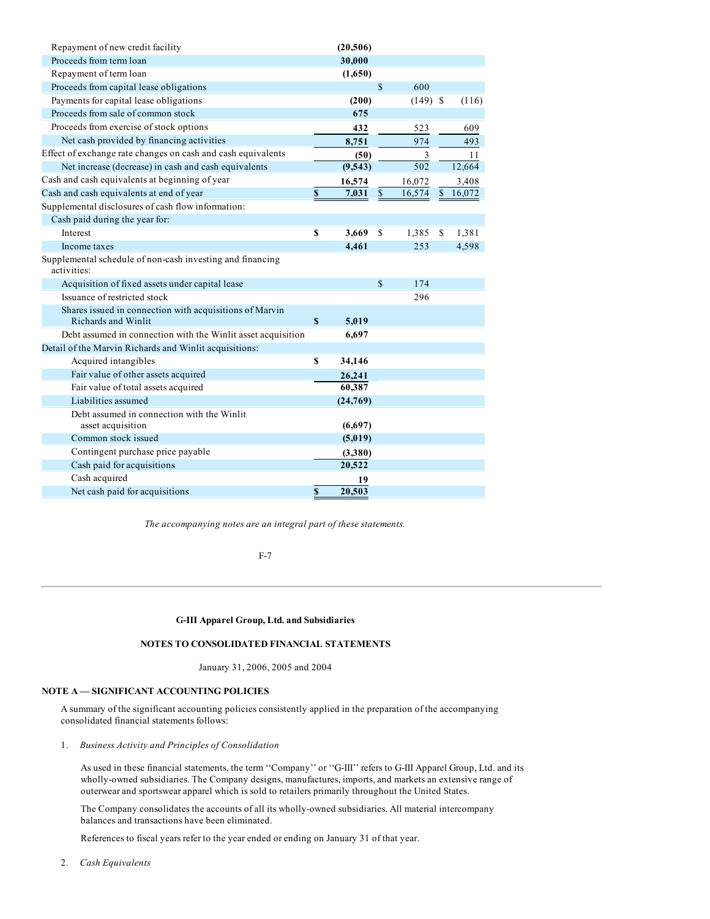| | 2006 | 2005 | 2004 |
|---|---|---|---|
| Repayment of new credit facility | **(20,506)** | | |
| Proceeds from term loan | **30,000** | | |
| Repayment of term loan | **(1,650)** | | |
| Proceeds from capital lease obligations | | $ 600 | |
| Payments for capital lease obligations | **(200)** | (149) | $ (116) |
| Proceeds from sale of common stock | **675** | | |
| Proceeds from exercise of stock options | **432** | 523 | 609 |
| Net cash provided by financing activities | **8,751** | 974 | 493 |
| Effect of exchange rate changes on cash and cash equivalents | **(50)** | 3 | 11 |
| Net increase (decrease) in cash and cash equivalents | **(9,543)** | 502 | 12,664 |
| Cash and cash equivalents at beginning of year | **16,574** | 16,072 | 3,408 |
| Cash and cash equivalents at end of year | **$ 7,031** | $ 16,574 | $ 16,072 |
| Supplemental disclosures of cash flow information: | | | |
| Cash paid during the year for: | | | |
| Interest | **$ 3,669** | $ 1,385 | $ 1,381 |
| Income taxes | **4,461** | 253 | 4,598 |
| Supplemental schedule of non-cash investing and financing activities: | | | |
| Acquisition of fixed assets under capital lease | | $ 174 | |
| Issuance of restricted stock | | 296 | |
| Shares issued in connection with acquisitions of Marvin Richards and Winlit | **$ 5,019** | | |
| Debt assumed in connection with the Winlit asset acquisition | **6,697** | | |
| Detail of the Marvin Richards and Winlit acquisitions: | | | |
| Acquired intangibles | **$ 34,146** | | |
| Fair value of other assets acquired | **26,241** | | |
| Fair value of total assets acquired | **60,387** | | |
| Liabilities assumed | **(24,769)** | | |
| Debt assumed in connection with the Winlit asset acquisition | **(6,697)** | | |
| Common stock issued | **(5,019)** | | |
| Contingent purchase price payable | **(3,380)** | | |
| Cash paid for acquisitions | **20,522** | | |
| Cash acquired | **19** | | |
| Net cash paid for acquisitions | **$ 20,503** | | |

*The accompanying notes are an integral part of these statements.*

**G-III Apparel Group, Ltd. and Subsidiaries**

**NOTES TO CONSOLIDATED FINANCIAL STATEMENTS**

January 31, 2006, 2005 and 2004

**NOTE A — SIGNIFICANT ACCOUNTING POLICIES**

A summary of the significant accounting policies consistently applied in the preparation of the accompanying consolidated financial statements follows:

1. *Business Activity and Principles of Consolidation*

As used in these financial statements, the term ''Company'' or ''G-III'' refers to G-III Apparel Group, Ltd. and its wholly-owned subsidiaries. The Company designs, manufactures, imports, and markets an extensive range of outerwear and sportswear apparel which is sold to retailers primarily throughout the United States.

The Company consolidates the accounts of all its wholly-owned subsidiaries. All material intercompany balances and transactions have been eliminated.

References to fiscal years refer to the year ended or ending on January 31 of that year.

2. *Cash Equivalents*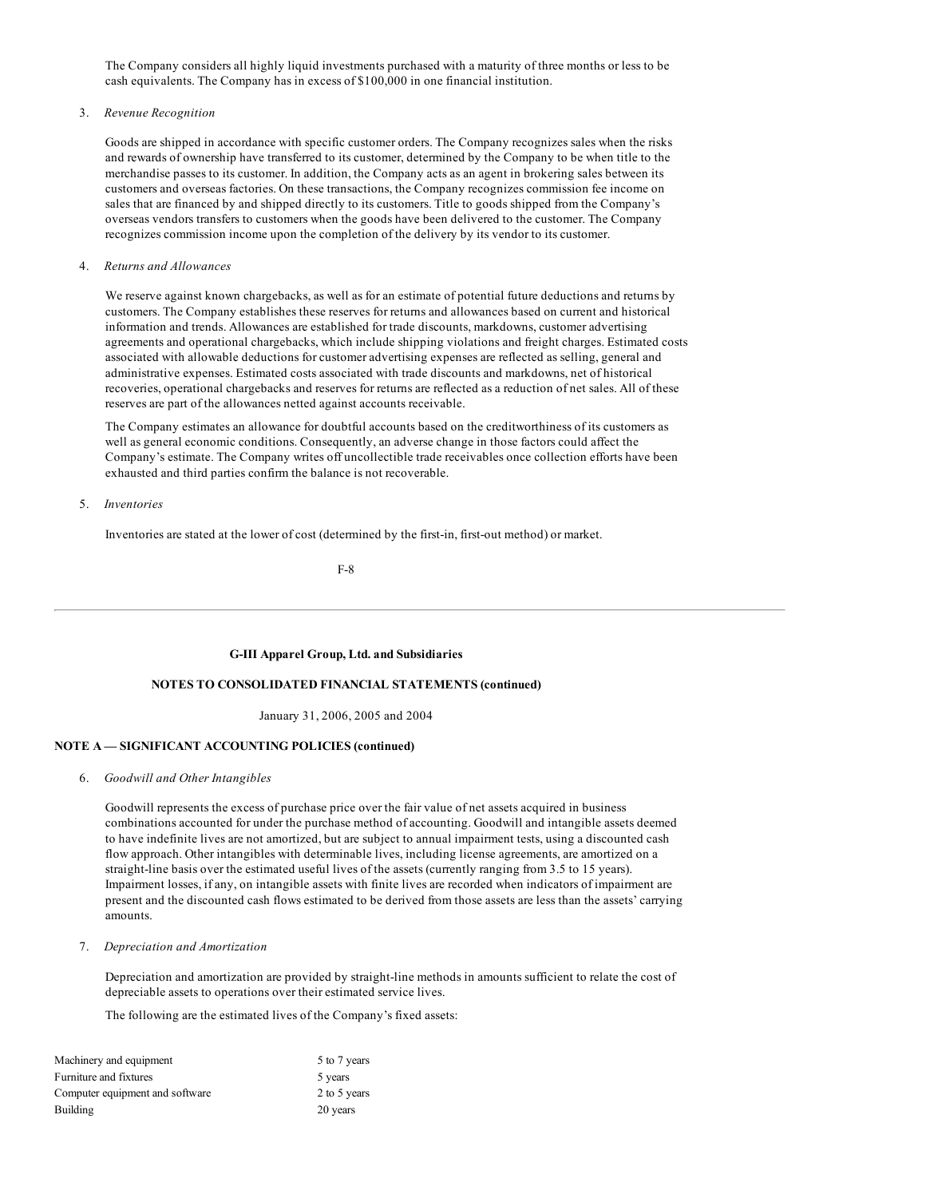The Company considers all highly liquid investments purchased with a maturity of three months or less to be cash equivalents. The Company has in excess of $100,000 in one financial institution.

3. *Revenue Recognition*

Goods are shipped in accordance with specific customer orders. The Company recognizes sales when the risks and rewards of ownership have transferred to its customer, determined by the Company to be when title to the merchandise passes to its customer. In addition, the Company acts as an agent in brokering sales between its customers and overseas factories. On these transactions, the Company recognizes commission fee income on sales that are financed by and shipped directly to its customers. Title to goods shipped from the Company's overseas vendors transfers to customers when the goods have been delivered to the customer. The Company recognizes commission income upon the completion of the delivery by its vendor to its customer.

4. *Returns and Allowances*

We reserve against known chargebacks, as well as for an estimate of potential future deductions and returns by customers. The Company establishes these reserves for returns and allowances based on current and historical information and trends. Allowances are established for trade discounts, markdowns, customer advertising agreements and operational chargebacks, which include shipping violations and freight charges. Estimated costs associated with allowable deductions for customer advertising expenses are reflected as selling, general and administrative expenses. Estimated costs associated with trade discounts and markdowns, net of historical recoveries, operational chargebacks and reserves for returns are reflected as a reduction of net sales. All of these reserves are part of the allowances netted against accounts receivable.

The Company estimates an allowance for doubtful accounts based on the creditworthiness of its customers as well as general economic conditions. Consequently, an adverse change in those factors could affect the Company's estimate. The Company writes off uncollectible trade receivables once collection efforts have been exhausted and third parties confirm the balance is not recoverable.

5. *Inventories*

Inventories are stated at the lower of cost (determined by the first-in, first-out method) or market.

**G-III Apparel Group, Ltd. and Subsidiaries**

**NOTES TO CONSOLIDATED FINANCIAL STATEMENTS (continued)**

January 31, 2006, 2005 and 2004

**NOTE A — SIGNIFICANT ACCOUNTING POLICIES (continued)**

6. *Goodwill and Other Intangibles*

Goodwill represents the excess of purchase price over the fair value of net assets acquired in business combinations accounted for under the purchase method of accounting. Goodwill and intangible assets deemed to have indefinite lives are not amortized, but are subject to annual impairment tests, using a discounted cash flow approach. Other intangibles with determinable lives, including license agreements, are amortized on a straight-line basis over the estimated useful lives of the assets (currently ranging from 3.5 to 15 years). Impairment losses, if any, on intangible assets with finite lives are recorded when indicators of impairment are present and the discounted cash flows estimated to be derived from those assets are less than the assets' carrying amounts.

7. *Depreciation and Amortization*

Depreciation and amortization are provided by straight-line methods in amounts sufficient to relate the cost of depreciable assets to operations over their estimated service lives.

The following are the estimated lives of the Company's fixed assets:

| | |
|---|---|
| Machinery and equipment | 5 to 7 years |
| Furniture and fixtures | 5 years |
| Computer equipment and software | 2 to 5 years |
| Building | 20 years |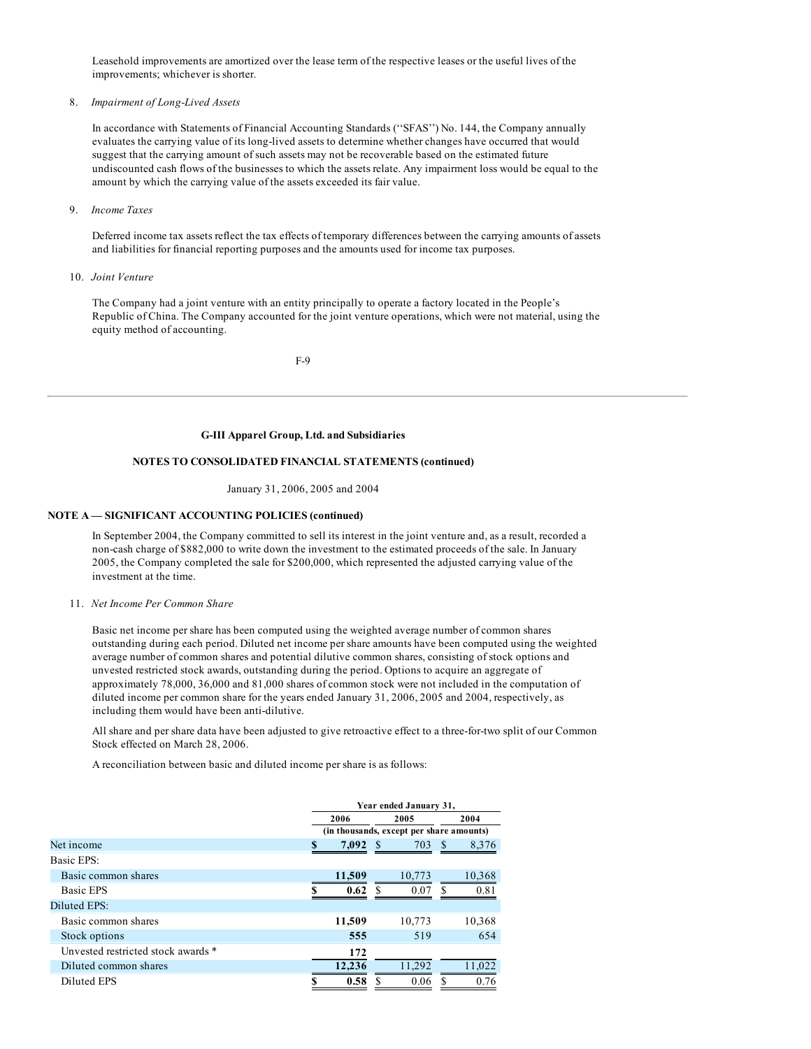Leasehold improvements are amortized over the lease term of the respective leases or the useful lives of the improvements; whichever is shorter.

8. *Impairment of Long-Lived Assets*

In accordance with Statements of Financial Accounting Standards (''SFAS'') No. 144, the Company annually evaluates the carrying value of its long-lived assets to determine whether changes have occurred that would suggest that the carrying amount of such assets may not be recoverable based on the estimated future undiscounted cash flows of the businesses to which the assets relate. Any impairment loss would be equal to the amount by which the carrying value of the assets exceeded its fair value.

9. *Income Taxes*

Deferred income tax assets reflect the tax effects of temporary differences between the carrying amounts of assets and liabilities for financial reporting purposes and the amounts used for income tax purposes.

10. *Joint Venture*

The Company had a joint venture with an entity principally to operate a factory located in the People's Republic of China. The Company accounted for the joint venture operations, which were not material, using the equity method of accounting.

**G-III Apparel Group, Ltd. and Subsidiaries**

**NOTES TO CONSOLIDATED FINANCIAL STATEMENTS (continued)**

January 31, 2006, 2005 and 2004

**NOTE A — SIGNIFICANT ACCOUNTING POLICIES (continued)**

In September 2004, the Company committed to sell its interest in the joint venture and, as a result, recorded a non-cash charge of $882,000 to write down the investment to the estimated proceeds of the sale. In January 2005, the Company completed the sale for $200,000, which represented the adjusted carrying value of the investment at the time.

11. *Net Income Per Common Share*

Basic net income per share has been computed using the weighted average number of common shares outstanding during each period. Diluted net income per share amounts have been computed using the weighted average number of common shares and potential dilutive common shares, consisting of stock options and unvested restricted stock awards, outstanding during the period. Options to acquire an aggregate of approximately 78,000, 36,000 and 81,000 shares of common stock were not included in the computation of diluted income per common share for the years ended January 31, 2006, 2005 and 2004, respectively, as including them would have been anti-dilutive.

All share and per share data have been adjusted to give retroactive effect to a three-for-two split of our Common Stock effected on March 28, 2006.

A reconciliation between basic and diluted income per share is as follows:

| | Year ended January 31, | | |
|---|---|---|---|
| | 2006 | 2005 | 2004 |
| | (in thousands, except per share amounts) | | |
| Net income | **$ 7,092** | $ 703 | $ 8,376 |
| Basic EPS: | | | |
| Basic common shares | **11,509** | 10,773 | 10,368 |
| Basic EPS | **$ 0.62** | $ 0.07 | $ 0.81 |
| Diluted EPS: | | | |
| Basic common shares | **11,509** | 10,773 | 10,368 |
| Stock options | **555** | 519 | 654 |
| Unvested restricted stock awards * | **172** | | |
| Diluted common shares | **12,236** | 11,292 | 11,022 |
| Diluted EPS | **$ 0.58** | $ 0.06 | $ 0.76 |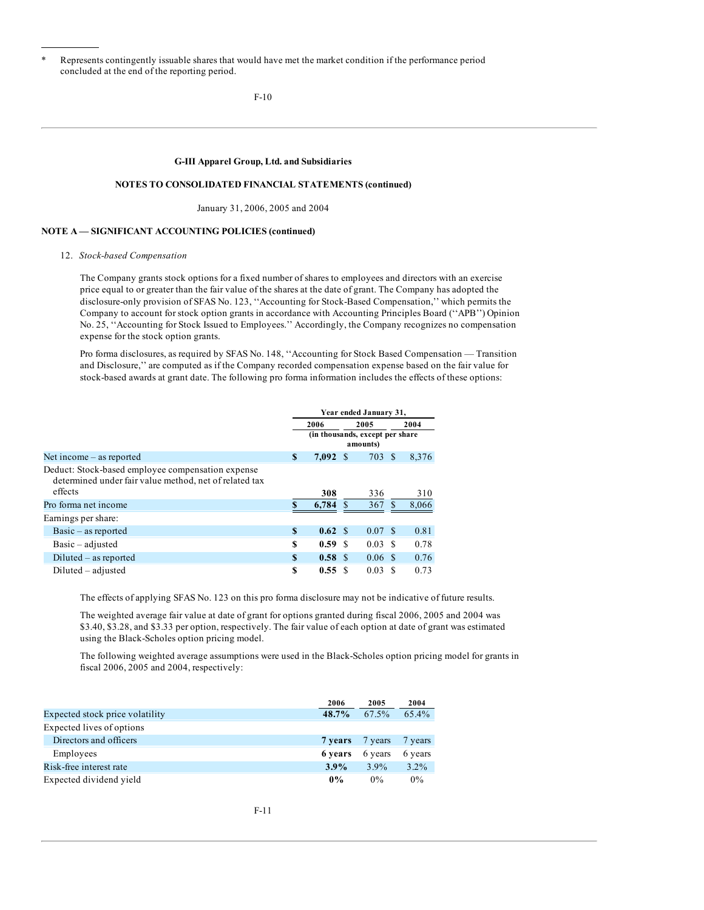\* Represents contingently issuable shares that would have met the market condition if the performance period concluded at the end of the reporting period.

**G-III Apparel Group, Ltd. and Subsidiaries**

**NOTES TO CONSOLIDATED FINANCIAL STATEMENTS (continued)**

January 31, 2006, 2005 and 2004

**NOTE A — SIGNIFICANT ACCOUNTING POLICIES (continued)**

12. *Stock-based Compensation*

The Company grants stock options for a fixed number of shares to employees and directors with an exercise price equal to or greater than the fair value of the shares at the date of grant. The Company has adopted the disclosure-only provision of SFAS No. 123, ''Accounting for Stock-Based Compensation,'' which permits the Company to account for stock option grants in accordance with Accounting Principles Board (''APB'') Opinion No. 25, ''Accounting for Stock Issued to Employees.'' Accordingly, the Company recognizes no compensation expense for the stock option grants.

Pro forma disclosures, as required by SFAS No. 148, ''Accounting for Stock Based Compensation — Transition and Disclosure,'' are computed as if the Company recorded compensation expense based on the fair value for stock-based awards at grant date. The following pro forma information includes the effects of these options:

| | Year ended January 31, | | |
|---|---|---|---|
| | **2006** | 2005 | 2004 |
| | (in thousands, except per share amounts) | | |
| Net income – as reported | **$ 7,092** | $ 703 | $ 8,376 |
| Deduct: Stock-based employee compensation expense determined under fair value method, net of related tax effects | **308** | 336 | 310 |
| Pro forma net income | **$ 6,784** | $ 367 | $ 8,066 |
| Earnings per share: | | | |
| Basic – as reported | **$ 0.62** | $ 0.07 | $ 0.81 |
| Basic – adjusted | **$ 0.59** | $ 0.03 | $ 0.78 |
| Diluted – as reported | **$ 0.58** | $ 0.06 | $ 0.76 |
| Diluted – adjusted | **$ 0.55** | $ 0.03 | $ 0.73 |

The effects of applying SFAS No. 123 on this pro forma disclosure may not be indicative of future results.

The weighted average fair value at date of grant for options granted during fiscal 2006, 2005 and 2004 was $3.40, $3.28, and $3.33 per option, respectively. The fair value of each option at date of grant was estimated using the Black-Scholes option pricing model.

The following weighted average assumptions were used in the Black-Scholes option pricing model for grants in fiscal 2006, 2005 and 2004, respectively:

| | **2006** | 2005 | 2004 |
|---|---|---|---|
| Expected stock price volatility | **48.7%** | 67.5% | 65.4% |
| Expected lives of options | | | |
| Directors and officers | **7 years** | 7 years | 7 years |
| Employees | **6 years** | 6 years | 6 years |
| Risk-free interest rate | **3.9%** | 3.9% | 3.2% |
| Expected dividend yield | **0%** | 0% | 0% |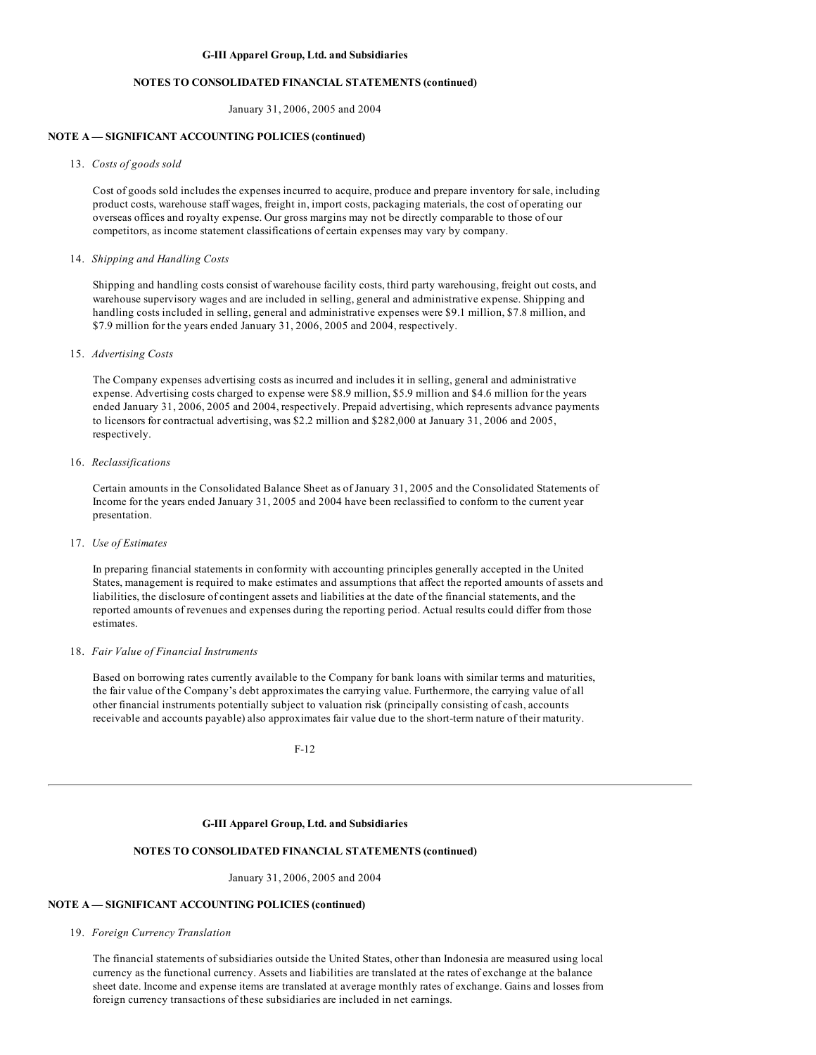**NOTE A — SIGNIFICANT ACCOUNTING POLICIES (continued)**

13. *Costs of goods sold*

Cost of goods sold includes the expenses incurred to acquire, produce and prepare inventory for sale, including product costs, warehouse staff wages, freight in, import costs, packaging materials, the cost of operating our overseas offices and royalty expense. Our gross margins may not be directly comparable to those of our competitors, as income statement classifications of certain expenses may vary by company.

14. *Shipping and Handling Costs*

Shipping and handling costs consist of warehouse facility costs, third party warehousing, freight out costs, and warehouse supervisory wages and are included in selling, general and administrative expense. Shipping and handling costs included in selling, general and administrative expenses were $9.1 million, $7.8 million, and $7.9 million for the years ended January 31, 2006, 2005 and 2004, respectively.

15. *Advertising Costs*

The Company expenses advertising costs as incurred and includes it in selling, general and administrative expense. Advertising costs charged to expense were $8.9 million, $5.9 million and $4.6 million for the years ended January 31, 2006, 2005 and 2004, respectively. Prepaid advertising, which represents advance payments to licensors for contractual advertising, was $2.2 million and $282,000 at January 31, 2006 and 2005, respectively.

16. *Reclassifications*

Certain amounts in the Consolidated Balance Sheet as of January 31, 2005 and the Consolidated Statements of Income for the years ended January 31, 2005 and 2004 have been reclassified to conform to the current year presentation.

17. *Use of Estimates*

In preparing financial statements in conformity with accounting principles generally accepted in the United States, management is required to make estimates and assumptions that affect the reported amounts of assets and liabilities, the disclosure of contingent assets and liabilities at the date of the financial statements, and the reported amounts of revenues and expenses during the reporting period. Actual results could differ from those estimates.

18. *Fair Value of Financial Instruments*

Based on borrowing rates currently available to the Company for bank loans with similar terms and maturities, the fair value of the Company's debt approximates the carrying value. Furthermore, the carrying value of all other financial instruments potentially subject to valuation risk (principally consisting of cash, accounts receivable and accounts payable) also approximates fair value due to the short-term nature of their maturity.

---

**NOTE A — SIGNIFICANT ACCOUNTING POLICIES (continued)**

19. *Foreign Currency Translation*

The financial statements of subsidiaries outside the United States, other than Indonesia are measured using local currency as the functional currency. Assets and liabilities are translated at the rates of exchange at the balance sheet date. Income and expense items are translated at average monthly rates of exchange. Gains and losses from foreign currency transactions of these subsidiaries are included in net earnings.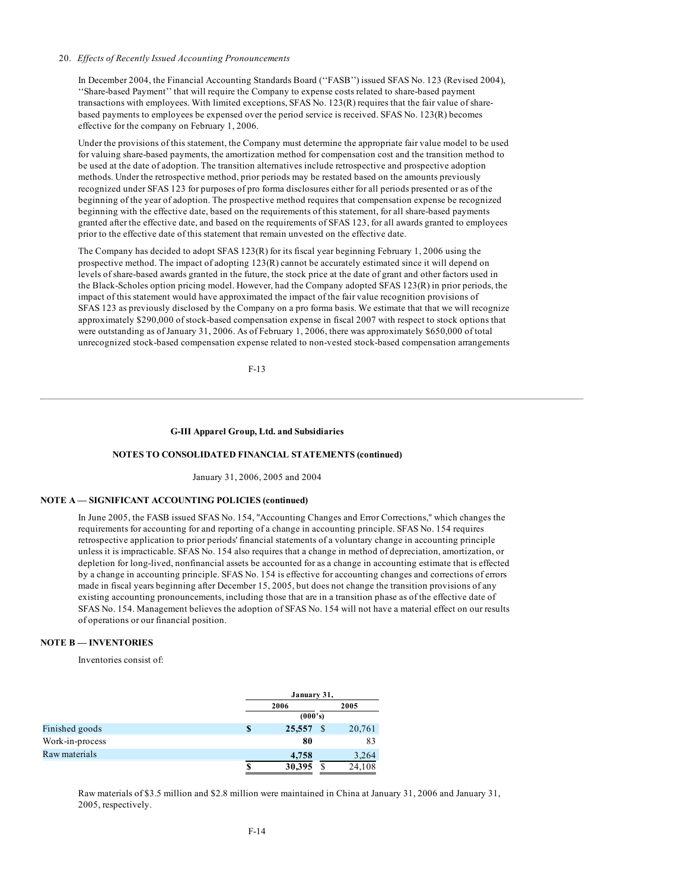20. *Effects of Recently Issued Accounting Pronouncements*

In December 2004, the Financial Accounting Standards Board (''FASB'') issued SFAS No. 123 (Revised 2004), ''Share-based Payment'' that will require the Company to expense costs related to share-based payment transactions with employees. With limited exceptions, SFAS No. 123(R) requires that the fair value of share-based payments to employees be expensed over the period service is received. SFAS No. 123(R) becomes effective for the company on February 1, 2006.

Under the provisions of this statement, the Company must determine the appropriate fair value model to be used for valuing share-based payments, the amortization method for compensation cost and the transition method to be used at the date of adoption. The transition alternatives include retrospective and prospective adoption methods. Under the retrospective method, prior periods may be restated based on the amounts previously recognized under SFAS 123 for purposes of pro forma disclosures either for all periods presented or as of the beginning of the year of adoption. The prospective method requires that compensation expense be recognized beginning with the effective date, based on the requirements of this statement, for all share-based payments granted after the effective date, and based on the requirements of SFAS 123, for all awards granted to employees prior to the effective date of this statement that remain unvested on the effective date.

The Company has decided to adopt SFAS 123(R) for its fiscal year beginning February 1, 2006 using the prospective method. The impact of adopting 123(R) cannot be accurately estimated since it will depend on levels of share-based awards granted in the future, the stock price at the date of grant and other factors used in the Black-Scholes option pricing model. However, had the Company adopted SFAS 123(R) in prior periods, the impact of this statement would have approximated the impact of the fair value recognition provisions of SFAS 123 as previously disclosed by the Company on a pro forma basis. We estimate that that we will recognize approximately $290,000 of stock-based compensation expense in fiscal 2007 with respect to stock options that were outstanding as of January 31, 2006. As of February 1, 2006, there was approximately $650,000 of total unrecognized stock-based compensation expense related to non-vested stock-based compensation arrangements

**G-III Apparel Group, Ltd. and Subsidiaries**

**NOTES TO CONSOLIDATED FINANCIAL STATEMENTS (continued)**

January 31, 2006, 2005 and 2004

**NOTE A — SIGNIFICANT ACCOUNTING POLICIES (continued)**

In June 2005, the FASB issued SFAS No. 154, "Accounting Changes and Error Corrections," which changes the requirements for accounting for and reporting of a change in accounting principle. SFAS No. 154 requires retrospective application to prior periods' financial statements of a voluntary change in accounting principle unless it is impracticable. SFAS No. 154 also requires that a change in method of depreciation, amortization, or depletion for long-lived, nonfinancial assets be accounted for as a change in accounting estimate that is effected by a change in accounting principle. SFAS No. 154 is effective for accounting changes and corrections of errors made in fiscal years beginning after December 15, 2005, but does not change the transition provisions of any existing accounting pronouncements, including those that are in a transition phase as of the effective date of SFAS No. 154. Management believes the adoption of SFAS No. 154 will not have a material effect on our results of operations or our financial position.

**NOTE B — INVENTORIES**

Inventories consist of:

| | January 31, | |
|---|---|---|
| | **2006** | 2005 |
| | (000's) | |
| Finished goods | **$ 25,557** | $ 20,761 |
| Work-in-process | **80** | 83 |
| Raw materials | **4,758** | 3,264 |
| | **$ 30,395** | $ 24,108 |

Raw materials of $3.5 million and $2.8 million were maintained in China at January 31, 2006 and January 31, 2005, respectively.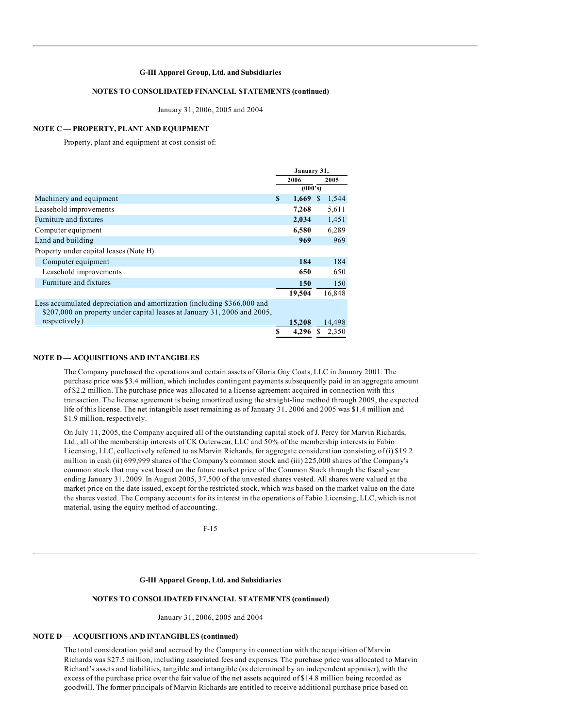## NOTE C — PROPERTY, PLANT AND EQUIPMENT

Property, plant and equipment at cost consist of:

| | January 31, | |
|---|---|---|
| | 2006 | 2005 |
| | (000's) | |
| Machinery and equipment | **$ 1,669** | $ 1,544 |
| Leasehold improvements | **7,268** | 5,611 |
| Furniture and fixtures | **2,034** | 1,451 |
| Computer equipment | **6,580** | 6,289 |
| Land and building | **969** | 969 |
| Property under capital leases (Note H) | | |
| Computer equipment | **184** | 184 |
| Leasehold improvements | **650** | 650 |
| Furniture and fixtures | **150** | 150 |
| | **19,504** | 16,848 |
| Less accumulated depreciation and amortization (including $366,000 and $207,000 on property under capital leases at January 31, 2006 and 2005, respectively) | **15,208** | 14,498 |
| | **$ 4,296** | $ 2,350 |

## NOTE D — ACQUISITIONS AND INTANGIBLES

The Company purchased the operations and certain assets of Gloria Gay Coats, LLC in January 2001. The purchase price was $3.4 million, which includes contingent payments subsequently paid in an aggregate amount of $2.2 million. The purchase price was allocated to a license agreement acquired in connection with this transaction. The license agreement is being amortized using the straight-line method through 2009, the expected life of this license. The net intangible asset remaining as of January 31, 2006 and 2005 was $1.4 million and $1.9 million, respectively.

On July 11, 2005, the Company acquired all of the outstanding capital stock of J. Percy for Marvin Richards, Ltd., all of the membership interests of CK Outerwear, LLC and 50% of the membership interests in Fabio Licensing, LLC, collectively referred to as Marvin Richards, for aggregate consideration consisting of (i) $19.2 million in cash (ii) 699,999 shares of the Company's common stock and (iii) 225,000 shares of the Company's common stock that may vest based on the future market price of the Common Stock through the fiscal year ending January 31, 2009. In August 2005, 37,500 of the unvested shares vested. All shares were valued at the market price on the date issued, except for the restricted stock, which was based on the market value on the date the shares vested. The Company accounts for its interest in the operations of Fabio Licensing, LLC, which is not material, using the equity method of accounting.

## NOTE D — ACQUISITIONS AND INTANGIBLES (continued)

The total consideration paid and accrued by the Company in connection with the acquisition of Marvin Richards was $27.5 million, including associated fees and expenses. The purchase price was allocated to Marvin Richard's assets and liabilities, tangible and intangible (as determined by an independent appraiser), with the excess of the purchase price over the fair value of the net assets acquired of $14.8 million being recorded as goodwill. The former principals of Marvin Richards are entitled to receive additional purchase price based on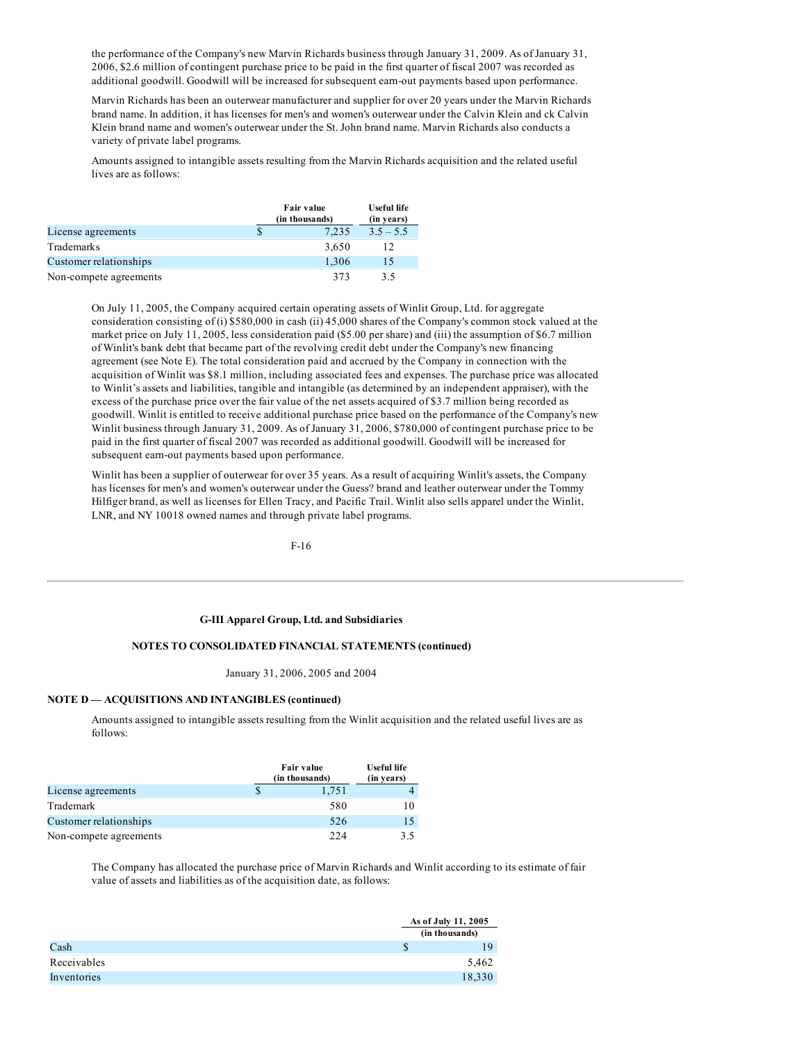the performance of the Company's new Marvin Richards business through January 31, 2009. As of January 31, 2006, $2.6 million of contingent purchase price to be paid in the first quarter of fiscal 2007 was recorded as additional goodwill. Goodwill will be increased for subsequent earn-out payments based upon performance.

Marvin Richards has been an outerwear manufacturer and supplier for over 20 years under the Marvin Richards brand name. In addition, it has licenses for men's and women's outerwear under the Calvin Klein and ck Calvin Klein brand name and women's outerwear under the St. John brand name. Marvin Richards also conducts a variety of private label programs.

Amounts assigned to intangible assets resulting from the Marvin Richards acquisition and the related useful lives are as follows:

| | Fair value (in thousands) | Useful life (in years) |
|---|---|---|
| License agreements | $ 7,235 | 3.5 – 5.5 |
| Trademarks | 3,650 | 12 |
| Customer relationships | 1,306 | 15 |
| Non-compete agreements | 373 | 3.5 |

On July 11, 2005, the Company acquired certain operating assets of Winlit Group, Ltd. for aggregate consideration consisting of (i) $580,000 in cash (ii) 45,000 shares of the Company's common stock valued at the market price on July 11, 2005, less consideration paid ($5.00 per share) and (iii) the assumption of $6.7 million of Winlit's bank debt that became part of the revolving credit debt under the Company's new financing agreement (see Note E). The total consideration paid and accrued by the Company in connection with the acquisition of Winlit was $8.1 million, including associated fees and expenses. The purchase price was allocated to Winlit's assets and liabilities, tangible and intangible (as determined by an independent appraiser), with the excess of the purchase price over the fair value of the net assets acquired of $3.7 million being recorded as goodwill. Winlit is entitled to receive additional purchase price based on the performance of the Company's new Winlit business through January 31, 2009. As of January 31, 2006, $780,000 of contingent purchase price to be paid in the first quarter of fiscal 2007 was recorded as additional goodwill. Goodwill will be increased for subsequent earn-out payments based upon performance.

Winlit has been a supplier of outerwear for over 35 years. As a result of acquiring Winlit's assets, the Company has licenses for men's and women's outerwear under the Guess? brand and leather outerwear under the Tommy Hilfiger brand, as well as licenses for Ellen Tracy, and Pacific Trail. Winlit also sells apparel under the Winlit, LNR, and NY 10018 owned names and through private label programs.

**NOTE D — ACQUISITIONS AND INTANGIBLES (continued)**

Amounts assigned to intangible assets resulting from the Winlit acquisition and the related useful lives are as follows:

| | Fair value (in thousands) | Useful life (in years) |
|---|---|---|
| License agreements | $ 1,751 | 4 |
| Trademark | 580 | 10 |
| Customer relationships | 526 | 15 |
| Non-compete agreements | 224 | 3.5 |

The Company has allocated the purchase price of Marvin Richards and Winlit according to its estimate of fair value of assets and liabilities as of the acquisition date, as follows:

| | As of July 11, 2005 (in thousands) |
|---|---|
| Cash | $ 19 |
| Receivables | 5,462 |
| Inventories | 18,330 |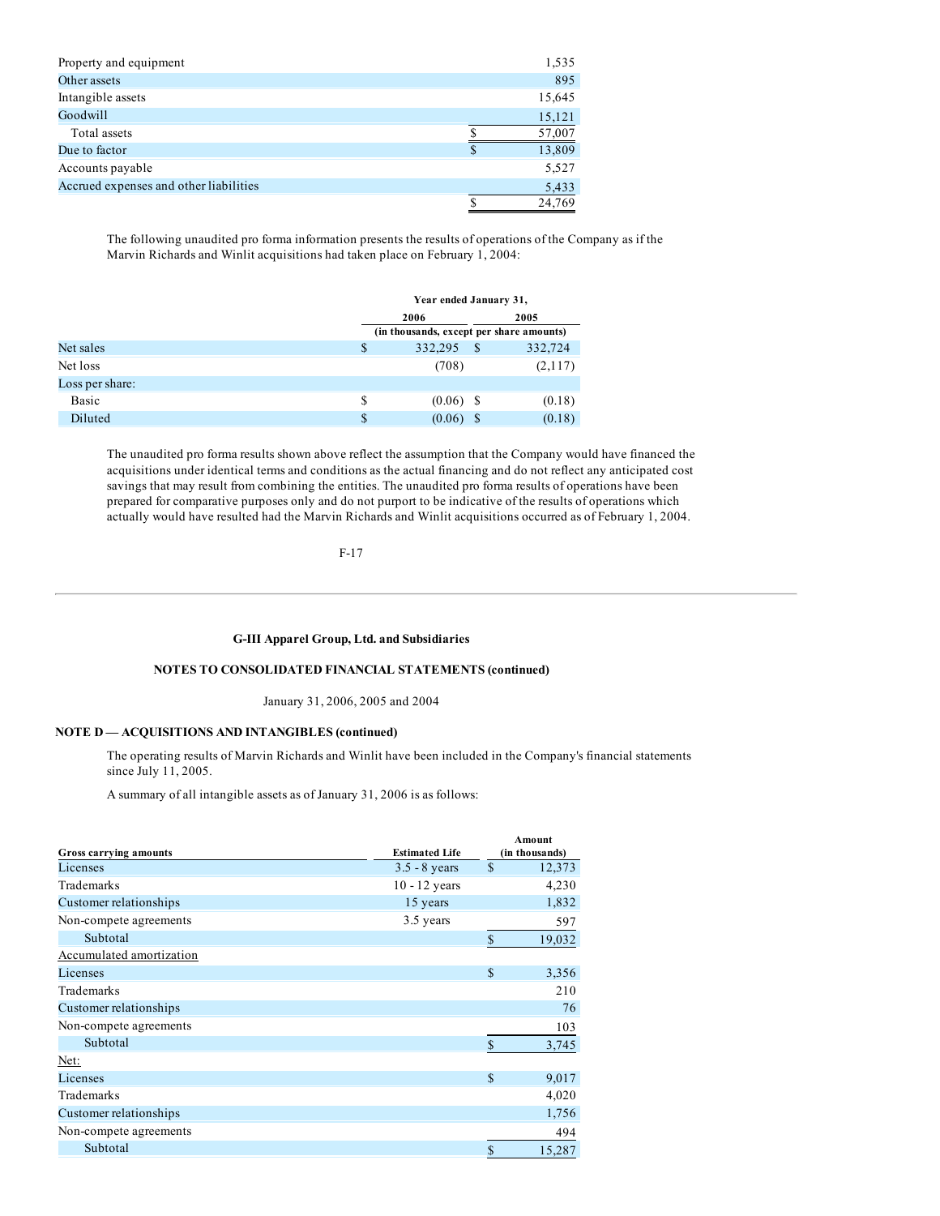| | |
|---|---|
| Property and equipment | 1,535 |
| Other assets | 895 |
| Intangible assets | 15,645 |
| Goodwill | 15,121 |
| Total assets | $ 57,007 |
| Due to factor | $ 13,809 |
| Accounts payable | 5,527 |
| Accrued expenses and other liabilities | 5,433 |
| | $ 24,769 |

The following unaudited pro forma information presents the results of operations of the Company as if the Marvin Richards and Winlit acquisitions had taken place on February 1, 2004:

| | Year ended January 31, | |
|---|---|---|
| | 2006 | 2005 |
| | (in thousands, except per share amounts) | |
| Net sales | $ 332,295 | $ 332,724 |
| Net loss | (708) | (2,117) |
| Loss per share: | | |
| Basic | $ (0.06) | $ (0.18) |
| Diluted | $ (0.06) | $ (0.18) |

The unaudited pro forma results shown above reflect the assumption that the Company would have financed the acquisitions under identical terms and conditions as the actual financing and do not reflect any anticipated cost savings that may result from combining the entities. The unaudited pro forma results of operations have been prepared for comparative purposes only and do not purport to be indicative of the results of operations which actually would have resulted had the Marvin Richards and Winlit acquisitions occurred as of February 1, 2004.

## G-III Apparel Group, Ltd. and Subsidiaries

## NOTES TO CONSOLIDATED FINANCIAL STATEMENTS (continued)

January 31, 2006, 2005 and 2004

### NOTE D — ACQUISITIONS AND INTANGIBLES (continued)

The operating results of Marvin Richards and Winlit have been included in the Company's financial statements since July 11, 2005.

A summary of all intangible assets as of January 31, 2006 is as follows:

| Gross carrying amounts | Estimated Life | Amount (in thousands) |
|---|---|---|
| Licenses | 3.5 - 8 years | $ 12,373 |
| Trademarks | 10 - 12 years | 4,230 |
| Customer relationships | 15 years | 1,832 |
| Non-compete agreements | 3.5 years | 597 |
| Subtotal | | $ 19,032 |
| Accumulated amortization | | |
| Licenses | | $ 3,356 |
| Trademarks | | 210 |
| Customer relationships | | 76 |
| Non-compete agreements | | 103 |
| Subtotal | | $ 3,745 |
| Net: | | |
| Licenses | | $ 9,017 |
| Trademarks | | 4,020 |
| Customer relationships | | 1,756 |
| Non-compete agreements | | 494 |
| Subtotal | | $ 15,287 |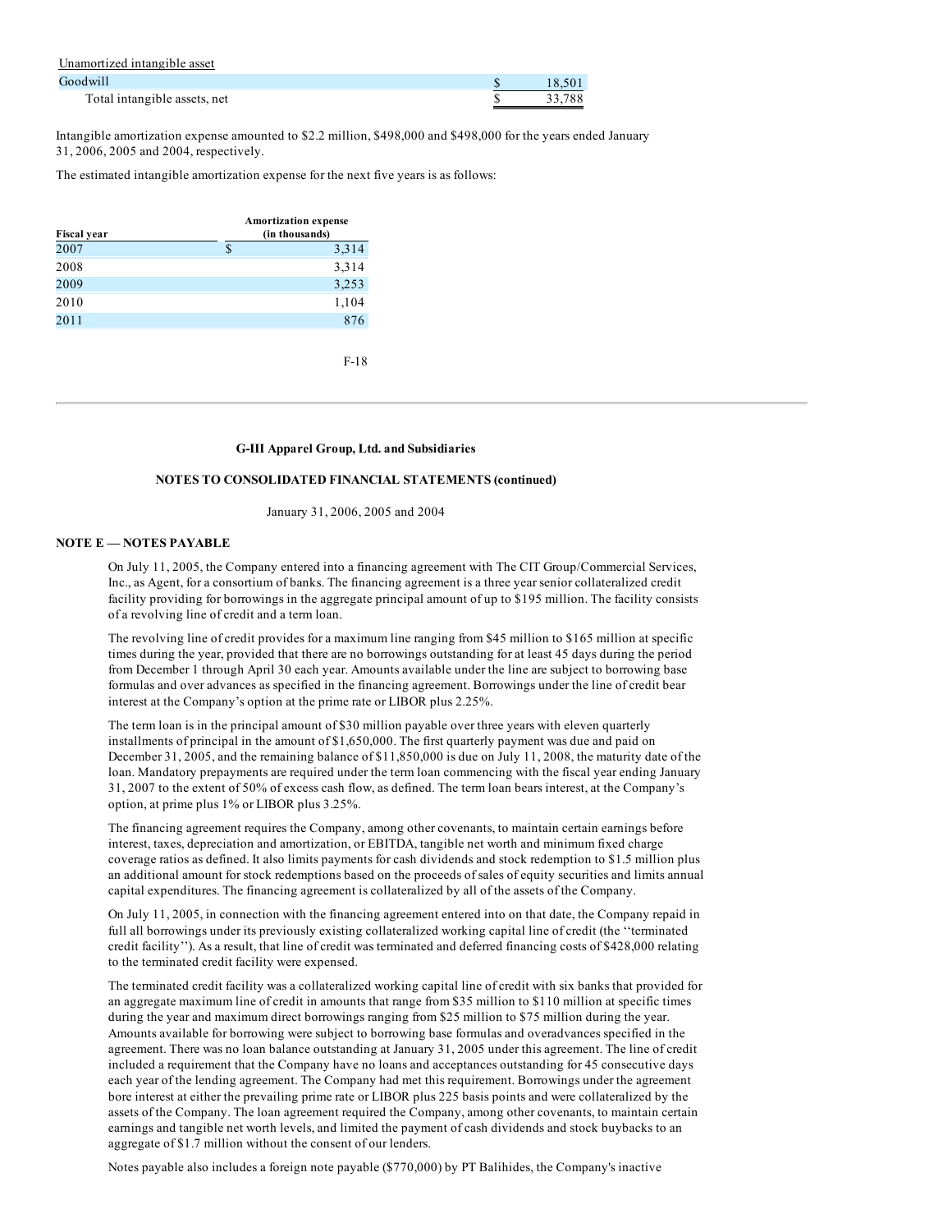| Unamortized intangible asset | | |
|---|---|---|
| Goodwill | $ | 18,501 |
| Total intangible assets, net | $ | 33,788 |

Intangible amortization expense amounted to $2.2 million, $498,000 and $498,000 for the years ended January 31, 2006, 2005 and 2004, respectively.

The estimated intangible amortization expense for the next five years is as follows:

| Fiscal year | Amortization expense (in thousands) |
|---|---|
| 2007 | $ 3,314 |
| 2008 | 3,314 |
| 2009 | 3,253 |
| 2010 | 1,104 |
| 2011 | 876 |

**G-III Apparel Group, Ltd. and Subsidiaries**

**NOTES TO CONSOLIDATED FINANCIAL STATEMENTS (continued)**

January 31, 2006, 2005 and 2004

## NOTE E — NOTES PAYABLE

On July 11, 2005, the Company entered into a financing agreement with The CIT Group/Commercial Services, Inc., as Agent, for a consortium of banks. The financing agreement is a three year senior collateralized credit facility providing for borrowings in the aggregate principal amount of up to $195 million. The facility consists of a revolving line of credit and a term loan.

The revolving line of credit provides for a maximum line ranging from $45 million to $165 million at specific times during the year, provided that there are no borrowings outstanding for at least 45 days during the period from December 1 through April 30 each year. Amounts available under the line are subject to borrowing base formulas and over advances as specified in the financing agreement. Borrowings under the line of credit bear interest at the Company's option at the prime rate or LIBOR plus 2.25%.

The term loan is in the principal amount of $30 million payable over three years with eleven quarterly installments of principal in the amount of $1,650,000. The first quarterly payment was due and paid on December 31, 2005, and the remaining balance of $11,850,000 is due on July 11, 2008, the maturity date of the loan. Mandatory prepayments are required under the term loan commencing with the fiscal year ending January 31, 2007 to the extent of 50% of excess cash flow, as defined. The term loan bears interest, at the Company's option, at prime plus 1% or LIBOR plus 3.25%.

The financing agreement requires the Company, among other covenants, to maintain certain earnings before interest, taxes, depreciation and amortization, or EBITDA, tangible net worth and minimum fixed charge coverage ratios as defined. It also limits payments for cash dividends and stock redemption to $1.5 million plus an additional amount for stock redemptions based on the proceeds of sales of equity securities and limits annual capital expenditures. The financing agreement is collateralized by all of the assets of the Company.

On July 11, 2005, in connection with the financing agreement entered into on that date, the Company repaid in full all borrowings under its previously existing collateralized working capital line of credit (the ''terminated credit facility''). As a result, that line of credit was terminated and deferred financing costs of $428,000 relating to the terminated credit facility were expensed.

The terminated credit facility was a collateralized working capital line of credit with six banks that provided for an aggregate maximum line of credit in amounts that range from $35 million to $110 million at specific times during the year and maximum direct borrowings ranging from $25 million to $75 million during the year. Amounts available for borrowing were subject to borrowing base formulas and overadvances specified in the agreement. There was no loan balance outstanding at January 31, 2005 under this agreement. The line of credit included a requirement that the Company have no loans and acceptances outstanding for 45 consecutive days each year of the lending agreement. The Company had met this requirement. Borrowings under the agreement bore interest at either the prevailing prime rate or LIBOR plus 225 basis points and were collateralized by the assets of the Company. The loan agreement required the Company, among other covenants, to maintain certain earnings and tangible net worth levels, and limited the payment of cash dividends and stock buybacks to an aggregate of $1.7 million without the consent of our lenders.

Notes payable also includes a foreign note payable ($770,000) by PT Balihides, the Company's inactive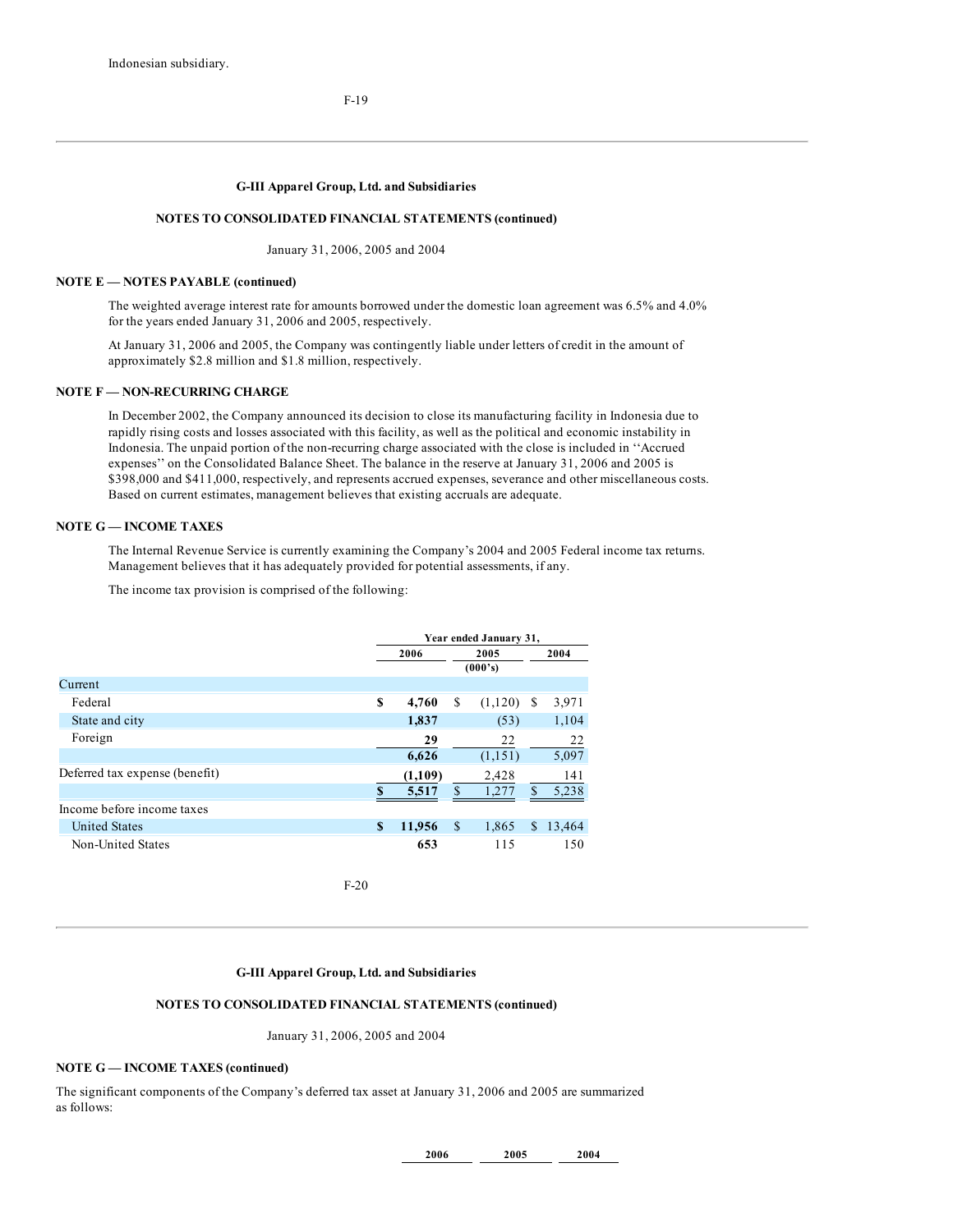Indonesian subsidiary.

## G-III Apparel Group, Ltd. and Subsidiaries

## NOTES TO CONSOLIDATED FINANCIAL STATEMENTS (continued)

January 31, 2006, 2005 and 2004

### NOTE E — NOTES PAYABLE (continued)

The weighted average interest rate for amounts borrowed under the domestic loan agreement was 6.5% and 4.0% for the years ended January 31, 2006 and 2005, respectively.

At January 31, 2006 and 2005, the Company was contingently liable under letters of credit in the amount of approximately $2.8 million and $1.8 million, respectively.

### NOTE F — NON-RECURRING CHARGE

In December 2002, the Company announced its decision to close its manufacturing facility in Indonesia due to rapidly rising costs and losses associated with this facility, as well as the political and economic instability in Indonesia. The unpaid portion of the non-recurring charge associated with the close is included in ''Accrued expenses'' on the Consolidated Balance Sheet. The balance in the reserve at January 31, 2006 and 2005 is $398,000 and $411,000, respectively, and represents accrued expenses, severance and other miscellaneous costs. Based on current estimates, management believes that existing accruals are adequate.

### NOTE G — INCOME TAXES

The Internal Revenue Service is currently examining the Company's 2004 and 2005 Federal income tax returns. Management believes that it has adequately provided for potential assessments, if any.

The income tax provision is comprised of the following:

| | Year ended January 31, | | |
|---|---|---|---|
| | **2006** | **2005** | **2004** |
| | | (000's) | |
| Current | | | |
| Federal | **$ 4,760** | $ (1,120) | $ 3,971 |
| State and city | **1,837** | (53) | 1,104 |
| Foreign | **29** | 22 | 22 |
| | **6,626** | (1,151) | 5,097 |
| Deferred tax expense (benefit) | **(1,109)** | 2,428 | 141 |
| | **$ 5,517** | $ 1,277 | $ 5,238 |
| Income before income taxes | | | |
| United States | **$ 11,956** | $ 1,865 | $ 13,464 |
| Non-United States | **653** | 115 | 150 |

## G-III Apparel Group, Ltd. and Subsidiaries

## NOTES TO CONSOLIDATED FINANCIAL STATEMENTS (continued)

January 31, 2006, 2005 and 2004

### NOTE G — INCOME TAXES (continued)

The significant components of the Company's deferred tax asset at January 31, 2006 and 2005 are summarized as follows:

| | 2006 | 2005 | 2004 |
|---|---|---|---|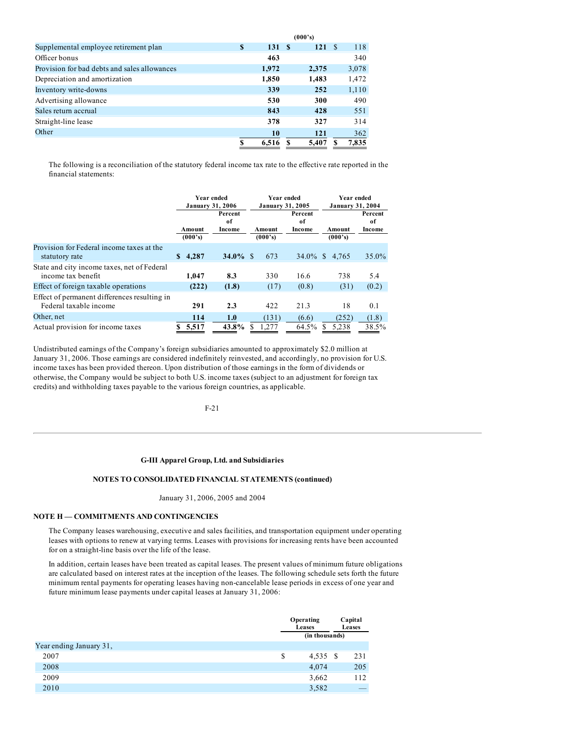| | | (000's) | |
|---|---|---|---|
| Supplemental employee retirement plan | $ 131 | $ 121 | $ 118 |
| Officer bonus | 463 | | 340 |
| Provision for bad debts and sales allowances | 1,972 | 2,375 | 3,078 |
| Depreciation and amortization | 1,850 | 1,483 | 1,472 |
| Inventory write-downs | 339 | 252 | 1,110 |
| Advertising allowance | 530 | 300 | 490 |
| Sales return accrual | 843 | 428 | 551 |
| Straight-line lease | 378 | 327 | 314 |
| Other | 10 | 121 | 362 |
| | $ 6,516 | $ 5,407 | $ 7,835 |

The following is a reconciliation of the statutory federal income tax rate to the effective rate reported in the financial statements:

| | Year ended January 31, 2006 | | Year ended January 31, 2005 | | Year ended January 31, 2004 | |
|---|---|---|---|---|---|---|
| | Amount (000's) | Percent of Income | Amount (000's) | Percent of Income | Amount (000's) | Percent of Income |
| Provision for Federal income taxes at the statutory rate | $ 4,287 | 34.0% | $ 673 | 34.0% | $ 4,765 | 35.0% |
| State and city income taxes, net of Federal income tax benefit | 1,047 | 8.3 | 330 | 16.6 | 738 | 5.4 |
| Effect of foreign taxable operations | (222) | (1.8) | (17) | (0.8) | (31) | (0.2) |
| Effect of permanent differences resulting in Federal taxable income | 291 | 2.3 | 422 | 21.3 | 18 | 0.1 |
| Other, net | 114 | 1.0 | (131) | (6.6) | (252) | (1.8) |
| Actual provision for income taxes | $ 5,517 | 43.8% | $ 1,277 | 64.5% | $ 5,238 | 38.5% |

Undistributed earnings of the Company's foreign subsidiaries amounted to approximately $2.0 million at January 31, 2006. Those earnings are considered indefinitely reinvested, and accordingly, no provision for U.S. income taxes has been provided thereon. Upon distribution of those earnings in the form of dividends or otherwise, the Company would be subject to both U.S. income taxes (subject to an adjustment for foreign tax credits) and withholding taxes payable to the various foreign countries, as applicable.

**G-III Apparel Group, Ltd. and Subsidiaries**

**NOTES TO CONSOLIDATED FINANCIAL STATEMENTS (continued)**

January 31, 2006, 2005 and 2004

## NOTE H — COMMITMENTS AND CONTINGENCIES

The Company leases warehousing, executive and sales facilities, and transportation equipment under operating leases with options to renew at varying terms. Leases with provisions for increasing rents have been accounted for on a straight-line basis over the life of the lease.

In addition, certain leases have been treated as capital leases. The present values of minimum future obligations are calculated based on interest rates at the inception of the leases. The following schedule sets forth the future minimum rental payments for operating leases having non-cancelable lease periods in excess of one year and future minimum lease payments under capital leases at January 31, 2006:

| | Operating Leases | Capital Leases |
|---|---|---|
| | (in thousands) | |
| Year ending January 31, | | |
| 2007 | $ 4,535 | $ 231 |
| 2008 | 4,074 | 205 |
| 2009 | 3,662 | 112 |
| 2010 | 3,582 | — |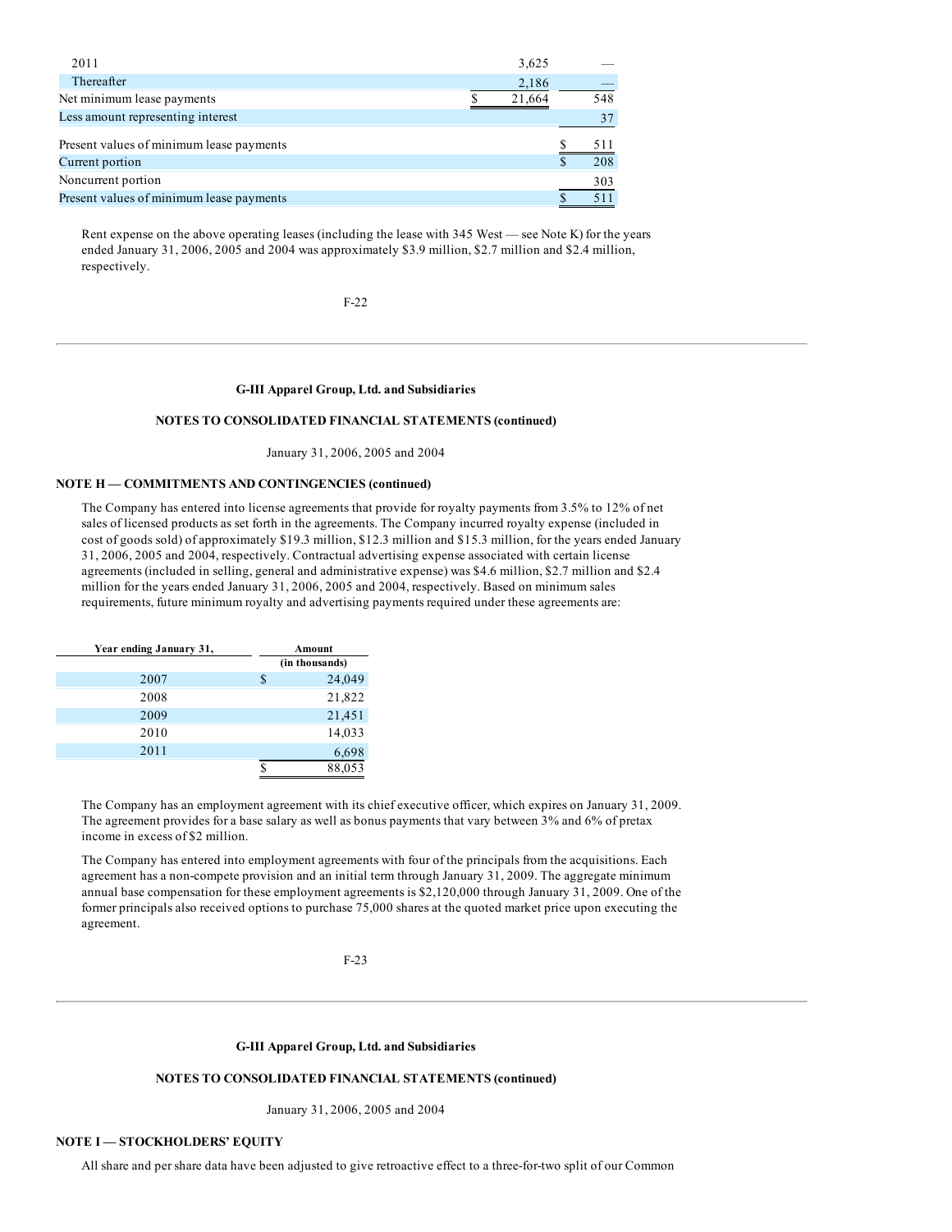| | | |
|---|---|---|
| 2011 | 3,625 | — |
| Thereafter | 2,186 | — |
| Net minimum lease payments | $ 21,664 | 548 |
| Less amount representing interest | | 37 |
| Present values of minimum lease payments | | $ 511 |
| Current portion | | $ 208 |
| Noncurrent portion | | 303 |
| Present values of minimum lease payments | | $ 511 |

Rent expense on the above operating leases (including the lease with 345 West — see Note K) for the years ended January 31, 2006, 2005 and 2004 was approximately $3.9 million, $2.7 million and $2.4 million, respectively.

**G-III Apparel Group, Ltd. and Subsidiaries**

**NOTES TO CONSOLIDATED FINANCIAL STATEMENTS (continued)**

January 31, 2006, 2005 and 2004

**NOTE H — COMMITMENTS AND CONTINGENCIES (continued)**

The Company has entered into license agreements that provide for royalty payments from 3.5% to 12% of net sales of licensed products as set forth in the agreements. The Company incurred royalty expense (included in cost of goods sold) of approximately $19.3 million, $12.3 million and $15.3 million, for the years ended January 31, 2006, 2005 and 2004, respectively. Contractual advertising expense associated with certain license agreements (included in selling, general and administrative expense) was $4.6 million, $2.7 million and $2.4 million for the years ended January 31, 2006, 2005 and 2004, respectively. Based on minimum sales requirements, future minimum royalty and advertising payments required under these agreements are:

| Year ending January 31, | Amount (in thousands) |
|---|---|
| 2007 | $ 24,049 |
| 2008 | 21,822 |
| 2009 | 21,451 |
| 2010 | 14,033 |
| 2011 | 6,698 |
| | $ 88,053 |

The Company has an employment agreement with its chief executive officer, which expires on January 31, 2009. The agreement provides for a base salary as well as bonus payments that vary between 3% and 6% of pretax income in excess of $2 million.

The Company has entered into employment agreements with four of the principals from the acquisitions. Each agreement has a non-compete provision and an initial term through January 31, 2009. The aggregate minimum annual base compensation for these employment agreements is $2,120,000 through January 31, 2009. One of the former principals also received options to purchase 75,000 shares at the quoted market price upon executing the agreement.

**G-III Apparel Group, Ltd. and Subsidiaries**

**NOTES TO CONSOLIDATED FINANCIAL STATEMENTS (continued)**

January 31, 2006, 2005 and 2004

**NOTE I — STOCKHOLDERS' EQUITY**

All share and per share data have been adjusted to give retroactive effect to a three-for-two split of our Common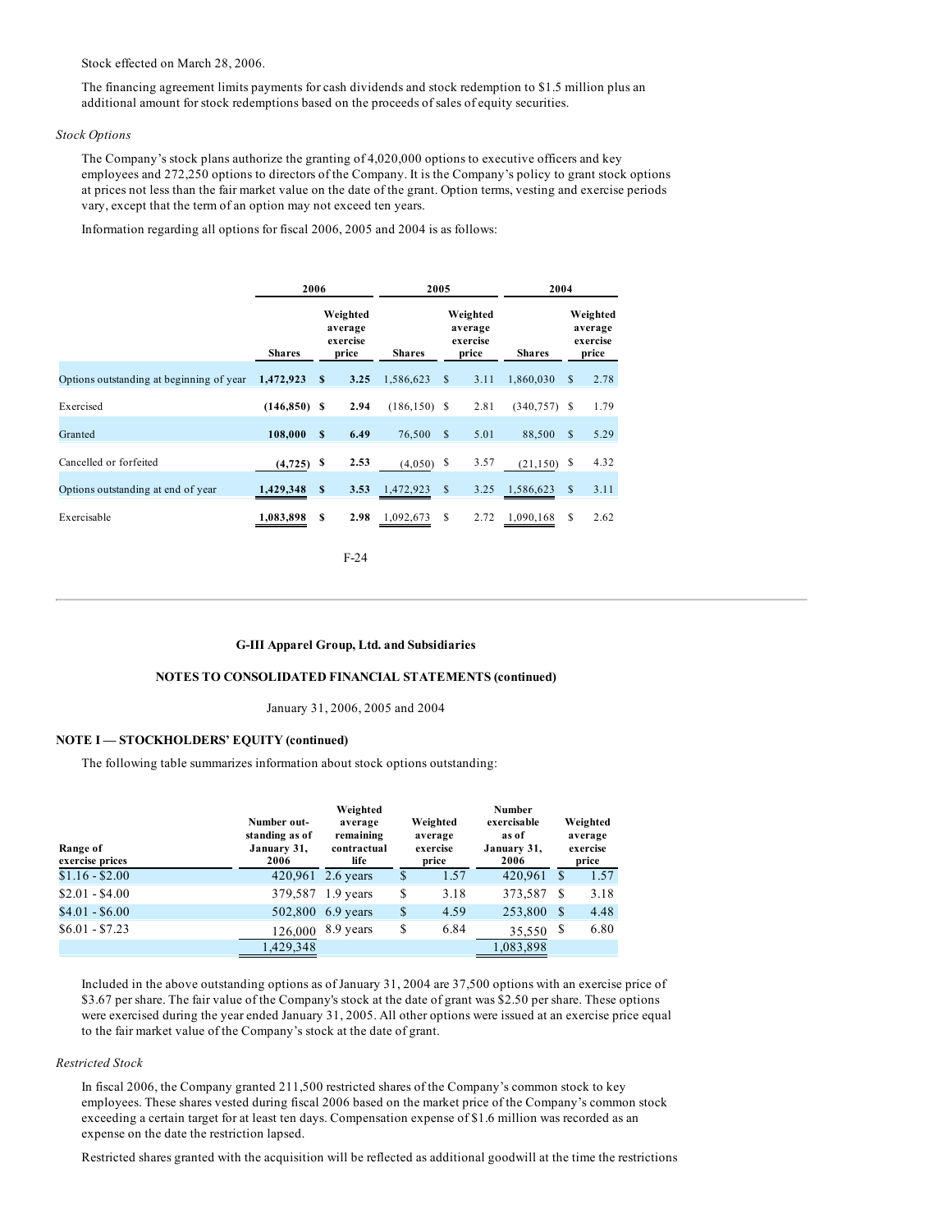Stock effected on March 28, 2006.

The financing agreement limits payments for cash dividends and stock redemption to $1.5 million plus an additional amount for stock redemptions based on the proceeds of sales of equity securities.

*Stock Options*

The Company's stock plans authorize the granting of 4,020,000 options to executive officers and key employees and 272,250 options to directors of the Company. It is the Company's policy to grant stock options at prices not less than the fair market value on the date of the grant. Option terms, vesting and exercise periods vary, except that the term of an option may not exceed ten years.

Information regarding all options for fiscal 2006, 2005 and 2004 is as follows:

| | 2006 | | 2005 | | 2004 | |
|---|---|---|---|---|---|---|
| | Shares | Weighted average exercise price | Shares | Weighted average exercise price | Shares | Weighted average exercise price |
| Options outstanding at beginning of year | **1,472,923** | **$ 3.25** | 1,586,623 | $ 3.11 | 1,860,030 | $ 2.78 |
| Exercised | **(146,850)** | **$ 2.94** | (186,150) | $ 2.81 | (340,757) | $ 1.79 |
| Granted | **108,000** | **$ 6.49** | 76,500 | $ 5.01 | 88,500 | $ 5.29 |
| Cancelled or forfeited | **(4,725)** | **$ 2.53** | (4,050) | $ 3.57 | (21,150) | $ 4.32 |
| Options outstanding at end of year | **1,429,348** | **$ 3.53** | 1,472,923 | $ 3.25 | 1,586,623 | $ 3.11 |
| Exercisable | **1,083,898** | **$ 2.98** | 1,092,673 | $ 2.72 | 1,090,168 | $ 2.62 |

## G-III Apparel Group, Ltd. and Subsidiaries

## NOTES TO CONSOLIDATED FINANCIAL STATEMENTS (continued)

January 31, 2006, 2005 and 2004

### NOTE I — STOCKHOLDERS' EQUITY (continued)

The following table summarizes information about stock options outstanding:

| Range of exercise prices | Number outstanding as of January 31, 2006 | Weighted average remaining contractual life | Weighted average exercise price | Number exercisable as of January 31, 2006 | Weighted average exercise price |
|---|---|---|---|---|---|
| $1.16 - $2.00 | 420,961 | 2.6 years | $ 1.57 | 420,961 | $ 1.57 |
| $2.01 - $4.00 | 379,587 | 1.9 years | $ 3.18 | 373,587 | $ 3.18 |
| $4.01 - $6.00 | 502,800 | 6.9 years | $ 4.59 | 253,800 | $ 4.48 |
| $6.01 - $7.23 | 126,000 | 8.9 years | $ 6.84 | 35,550 | $ 6.80 |
| | 1,429,348 | | | 1,083,898 | |

Included in the above outstanding options as of January 31, 2004 are 37,500 options with an exercise price of $3.67 per share. The fair value of the Company's stock at the date of grant was $2.50 per share. These options were exercised during the year ended January 31, 2005. All other options were issued at an exercise price equal to the fair market value of the Company's stock at the date of grant.

*Restricted Stock*

In fiscal 2006, the Company granted 211,500 restricted shares of the Company's common stock to key employees. These shares vested during fiscal 2006 based on the market price of the Company's common stock exceeding a certain target for at least ten days. Compensation expense of $1.6 million was recorded as an expense on the date the restriction lapsed.

Restricted shares granted with the acquisition will be reflected as additional goodwill at the time the restrictions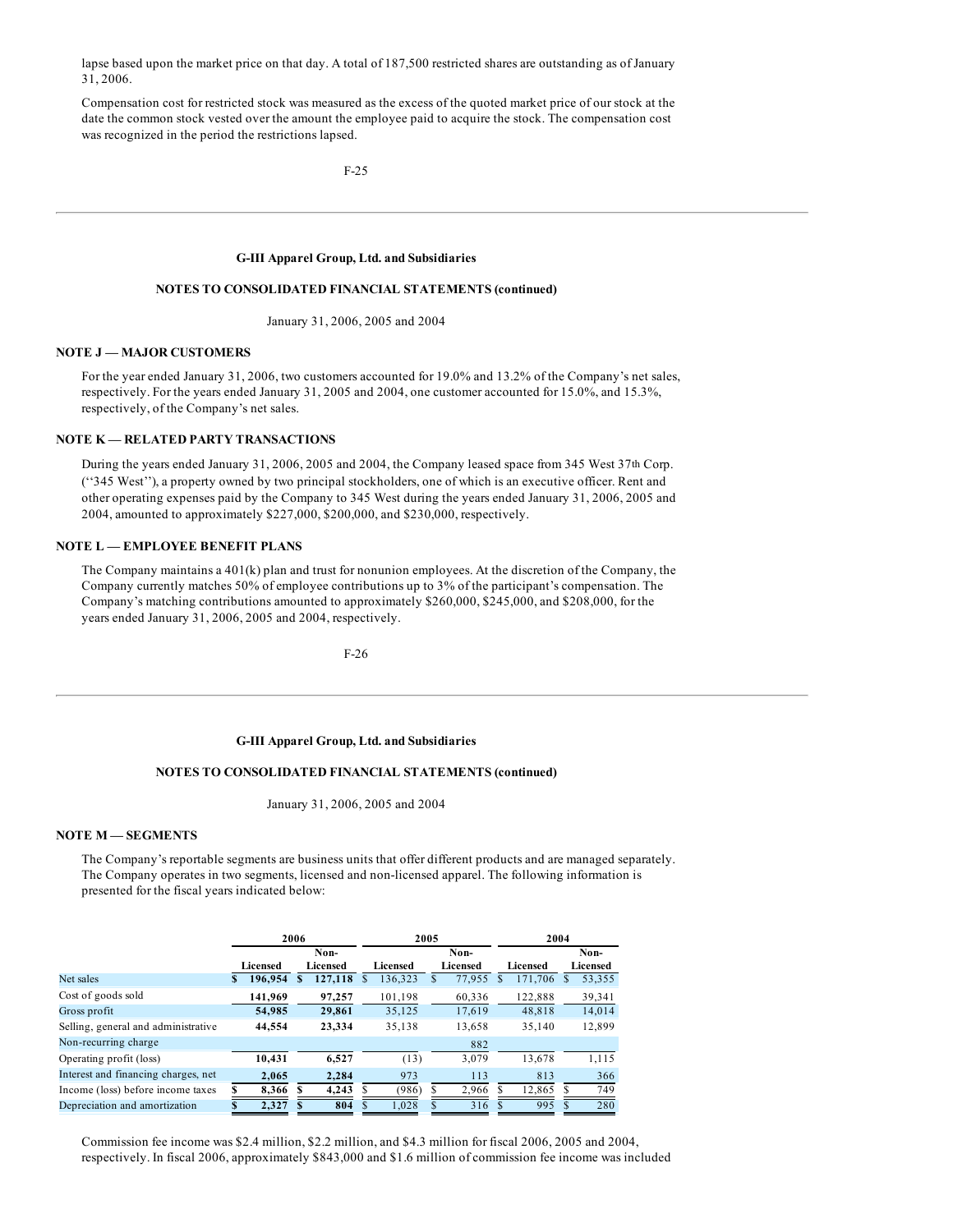lapse based upon the market price on that day. A total of 187,500 restricted shares are outstanding as of January 31, 2006.

Compensation cost for restricted stock was measured as the excess of the quoted market price of our stock at the date the common stock vested over the amount the employee paid to acquire the stock. The compensation cost was recognized in the period the restrictions lapsed.

**G-III Apparel Group, Ltd. and Subsidiaries**

**NOTES TO CONSOLIDATED FINANCIAL STATEMENTS (continued)**

January 31, 2006, 2005 and 2004

### NOTE J — MAJOR CUSTOMERS

For the year ended January 31, 2006, two customers accounted for 19.0% and 13.2% of the Company's net sales, respectively. For the years ended January 31, 2005 and 2004, one customer accounted for 15.0%, and 15.3%, respectively, of the Company's net sales.

### NOTE K — RELATED PARTY TRANSACTIONS

During the years ended January 31, 2006, 2005 and 2004, the Company leased space from 345 West 37th Corp. ("345 West"), a property owned by two principal stockholders, one of which is an executive officer. Rent and other operating expenses paid by the Company to 345 West during the years ended January 31, 2006, 2005 and 2004, amounted to approximately $227,000, $200,000, and $230,000, respectively.

### NOTE L — EMPLOYEE BENEFIT PLANS

The Company maintains a 401(k) plan and trust for nonunion employees. At the discretion of the Company, the Company currently matches 50% of employee contributions up to 3% of the participant's compensation. The Company's matching contributions amounted to approximately $260,000, $245,000, and $208,000, for the years ended January 31, 2006, 2005 and 2004, respectively.

**G-III Apparel Group, Ltd. and Subsidiaries**

**NOTES TO CONSOLIDATED FINANCIAL STATEMENTS (continued)**

January 31, 2006, 2005 and 2004

### NOTE M — SEGMENTS

The Company's reportable segments are business units that offer different products and are managed separately. The Company operates in two segments, licensed and non-licensed apparel. The following information is presented for the fiscal years indicated below:

| | 2006 | | 2005 | | 2004 | |
|---|---|---|---|---|---|---|
| | Licensed | Non-Licensed | Licensed | Non-Licensed | Licensed | Non-Licensed |
| Net sales | **$ 196,954** | **$ 127,118** | $ 136,323 | $ 77,955 | $ 171,706 | $ 53,355 |
| Cost of goods sold | **141,969** | **97,257** | 101,198 | 60,336 | 122,888 | 39,341 |
| Gross profit | **54,985** | **29,861** | 35,125 | 17,619 | 48,818 | 14,014 |
| Selling, general and administrative | **44,554** | **23,334** | 35,138 | 13,658 | 35,140 | 12,899 |
| Non-recurring charge | | | | 882 | | |
| Operating profit (loss) | **10,431** | **6,527** | (13) | 3,079 | 13,678 | 1,115 |
| Interest and financing charges, net | **2,065** | **2,284** | 973 | 113 | 813 | 366 |
| Income (loss) before income taxes | **$ 8,366** | **$ 4,243** | $ (986) | $ 2,966 | $ 12,865 | $ 749 |
| Depreciation and amortization | **$ 2,327** | **$ 804** | $ 1,028 | $ 316 | $ 995 | $ 280 |

Commission fee income was $2.4 million, $2.2 million, and $4.3 million for fiscal 2006, 2005 and 2004, respectively. In fiscal 2006, approximately $843,000 and $1.6 million of commission fee income was included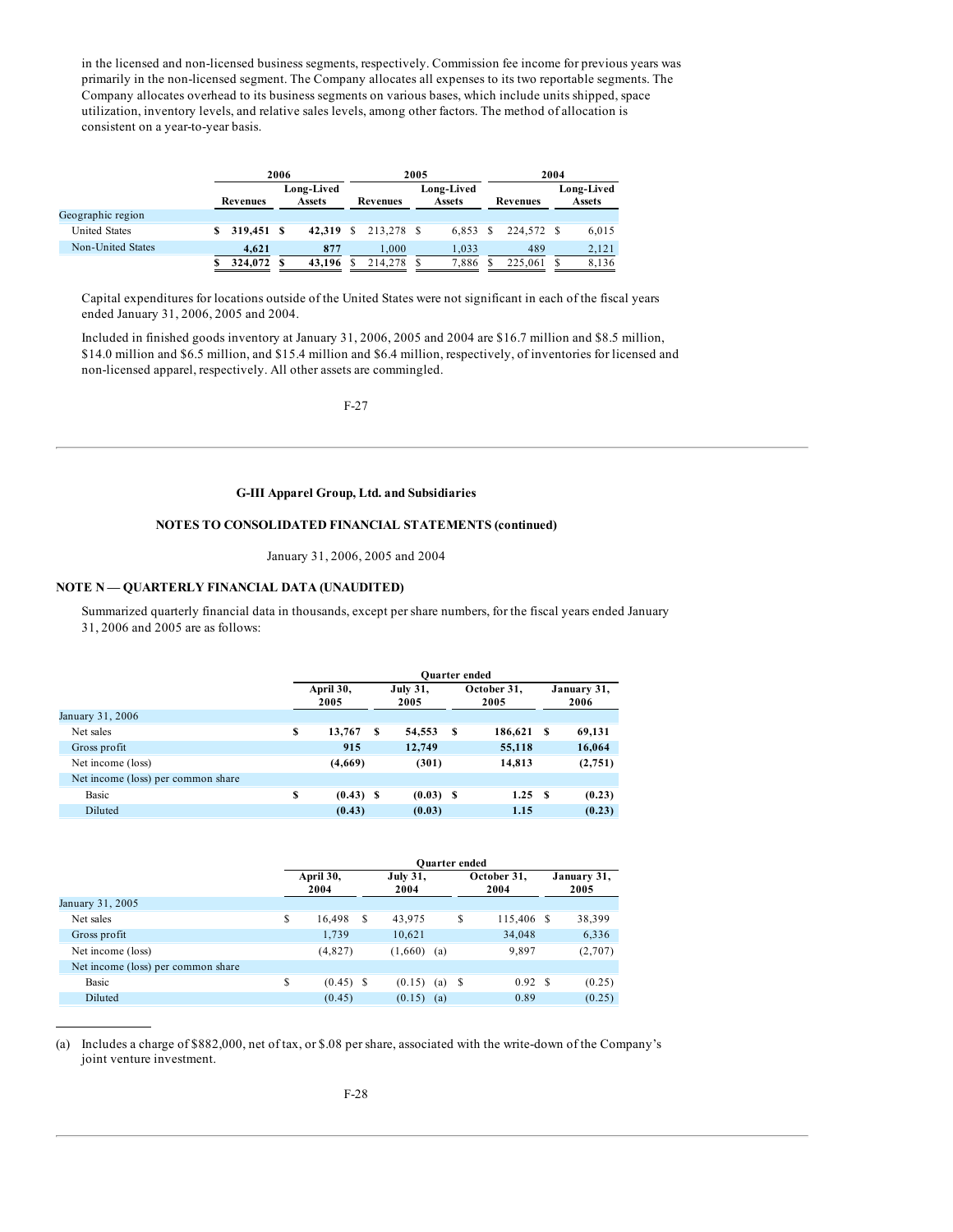in the licensed and non-licensed business segments, respectively. Commission fee income for previous years was primarily in the non-licensed segment. The Company allocates all expenses to its two reportable segments. The Company allocates overhead to its business segments on various bases, which include units shipped, space utilization, inventory levels, and relative sales levels, among other factors. The method of allocation is consistent on a year-to-year basis.

| | 2006 | | 2005 | | 2004 | |
|---|---|---|---|---|---|---|
| | Revenues | Long-Lived Assets | Revenues | Long-Lived Assets | Revenues | Long-Lived Assets |
| Geographic region | | | | | | |
| United States | $ 319,451 | $ 42,319 | $ 213,278 | $ 6,853 | $ 224,572 | $ 6,015 |
| Non-United States | 4,621 | 877 | 1,000 | 1,033 | 489 | 2,121 |
| | $ 324,072 | $ 43,196 | $ 214,278 | $ 7,886 | $ 225,061 | $ 8,136 |

Capital expenditures for locations outside of the United States were not significant in each of the fiscal years ended January 31, 2006, 2005 and 2004.

Included in finished goods inventory at January 31, 2006, 2005 and 2004 are $16.7 million and $8.5 million, $14.0 million and $6.5 million, and $15.4 million and $6.4 million, respectively, of inventories for licensed and non-licensed apparel, respectively. All other assets are commingled.

**G-III Apparel Group, Ltd. and Subsidiaries**

**NOTES TO CONSOLIDATED FINANCIAL STATEMENTS (continued)**

January 31, 2006, 2005 and 2004

## NOTE N — QUARTERLY FINANCIAL DATA (UNAUDITED)

Summarized quarterly financial data in thousands, except per share numbers, for the fiscal years ended January 31, 2006 and 2005 are as follows:

| | Quarter ended | | | |
|---|---|---|---|---|
| | April 30, 2005 | July 31, 2005 | October 31, 2005 | January 31, 2006 |
| January 31, 2006 | | | | |
| Net sales | $ 13,767 | $ 54,553 | $ 186,621 | $ 69,131 |
| Gross profit | 915 | 12,749 | 55,118 | 16,064 |
| Net income (loss) | (4,669) | (301) | 14,813 | (2,751) |
| Net income (loss) per common share | | | | |
| Basic | $ (0.43) | $ (0.03) | $ 1.25 | $ (0.23) |
| Diluted | (0.43) | (0.03) | 1.15 | (0.23) |

| | Quarter ended | | | |
|---|---|---|---|---|
| | April 30, 2004 | July 31, 2004 | October 31, 2004 | January 31, 2005 |
| January 31, 2005 | | | | |
| Net sales | $ 16,498 | $ 43,975 | $ 115,406 | $ 38,399 |
| Gross profit | 1,739 | 10,621 | 34,048 | 6,336 |
| Net income (loss) | (4,827) | (1,660) (a) | 9,897 | (2,707) |
| Net income (loss) per common share | | | | |
| Basic | $ (0.45) | $ (0.15) (a) | $ 0.92 | $ (0.25) |
| Diluted | (0.45) | (0.15) (a) | 0.89 | (0.25) |

(a) Includes a charge of $882,000, net of tax, or $.08 per share, associated with the write-down of the Company's joint venture investment.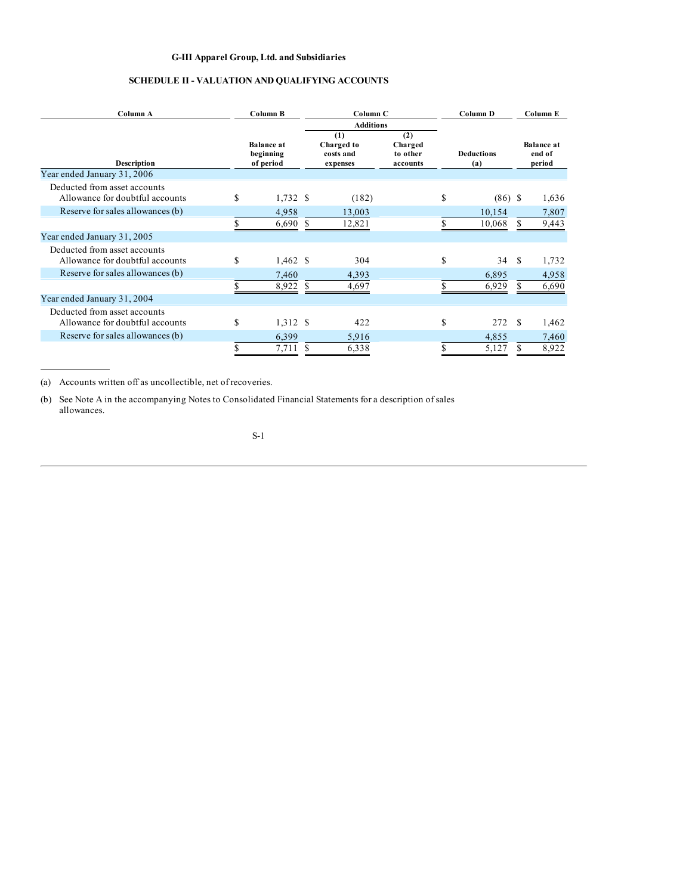G-III Apparel Group, Ltd. and Subsidiaries

**SCHEDULE II - VALUATION AND QUALIFYING ACCOUNTS**

| Column A | Column B | Column C | | Column D | Column E |
|---|---|---|---|---|---|
| | | Additions | | | |
| Description | Balance at beginning of period | (1) Charged to costs and expenses | (2) Charged to other accounts | Deductions (a) | Balance at end of period |
| Year ended January 31, 2006 | | | | | |
| Deducted from asset accounts | | | | | |
| Allowance for doubtful accounts | $ 1,732 | $ (182) | | $ (86) | $ 1,636 |
| Reserve for sales allowances (b) | 4,958 | 13,003 | | 10,154 | 7,807 |
| | $ 6,690 | $ 12,821 | | $ 10,068 | $ 9,443 |
| Year ended January 31, 2005 | | | | | |
| Deducted from asset accounts | | | | | |
| Allowance for doubtful accounts | $ 1,462 | $ 304 | | $ 34 | $ 1,732 |
| Reserve for sales allowances (b) | 7,460 | 4,393 | | 6,895 | 4,958 |
| | $ 8,922 | $ 4,697 | | $ 6,929 | $ 6,690 |
| Year ended January 31, 2004 | | | | | |
| Deducted from asset accounts | | | | | |
| Allowance for doubtful accounts | $ 1,312 | $ 422 | | $ 272 | $ 1,462 |
| Reserve for sales allowances (b) | 6,399 | 5,916 | | 4,855 | 7,460 |
| | $ 7,711 | $ 6,338 | | $ 5,127 | $ 8,922 |

(a) Accounts written off as uncollectible, net of recoveries.

(b) See Note A in the accompanying Notes to Consolidated Financial Statements for a description of sales allowances.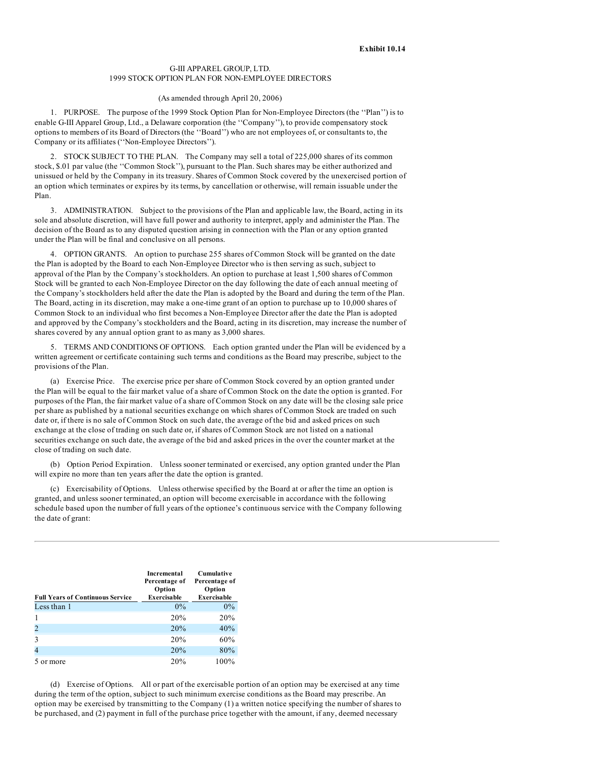**Exhibit 10.14**

G-III APPAREL GROUP, LTD.
1999 STOCK OPTION PLAN FOR NON-EMPLOYEE DIRECTORS

(As amended through April 20, 2006)

1. PURPOSE. The purpose of the 1999 Stock Option Plan for Non-Employee Directors (the ''Plan'') is to enable G-III Apparel Group, Ltd., a Delaware corporation (the ''Company''), to provide compensatory stock options to members of its Board of Directors (the ''Board'') who are not employees of, or consultants to, the Company or its affiliates (''Non-Employee Directors'').

2. STOCK SUBJECT TO THE PLAN. The Company may sell a total of 225,000 shares of its common stock, $.01 par value (the ''Common Stock''), pursuant to the Plan. Such shares may be either authorized and unissued or held by the Company in its treasury. Shares of Common Stock covered by the unexercised portion of an option which terminates or expires by its terms, by cancellation or otherwise, will remain issuable under the Plan.

3. ADMINISTRATION. Subject to the provisions of the Plan and applicable law, the Board, acting in its sole and absolute discretion, will have full power and authority to interpret, apply and administer the Plan. The decision of the Board as to any disputed question arising in connection with the Plan or any option granted under the Plan will be final and conclusive on all persons.

4. OPTION GRANTS. An option to purchase 255 shares of Common Stock will be granted on the date the Plan is adopted by the Board to each Non-Employee Director who is then serving as such, subject to approval of the Plan by the Company's stockholders. An option to purchase at least 1,500 shares of Common Stock will be granted to each Non-Employee Director on the day following the date of each annual meeting of the Company's stockholders held after the date the Plan is adopted by the Board and during the term of the Plan. The Board, acting in its discretion, may make a one-time grant of an option to purchase up to 10,000 shares of Common Stock to an individual who first becomes a Non-Employee Director after the date the Plan is adopted and approved by the Company's stockholders and the Board, acting in its discretion, may increase the number of shares covered by any annual option grant to as many as 3,000 shares.

5. TERMS AND CONDITIONS OF OPTIONS. Each option granted under the Plan will be evidenced by a written agreement or certificate containing such terms and conditions as the Board may prescribe, subject to the provisions of the Plan.

(a) Exercise Price. The exercise price per share of Common Stock covered by an option granted under the Plan will be equal to the fair market value of a share of Common Stock on the date the option is granted. For purposes of the Plan, the fair market value of a share of Common Stock on any date will be the closing sale price per share as published by a national securities exchange on which shares of Common Stock are traded on such date or, if there is no sale of Common Stock on such date, the average of the bid and asked prices on such exchange at the close of trading on such date or, if shares of Common Stock are not listed on a national securities exchange on such date, the average of the bid and asked prices in the over the counter market at the close of trading on such date.

(b) Option Period Expiration. Unless sooner terminated or exercised, any option granted under the Plan will expire no more than ten years after the date the option is granted.

(c) Exercisability of Options. Unless otherwise specified by the Board at or after the time an option is granted, and unless sooner terminated, an option will become exercisable in accordance with the following schedule based upon the number of full years of the optionee's continuous service with the Company following the date of grant:

| Full Years of Continuous Service | Incremental Percentage of Option Exercisable | Cumulative Percentage of Option Exercisable |
|---|---|---|
| Less than 1 | 0% | 0% |
| 1 | 20% | 20% |
| 2 | 20% | 40% |
| 3 | 20% | 60% |
| 4 | 20% | 80% |
| 5 or more | 20% | 100% |

(d) Exercise of Options. All or part of the exercisable portion of an option may be exercised at any time during the term of the option, subject to such minimum exercise conditions as the Board may prescribe. An option may be exercised by transmitting to the Company (1) a written notice specifying the number of shares to be purchased, and (2) payment in full of the purchase price together with the amount, if any, deemed necessary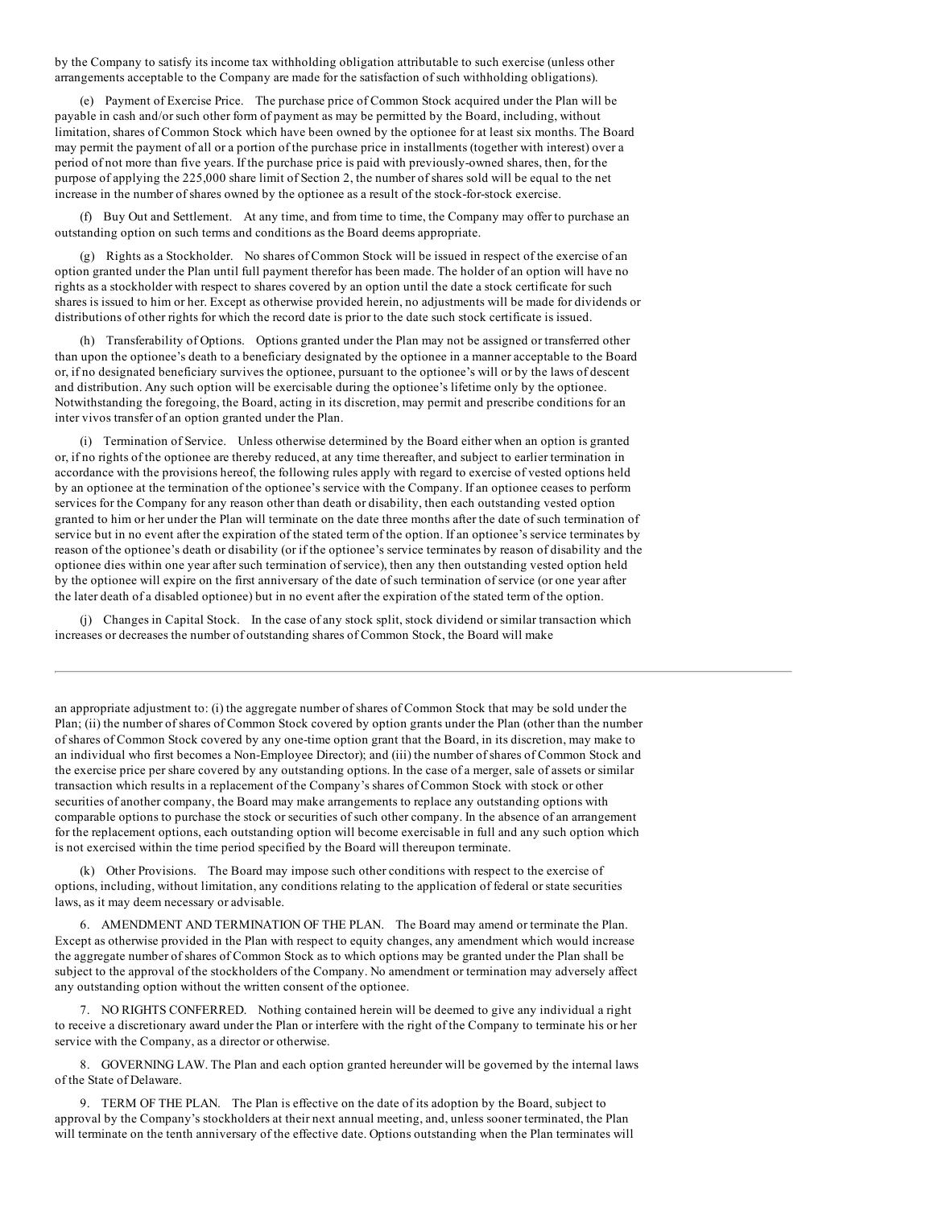by the Company to satisfy its income tax withholding obligation attributable to such exercise (unless other arrangements acceptable to the Company are made for the satisfaction of such withholding obligations).

(e) Payment of Exercise Price. The purchase price of Common Stock acquired under the Plan will be payable in cash and/or such other form of payment as may be permitted by the Board, including, without limitation, shares of Common Stock which have been owned by the optionee for at least six months. The Board may permit the payment of all or a portion of the purchase price in installments (together with interest) over a period of not more than five years. If the purchase price is paid with previously-owned shares, then, for the purpose of applying the 225,000 share limit of Section 2, the number of shares sold will be equal to the net increase in the number of shares owned by the optionee as a result of the stock-for-stock exercise.

(f) Buy Out and Settlement. At any time, and from time to time, the Company may offer to purchase an outstanding option on such terms and conditions as the Board deems appropriate.

(g) Rights as a Stockholder. No shares of Common Stock will be issued in respect of the exercise of an option granted under the Plan until full payment therefor has been made. The holder of an option will have no rights as a stockholder with respect to shares covered by an option until the date a stock certificate for such shares is issued to him or her. Except as otherwise provided herein, no adjustments will be made for dividends or distributions of other rights for which the record date is prior to the date such stock certificate is issued.

(h) Transferability of Options. Options granted under the Plan may not be assigned or transferred other than upon the optionee's death to a beneficiary designated by the optionee in a manner acceptable to the Board or, if no designated beneficiary survives the optionee, pursuant to the optionee's will or by the laws of descent and distribution. Any such option will be exercisable during the optionee's lifetime only by the optionee. Notwithstanding the foregoing, the Board, acting in its discretion, may permit and prescribe conditions for an inter vivos transfer of an option granted under the Plan.

(i) Termination of Service. Unless otherwise determined by the Board either when an option is granted or, if no rights of the optionee are thereby reduced, at any time thereafter, and subject to earlier termination in accordance with the provisions hereof, the following rules apply with regard to exercise of vested options held by an optionee at the termination of the optionee's service with the Company. If an optionee ceases to perform services for the Company for any reason other than death or disability, then each outstanding vested option granted to him or her under the Plan will terminate on the date three months after the date of such termination of service but in no event after the expiration of the stated term of the option. If an optionee's service terminates by reason of the optionee's death or disability (or if the optionee's service terminates by reason of disability and the optionee dies within one year after such termination of service), then any then outstanding vested option held by the optionee will expire on the first anniversary of the date of such termination of service (or one year after the later death of a disabled optionee) but in no event after the expiration of the stated term of the option.

(j) Changes in Capital Stock. In the case of any stock split, stock dividend or similar transaction which increases or decreases the number of outstanding shares of Common Stock, the Board will make an appropriate adjustment to: (i) the aggregate number of shares of Common Stock that may be sold under the Plan; (ii) the number of shares of Common Stock covered by option grants under the Plan (other than the number of shares of Common Stock covered by any one-time option grant that the Board, in its discretion, may make to an individual who first becomes a Non-Employee Director); and (iii) the number of shares of Common Stock and the exercise price per share covered by any outstanding options. In the case of a merger, sale of assets or similar transaction which results in a replacement of the Company's shares of Common Stock with stock or other securities of another company, the Board may make arrangements to replace any outstanding options with comparable options to purchase the stock or securities of such other company. In the absence of an arrangement for the replacement options, each outstanding option will become exercisable in full and any such option which is not exercised within the time period specified by the Board will thereupon terminate.

(k) Other Provisions. The Board may impose such other conditions with respect to the exercise of options, including, without limitation, any conditions relating to the application of federal or state securities laws, as it may deem necessary or advisable.

6. AMENDMENT AND TERMINATION OF THE PLAN. The Board may amend or terminate the Plan. Except as otherwise provided in the Plan with respect to equity changes, any amendment which would increase the aggregate number of shares of Common Stock as to which options may be granted under the Plan shall be subject to the approval of the stockholders of the Company. No amendment or termination may adversely affect any outstanding option without the written consent of the optionee.

7. NO RIGHTS CONFERRED. Nothing contained herein will be deemed to give any individual a right to receive a discretionary award under the Plan or interfere with the right of the Company to terminate his or her service with the Company, as a director or otherwise.

8. GOVERNING LAW. The Plan and each option granted hereunder will be governed by the internal laws of the State of Delaware.

9. TERM OF THE PLAN. The Plan is effective on the date of its adoption by the Board, subject to approval by the Company's stockholders at their next annual meeting, and, unless sooner terminated, the Plan will terminate on the tenth anniversary of the effective date. Options outstanding when the Plan terminates will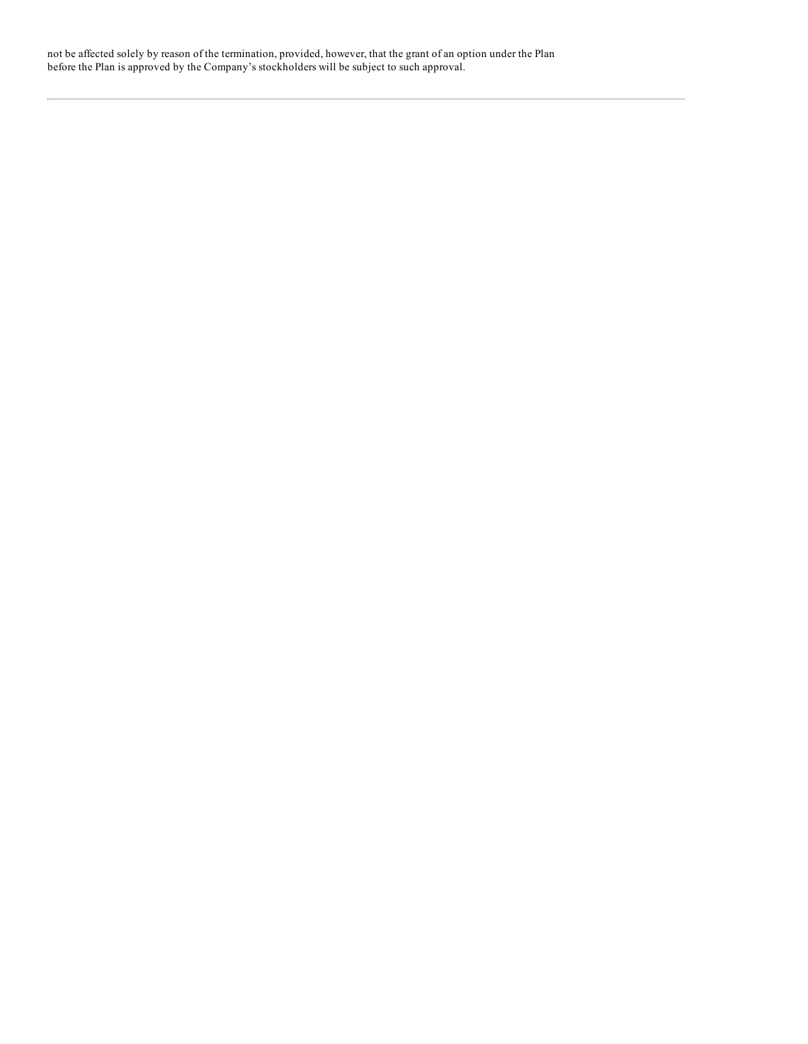not be affected solely by reason of the termination, provided, however, that the grant of an option under the Plan before the Plan is approved by the Company's stockholders will be subject to such approval.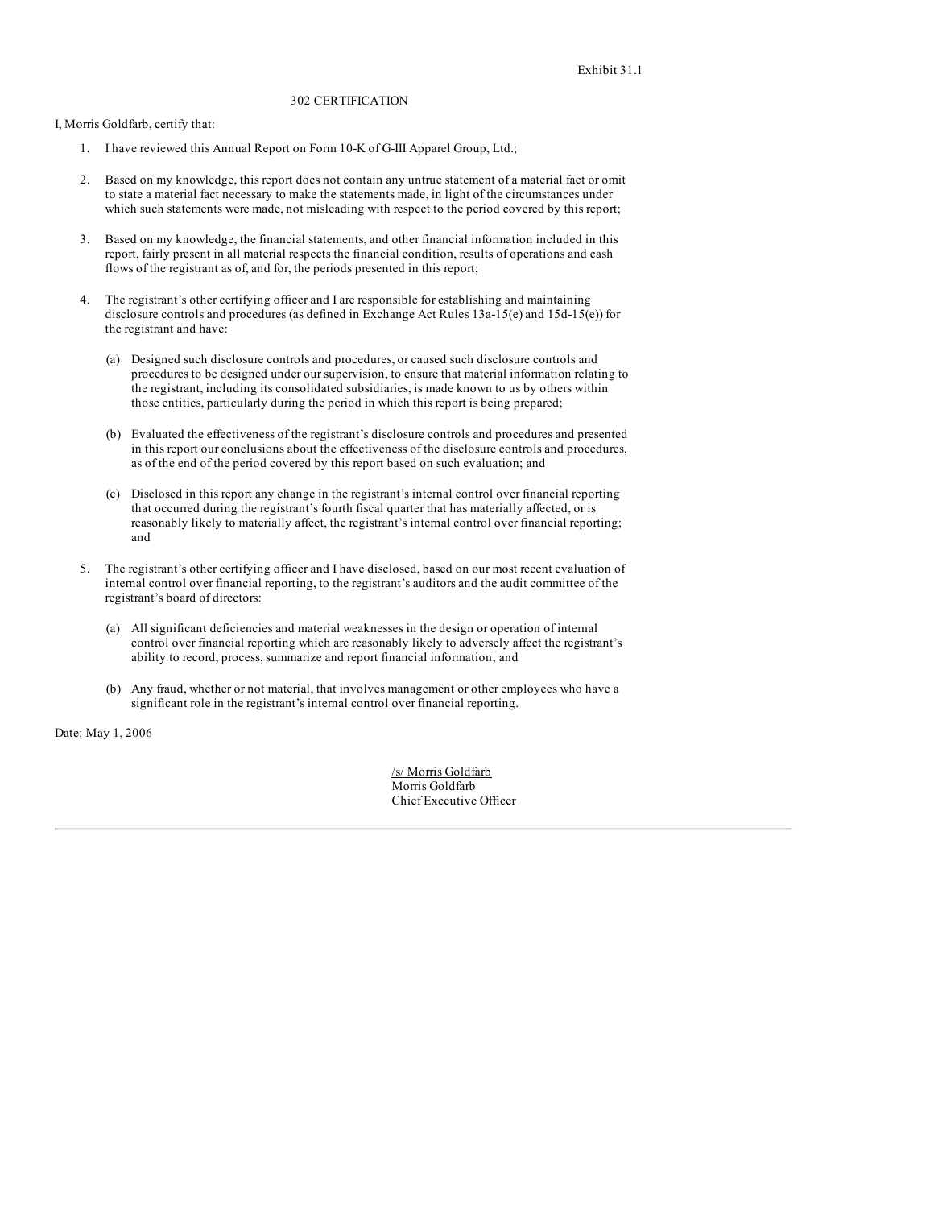Exhibit 31.1

# 302 CERTIFICATION

I, Morris Goldfarb, certify that:

1. I have reviewed this Annual Report on Form 10-K of G-III Apparel Group, Ltd.;

2. Based on my knowledge, this report does not contain any untrue statement of a material fact or omit to state a material fact necessary to make the statements made, in light of the circumstances under which such statements were made, not misleading with respect to the period covered by this report;

3. Based on my knowledge, the financial statements, and other financial information included in this report, fairly present in all material respects the financial condition, results of operations and cash flows of the registrant as of, and for, the periods presented in this report;

4. The registrant's other certifying officer and I are responsible for establishing and maintaining disclosure controls and procedures (as defined in Exchange Act Rules 13a-15(e) and 15d-15(e)) for the registrant and have:

   (a) Designed such disclosure controls and procedures, or caused such disclosure controls and procedures to be designed under our supervision, to ensure that material information relating to the registrant, including its consolidated subsidiaries, is made known to us by others within those entities, particularly during the period in which this report is being prepared;

   (b) Evaluated the effectiveness of the registrant's disclosure controls and procedures and presented in this report our conclusions about the effectiveness of the disclosure controls and procedures, as of the end of the period covered by this report based on such evaluation; and

   (c) Disclosed in this report any change in the registrant's internal control over financial reporting that occurred during the registrant's fourth fiscal quarter that has materially affected, or is reasonably likely to materially affect, the registrant's internal control over financial reporting; and

5. The registrant's other certifying officer and I have disclosed, based on our most recent evaluation of internal control over financial reporting, to the registrant's auditors and the audit committee of the registrant's board of directors:

   (a) All significant deficiencies and material weaknesses in the design or operation of internal control over financial reporting which are reasonably likely to adversely affect the registrant's ability to record, process, summarize and report financial information; and

   (b) Any fraud, whether or not material, that involves management or other employees who have a significant role in the registrant's internal control over financial reporting.

Date: May 1, 2006

/s/ Morris Goldfarb
Morris Goldfarb
Chief Executive Officer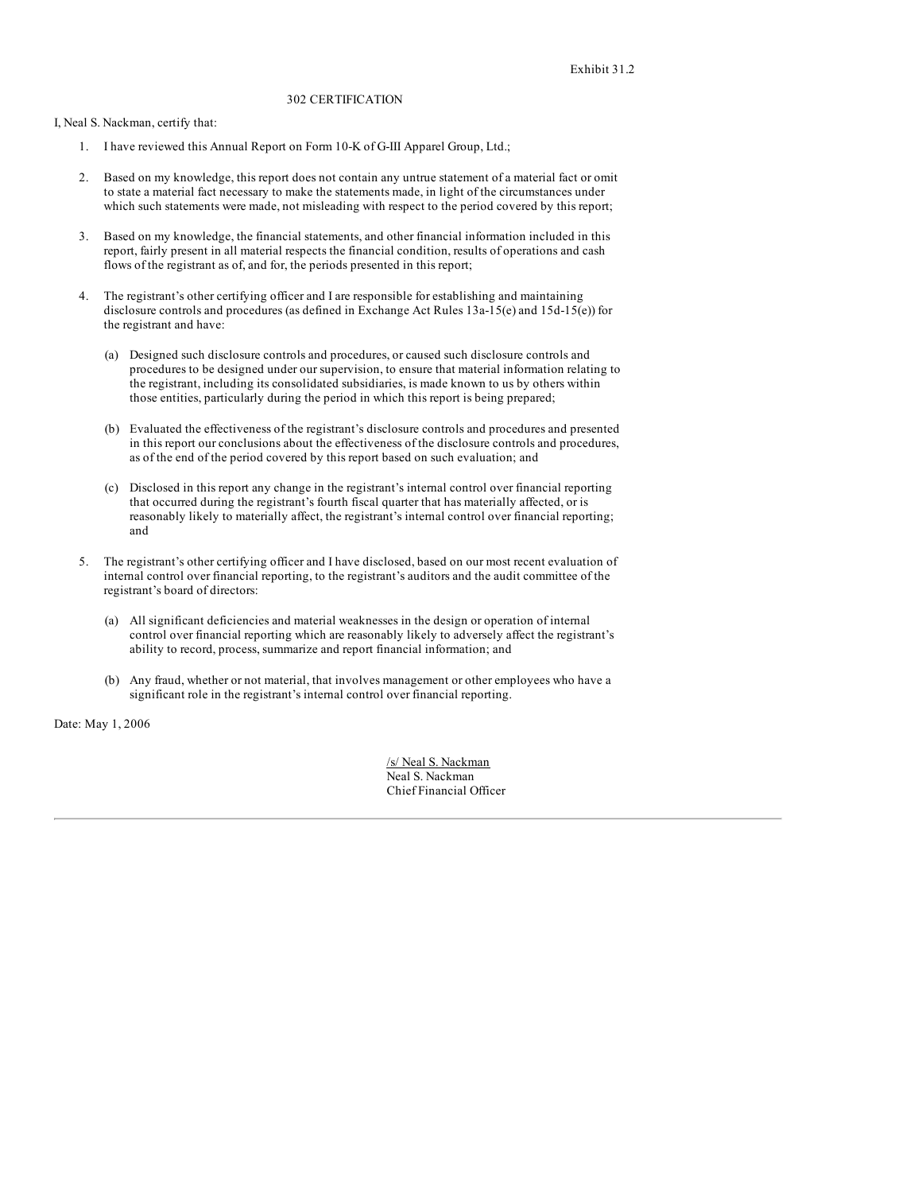Exhibit 31.2

# 302 CERTIFICATION

I, Neal S. Nackman, certify that:

1. I have reviewed this Annual Report on Form 10-K of G-III Apparel Group, Ltd.;

2. Based on my knowledge, this report does not contain any untrue statement of a material fact or omit to state a material fact necessary to make the statements made, in light of the circumstances under which such statements were made, not misleading with respect to the period covered by this report;

3. Based on my knowledge, the financial statements, and other financial information included in this report, fairly present in all material respects the financial condition, results of operations and cash flows of the registrant as of, and for, the periods presented in this report;

4. The registrant's other certifying officer and I are responsible for establishing and maintaining disclosure controls and procedures (as defined in Exchange Act Rules 13a-15(e) and 15d-15(e)) for the registrant and have:

   (a) Designed such disclosure controls and procedures, or caused such disclosure controls and procedures to be designed under our supervision, to ensure that material information relating to the registrant, including its consolidated subsidiaries, is made known to us by others within those entities, particularly during the period in which this report is being prepared;

   (b) Evaluated the effectiveness of the registrant's disclosure controls and procedures and presented in this report our conclusions about the effectiveness of the disclosure controls and procedures, as of the end of the period covered by this report based on such evaluation; and

   (c) Disclosed in this report any change in the registrant's internal control over financial reporting that occurred during the registrant's fourth fiscal quarter that has materially affected, or is reasonably likely to materially affect, the registrant's internal control over financial reporting; and

5. The registrant's other certifying officer and I have disclosed, based on our most recent evaluation of internal control over financial reporting, to the registrant's auditors and the audit committee of the registrant's board of directors:

   (a) All significant deficiencies and material weaknesses in the design or operation of internal control over financial reporting which are reasonably likely to adversely affect the registrant's ability to record, process, summarize and report financial information; and

   (b) Any fraud, whether or not material, that involves management or other employees who have a significant role in the registrant's internal control over financial reporting.

Date: May 1, 2006

/s/ Neal S. Nackman
Neal S. Nackman
Chief Financial Officer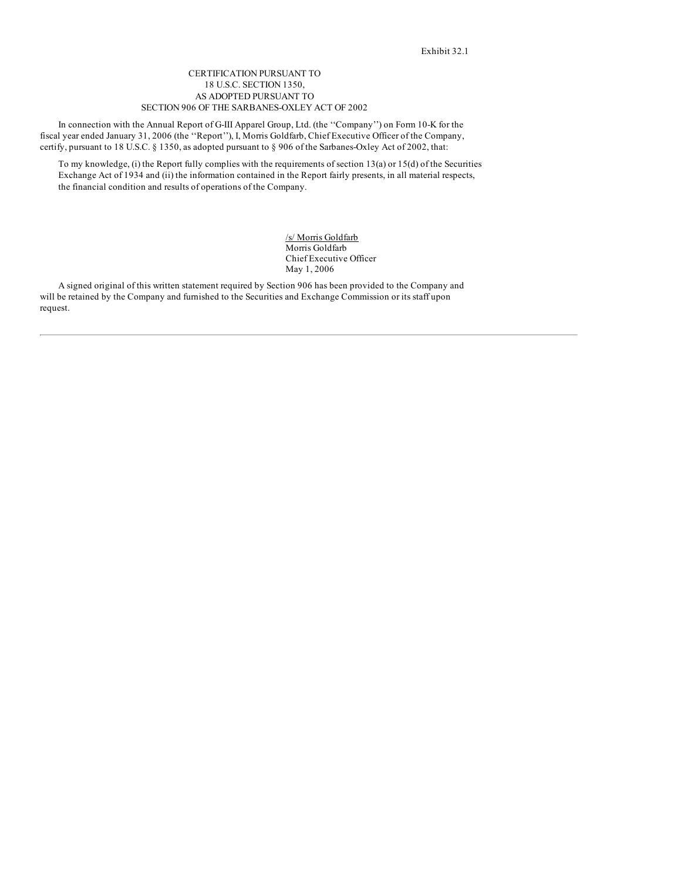Exhibit 32.1

CERTIFICATION PURSUANT TO
18 U.S.C. SECTION 1350,
AS ADOPTED PURSUANT TO
SECTION 906 OF THE SARBANES-OXLEY ACT OF 2002

In connection with the Annual Report of G-III Apparel Group, Ltd. (the ''Company'') on Form 10-K for the fiscal year ended January 31, 2006 (the ''Report''), I, Morris Goldfarb, Chief Executive Officer of the Company, certify, pursuant to 18 U.S.C. § 1350, as adopted pursuant to § 906 of the Sarbanes-Oxley Act of 2002, that:

To my knowledge, (i) the Report fully complies with the requirements of section 13(a) or 15(d) of the Securities Exchange Act of 1934 and (ii) the information contained in the Report fairly presents, in all material respects, the financial condition and results of operations of the Company.

/s/ Morris Goldfarb
Morris Goldfarb
Chief Executive Officer
May 1, 2006

A signed original of this written statement required by Section 906 has been provided to the Company and will be retained by the Company and furnished to the Securities and Exchange Commission or its staff upon request.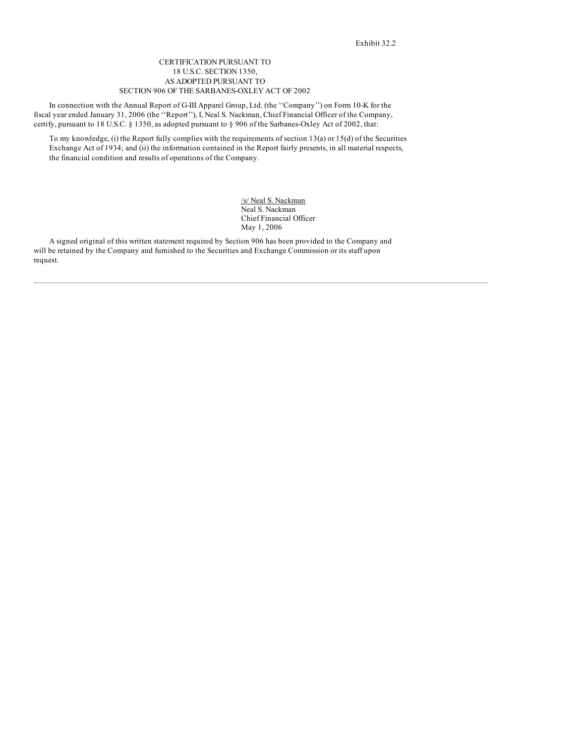Exhibit 32.2

CERTIFICATION PURSUANT TO
18 U.S.C. SECTION 1350,
AS ADOPTED PURSUANT TO
SECTION 906 OF THE SARBANES-OXLEY ACT OF 2002

In connection with the Annual Report of G-III Apparel Group, Ltd. (the ''Company'') on Form 10-K for the fiscal year ended January 31, 2006 (the ''Report''), I, Neal S. Nackman, Chief Financial Officer of the Company, certify, pursuant to 18 U.S.C. § 1350, as adopted pursuant to § 906 of the Sarbanes-Oxley Act of 2002, that:

To my knowledge, (i) the Report fully complies with the requirements of section 13(a) or 15(d) of the Securities Exchange Act of 1934; and (ii) the information contained in the Report fairly presents, in all material respects, the financial condition and results of operations of the Company.

/s/ Neal S. Nackman
Neal S. Nackman
Chief Financial Officer
May 1, 2006

A signed original of this written statement required by Section 906 has been provided to the Company and will be retained by the Company and furnished to the Securities and Exchange Commission or its staff upon request.